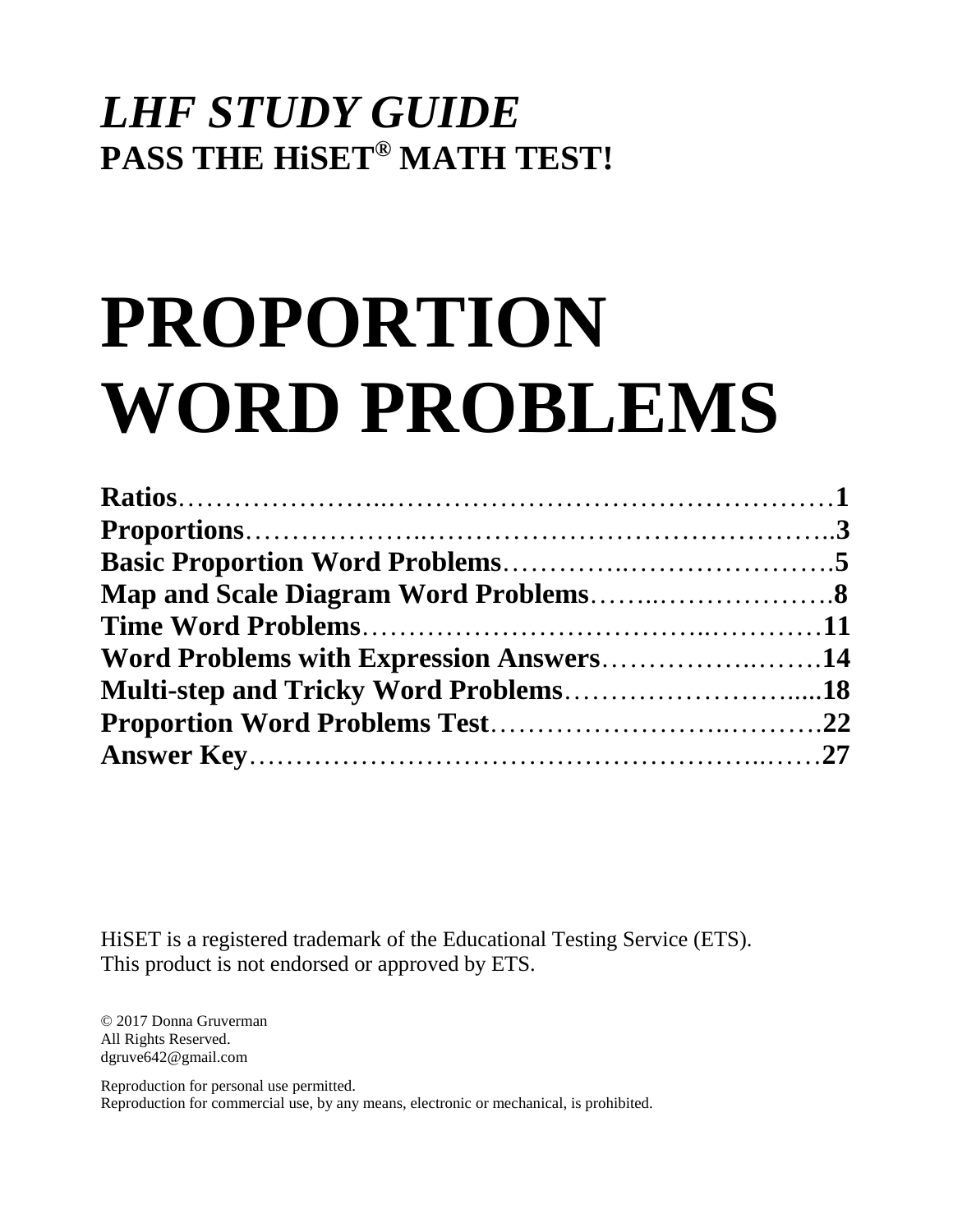# *LHF STUDY GUIDE*

**PASS THE HiSET® MATH TEST!**

# PROPORTION WORD PROBLEMS

**Ratios**……………………………………………………………1
**Proportions**………………………………………………………..3
**Basic Proportion Word Problems**…………………………………5
**Map and Scale Diagram Word Problems**…………………………8
**Time Word Problems**……………………………………………11
**Word Problems with Expression Answers**………………………14
**Multi-step and Tricky Word Problems**……………………….....18
**Proportion Word Problems Test**…………………………………22
**Answer Key**………………………………………………………27

HiSET is a registered trademark of the Educational Testing Service (ETS).
This product is not endorsed or approved by ETS.

© 2017 Donna Gruverman
All Rights Reserved.
dgruve642@gmail.com

Reproduction for personal use permitted.
Reproduction for commercial use, by any means, electronic or mechanical, is prohibited.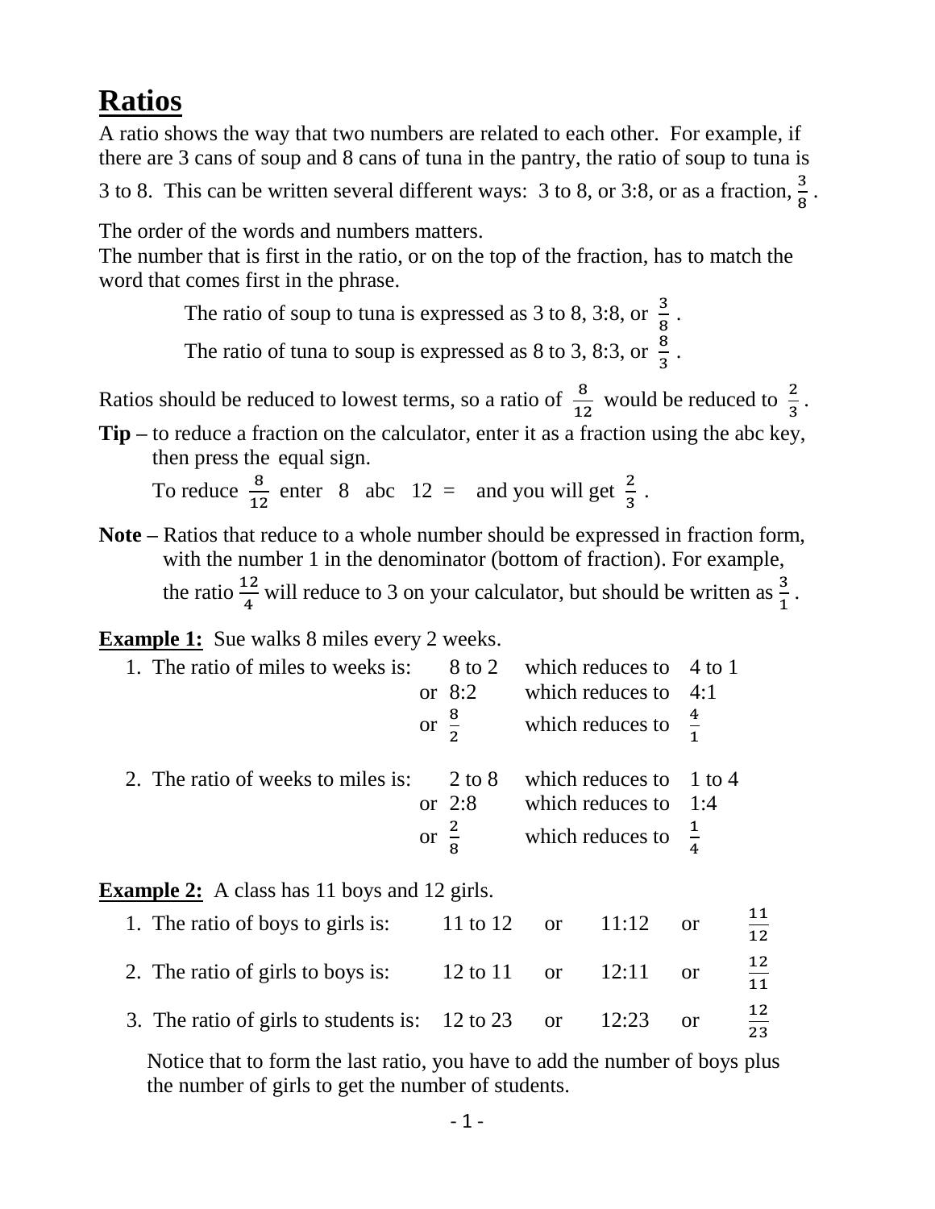# Ratios

A ratio shows the way that two numbers are related to each other. For example, if there are 3 cans of soup and 8 cans of tuna in the pantry, the ratio of soup to tuna is 3 to 8. This can be written several different ways: 3 to 8, or 3:8, or as a fraction, $\frac{3}{8}$.

The order of the words and numbers matters.
The number that is first in the ratio, or on the top of the fraction, has to match the word that comes first in the phrase.

> The ratio of soup to tuna is expressed as 3 to 8, 3:8, or $\frac{3}{8}$.
>
> The ratio of tuna to soup is expressed as 8 to 3, 8:3, or $\frac{8}{3}$.

Ratios should be reduced to lowest terms, so a ratio of $\frac{8}{12}$ would be reduced to $\frac{2}{3}$.

**Tip** – to reduce a fraction on the calculator, enter it as a fraction using the abc key, then press the equal sign.
To reduce $\frac{8}{12}$ enter 8 abc 12 = and you will get $\frac{2}{3}$.

**Note** – Ratios that reduce to a whole number should be expressed in fraction form, with the number 1 in the denominator (bottom of fraction). For example, the ratio $\frac{12}{4}$ will reduce to 3 on your calculator, but should be written as $\frac{3}{1}$.

**Example 1:** Sue walks 8 miles every 2 weeks.

1. The ratio of miles to weeks is: 8 to 2 which reduces to 4 to 1
   or 8:2 which reduces to 4:1
   or $\frac{8}{2}$ which reduces to $\frac{4}{1}$

2. The ratio of weeks to miles is: 2 to 8 which reduces to 1 to 4
   or 2:8 which reduces to 1:4
   or $\frac{2}{8}$ which reduces to $\frac{1}{4}$

**Example 2:** A class has 11 boys and 12 girls.

1. The ratio of boys to girls is: 11 to 12 or 11:12 or $\frac{11}{12}$
2. The ratio of girls to boys is: 12 to 11 or 12:11 or $\frac{12}{11}$
3. The ratio of girls to students is: 12 to 23 or 12:23 or $\frac{12}{23}$

Notice that to form the last ratio, you have to add the number of boys plus the number of girls to get the number of students.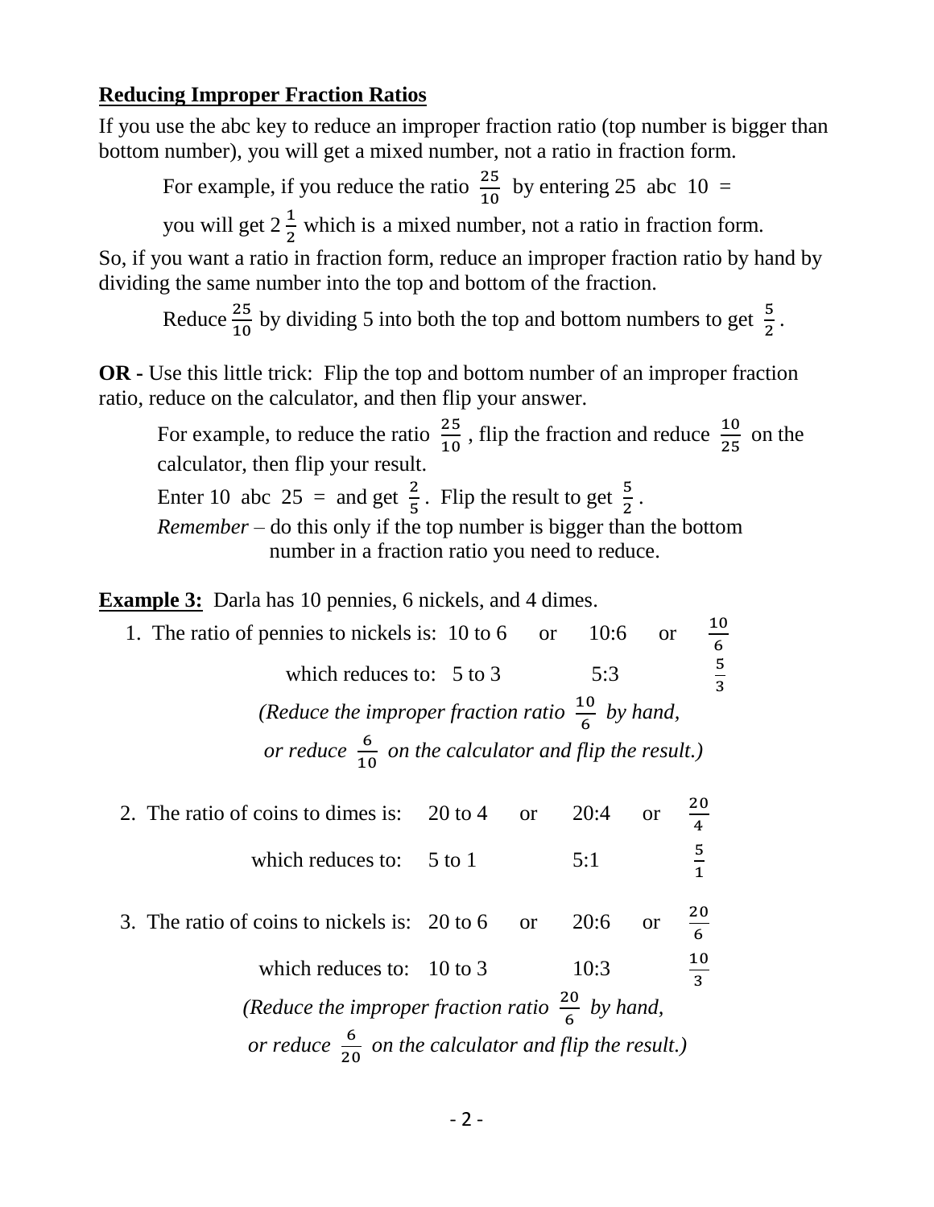## Reducing Improper Fraction Ratios

If you use the abc key to reduce an improper fraction ratio (top number is bigger than bottom number), you will get a mixed number, not a ratio in fraction form.

For example, if you reduce the ratio $\frac{25}{10}$ by entering 25 abc 10 =

you will get $2\frac{1}{2}$ which is a mixed number, not a ratio in fraction form.

So, if you want a ratio in fraction form, reduce an improper fraction ratio by hand by dividing the same number into the top and bottom of the fraction.

Reduce $\frac{25}{10}$ by dividing 5 into both the top and bottom numbers to get $\frac{5}{2}$.

**OR -** Use this little trick: Flip the top and bottom number of an improper fraction ratio, reduce on the calculator, and then flip your answer.

For example, to reduce the ratio $\frac{25}{10}$, flip the fraction and reduce $\frac{10}{25}$ on the calculator, then flip your result.

Enter 10 abc 25 = and get $\frac{2}{5}$. Flip the result to get $\frac{5}{2}$.

*Remember* – do this only if the top number is bigger than the bottom number in a fraction ratio you need to reduce.

**Example 3:** Darla has 10 pennies, 6 nickels, and 4 dimes.

1. The ratio of pennies to nickels is: 10 to 6 or 10:6 or $\frac{10}{6}$

   which reduces to: 5 to 3 5:3 $\frac{5}{3}$

   *(Reduce the improper fraction ratio $\frac{10}{6}$ by hand, or reduce $\frac{6}{10}$ on the calculator and flip the result.)*

2. The ratio of coins to dimes is: 20 to 4 or 20:4 or $\frac{20}{4}$

   which reduces to: 5 to 1 5:1 $\frac{5}{1}$

3. The ratio of coins to nickels is: 20 to 6 or 20:6 or $\frac{20}{6}$

   which reduces to: 10 to 3 10:3 $\frac{10}{3}$

   *(Reduce the improper fraction ratio $\frac{20}{6}$ by hand, or reduce $\frac{6}{20}$ on the calculator and flip the result.)*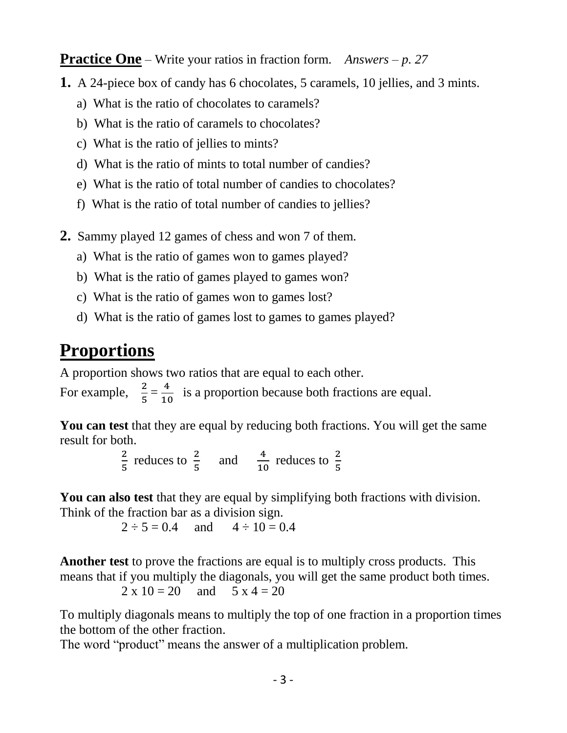**Practice One** – Write your ratios in fraction form. *Answers – p. 27*

**1.** A 24-piece box of candy has 6 chocolates, 5 caramels, 10 jellies, and 3 mints.

a) What is the ratio of chocolates to caramels?

b) What is the ratio of caramels to chocolates?

c) What is the ratio of jellies to mints?

d) What is the ratio of mints to total number of candies?

e) What is the ratio of total number of candies to chocolates?

f) What is the ratio of total number of candies to jellies?

**2.** Sammy played 12 games of chess and won 7 of them.

a) What is the ratio of games won to games played?

b) What is the ratio of games played to games won?

c) What is the ratio of games won to games lost?

d) What is the ratio of games lost to games to games played?

# Proportions

A proportion shows two ratios that are equal to each other.

For example, $\frac{2}{5} = \frac{4}{10}$ is a proportion because both fractions are equal.

**You can test** that they are equal by reducing both fractions. You will get the same result for both.

$\frac{2}{5}$ reduces to $\frac{2}{5}$ and $\frac{4}{10}$ reduces to $\frac{2}{5}$

**You can also test** that they are equal by simplifying both fractions with division. Think of the fraction bar as a division sign.

$2 \div 5 = 0.4$ and $4 \div 10 = 0.4$

**Another test** to prove the fractions are equal is to multiply cross products. This means that if you multiply the diagonals, you will get the same product both times.

$2 \times 10 = 20$ and $5 \times 4 = 20$

To multiply diagonals means to multiply the top of one fraction in a proportion times the bottom of the other fraction.

The word "product" means the answer of a multiplication problem.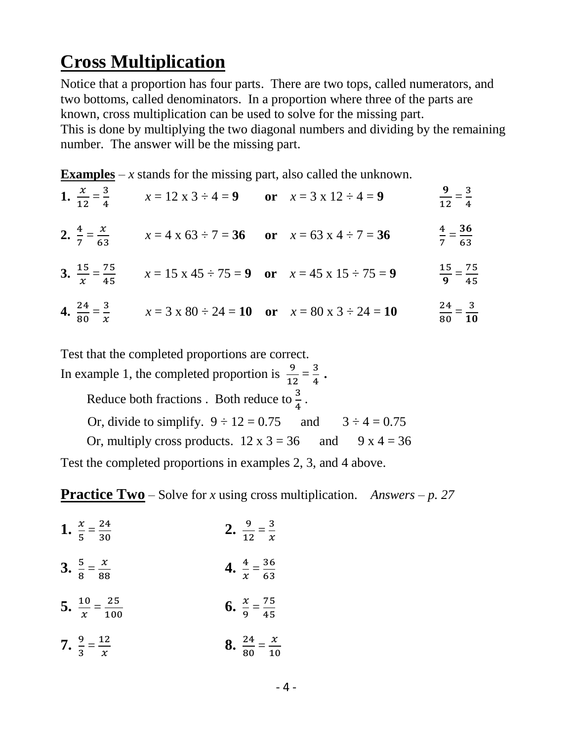# Cross Multiplication

Notice that a proportion has four parts. There are two tops, called numerators, and two bottoms, called denominators. In a proportion where three of the parts are known, cross multiplication can be used to solve for the missing part.
This is done by multiplying the two diagonal numbers and dividing by the remaining number. The answer will be the missing part.

**Examples** – *x* stands for the missing part, also called the unknown.

**1.** $\frac{x}{12} = \frac{3}{4}$ $x = 12 \times 3 \div 4 = \mathbf{9}$ **or** $x = 3 \times 12 \div 4 = \mathbf{9}$ $\frac{\mathbf{9}}{12} = \frac{3}{4}$

**2.** $\frac{4}{7} = \frac{x}{63}$ $x = 4 \times 63 \div 7 = \mathbf{36}$ **or** $x = 63 \times 4 \div 7 = \mathbf{36}$ $\frac{4}{7} = \frac{\mathbf{36}}{63}$

**3.** $\frac{15}{x} = \frac{75}{45}$ $x = 15 \times 45 \div 75 = \mathbf{9}$ **or** $x = 45 \times 15 \div 75 = \mathbf{9}$ $\frac{15}{\mathbf{9}} = \frac{75}{45}$

**4.** $\frac{24}{80} = \frac{3}{x}$ $x = 3 \times 80 \div 24 = \mathbf{10}$ **or** $x = 80 \times 3 \div 24 = \mathbf{10}$ $\frac{24}{80} = \frac{3}{\mathbf{10}}$

Test that the completed proportions are correct.
In example 1, the completed proportion is $\frac{9}{12} = \frac{3}{4}$ **.**

Reduce both fractions . Both reduce to $\frac{3}{4}$.

Or, divide to simplify. $9 \div 12 = 0.75$ and $3 \div 4 = 0.75$

Or, multiply cross products. $12 \times 3 = 36$ and $9 \times 4 = 36$

Test the completed proportions in examples 2, 3, and 4 above.

**Practice Two** – Solve for *x* using cross multiplication. *Answers – p. 27*

**1.** $\frac{x}{5} = \frac{24}{30}$

**2.** $\frac{9}{12} = \frac{3}{x}$

**3.** $\frac{5}{8} = \frac{x}{88}$

**4.** $\frac{4}{x} = \frac{36}{63}$

**5.** $\frac{10}{x} = \frac{25}{100}$

**6.** $\frac{x}{9} = \frac{75}{45}$

**7.** $\frac{9}{3} = \frac{12}{x}$

**8.** $\frac{24}{80} = \frac{x}{10}$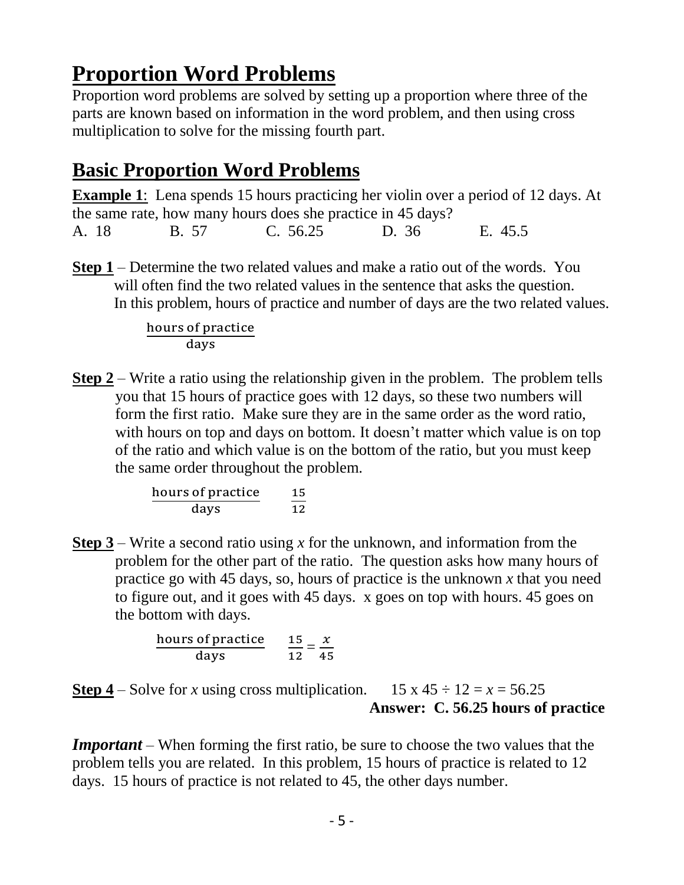# Proportion Word Problems

Proportion word problems are solved by setting up a proportion where three of the parts are known based on information in the word problem, and then using cross multiplication to solve for the missing fourth part.

## Basic Proportion Word Problems

**Example 1**: Lena spends 15 hours practicing her violin over a period of 12 days. At the same rate, how many hours does she practice in 45 days?

A. 18 B. 57 C. 56.25 D. 36 E. 45.5

**Step 1** – Determine the two related values and make a ratio out of the words. You will often find the two related values in the sentence that asks the question. In this problem, hours of practice and number of days are the two related values.

$$\frac{\text{hours of practice}}{\text{days}}$$

**Step 2** – Write a ratio using the relationship given in the problem. The problem tells you that 15 hours of practice goes with 12 days, so these two numbers will form the first ratio. Make sure they are in the same order as the word ratio, with hours on top and days on bottom. It doesn't matter which value is on top of the ratio and which value is on the bottom of the ratio, but you must keep the same order throughout the problem.

$$\frac{\text{hours of practice}}{\text{days}} \qquad \frac{15}{12}$$

**Step 3** – Write a second ratio using $x$ for the unknown, and information from the problem for the other part of the ratio. The question asks how many hours of practice go with 45 days, so, hours of practice is the unknown $x$ that you need to figure out, and it goes with 45 days. x goes on top with hours. 45 goes on the bottom with days.

$$\frac{\text{hours of practice}}{\text{days}} \qquad \frac{15}{12} = \frac{x}{45}$$

**Step 4** – Solve for $x$ using cross multiplication. $15 \times 45 \div 12 = x = 56.25$

**Answer: C. 56.25 hours of practice**

***Important*** – When forming the first ratio, be sure to choose the two values that the problem tells you are related. In this problem, 15 hours of practice is related to 12 days. 15 hours of practice is not related to 45, the other days number.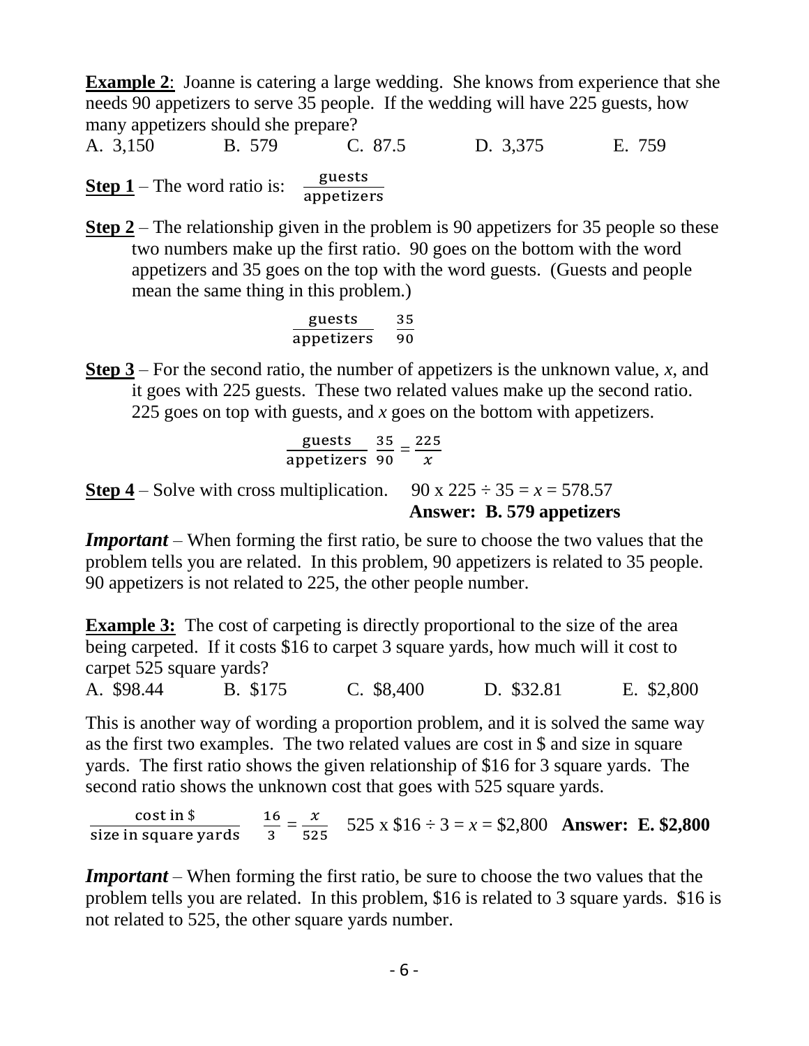**Example 2**: Joanne is catering a large wedding. She knows from experience that she needs 90 appetizers to serve 35 people. If the wedding will have 225 guests, how many appetizers should she prepare?

A. 3,150 B. 579 C. 87.5 D. 3,375 E. 759

**Step 1** – The word ratio is: $\frac{\text{guests}}{\text{appetizers}}$

**Step 2** – The relationship given in the problem is 90 appetizers for 35 people so these two numbers make up the first ratio. 90 goes on the bottom with the word appetizers and 35 goes on the top with the word guests. (Guests and people mean the same thing in this problem.)

$$\frac{\text{guests}}{\text{appetizers}} \quad \frac{35}{90}$$

**Step 3** – For the second ratio, the number of appetizers is the unknown value, $x$, and it goes with 225 guests. These two related values make up the second ratio. 225 goes on top with guests, and $x$ goes on the bottom with appetizers.

$$\frac{\text{guests}}{\text{appetizers}} \quad \frac{35}{90} = \frac{225}{x}$$

**Step 4** – Solve with cross multiplication. $90 \times 225 \div 35 = x = 578.57$

**Answer: B. 579 appetizers**

***Important*** – When forming the first ratio, be sure to choose the two values that the problem tells you are related. In this problem, 90 appetizers is related to 35 people. 90 appetizers is not related to 225, the other people number.

**Example 3:** The cost of carpeting is directly proportional to the size of the area being carpeted. If it costs \$16 to carpet 3 square yards, how much will it cost to carpet 525 square yards?

A. \$98.44 B. \$175 C. \$8,400 D. \$32.81 E. \$2,800

This is another way of wording a proportion problem, and it is solved the same way as the first two examples. The two related values are cost in \$ and size in square yards. The first ratio shows the given relationship of \$16 for 3 square yards. The second ratio shows the unknown cost that goes with 525 square yards.

$\frac{\text{cost in \$}}{\text{size in square yards}} \quad \frac{16}{3} = \frac{x}{525}$ $525 \times \$16 \div 3 = x = \$2{,}800$ **Answer: E. \$2,800**

***Important*** – When forming the first ratio, be sure to choose the two values that the problem tells you are related. In this problem, \$16 is related to 3 square yards. \$16 is not related to 525, the other square yards number.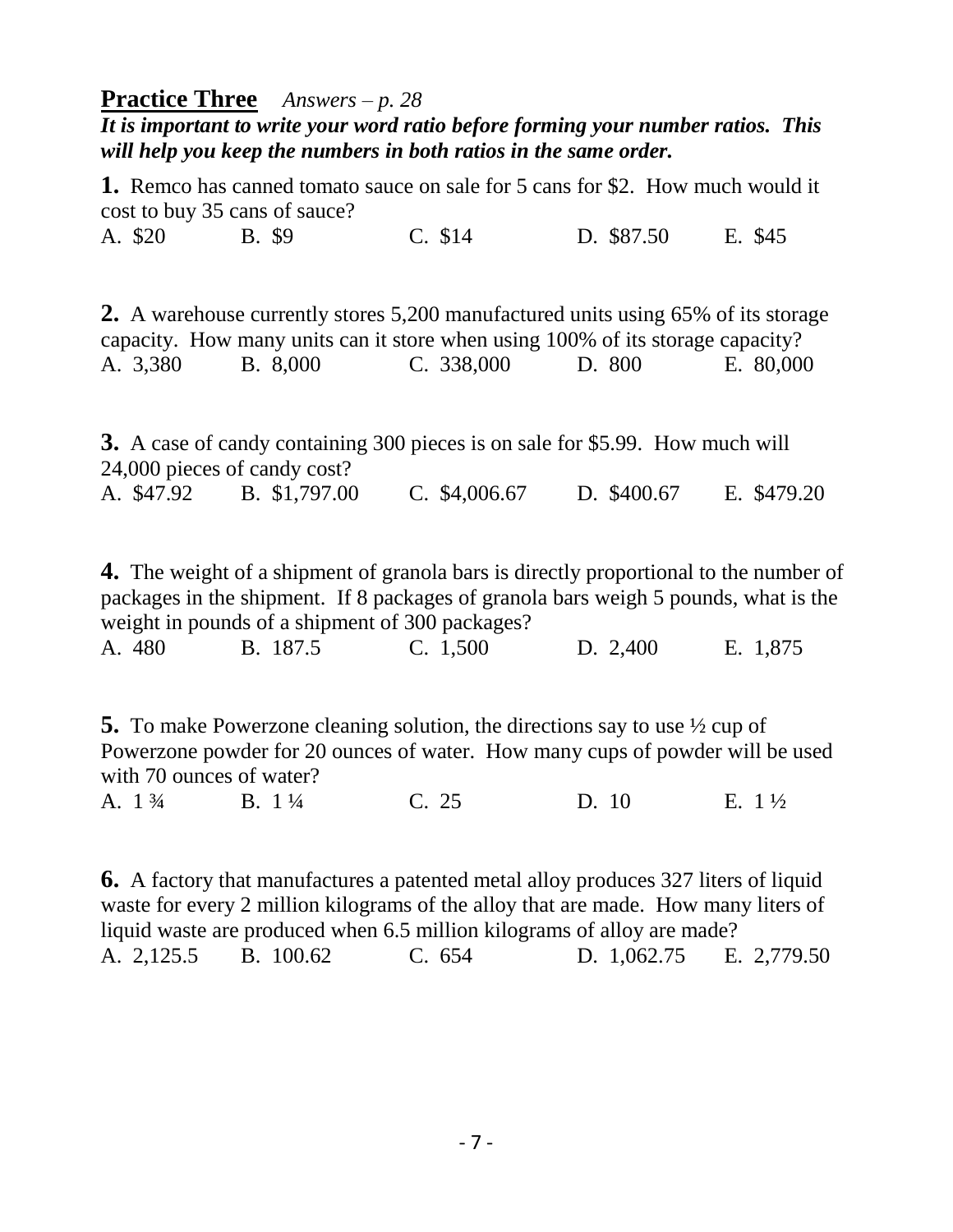## **Practice Three** *Answers – p. 28*

***It is important to write your word ratio before forming your number ratios. This will help you keep the numbers in both ratios in the same order.***

**1.** Remco has canned tomato sauce on sale for 5 cans for \$2. How much would it cost to buy 35 cans of sauce?

A. \$20 B. \$9 C. \$14 D. \$87.50 E. \$45

**2.** A warehouse currently stores 5,200 manufactured units using 65% of its storage capacity. How many units can it store when using 100% of its storage capacity?

A. 3,380 B. 8,000 C. 338,000 D. 800 E. 80,000

**3.** A case of candy containing 300 pieces is on sale for \$5.99. How much will 24,000 pieces of candy cost?

A. \$47.92 B. \$1,797.00 C. \$4,006.67 D. \$400.67 E. \$479.20

**4.** The weight of a shipment of granola bars is directly proportional to the number of packages in the shipment. If 8 packages of granola bars weigh 5 pounds, what is the weight in pounds of a shipment of 300 packages?

A. 480 B. 187.5 C. 1,500 D. 2,400 E. 1,875

**5.** To make Powerzone cleaning solution, the directions say to use ½ cup of Powerzone powder for 20 ounces of water. How many cups of powder will be used with 70 ounces of water?

A. 1 ¾ B. 1 ¼ C. 25 D. 10 E. 1 ½

**6.** A factory that manufactures a patented metal alloy produces 327 liters of liquid waste for every 2 million kilograms of the alloy that are made. How many liters of liquid waste are produced when 6.5 million kilograms of alloy are made?

A. 2,125.5 B. 100.62 C. 654 D. 1,062.75 E. 2,779.50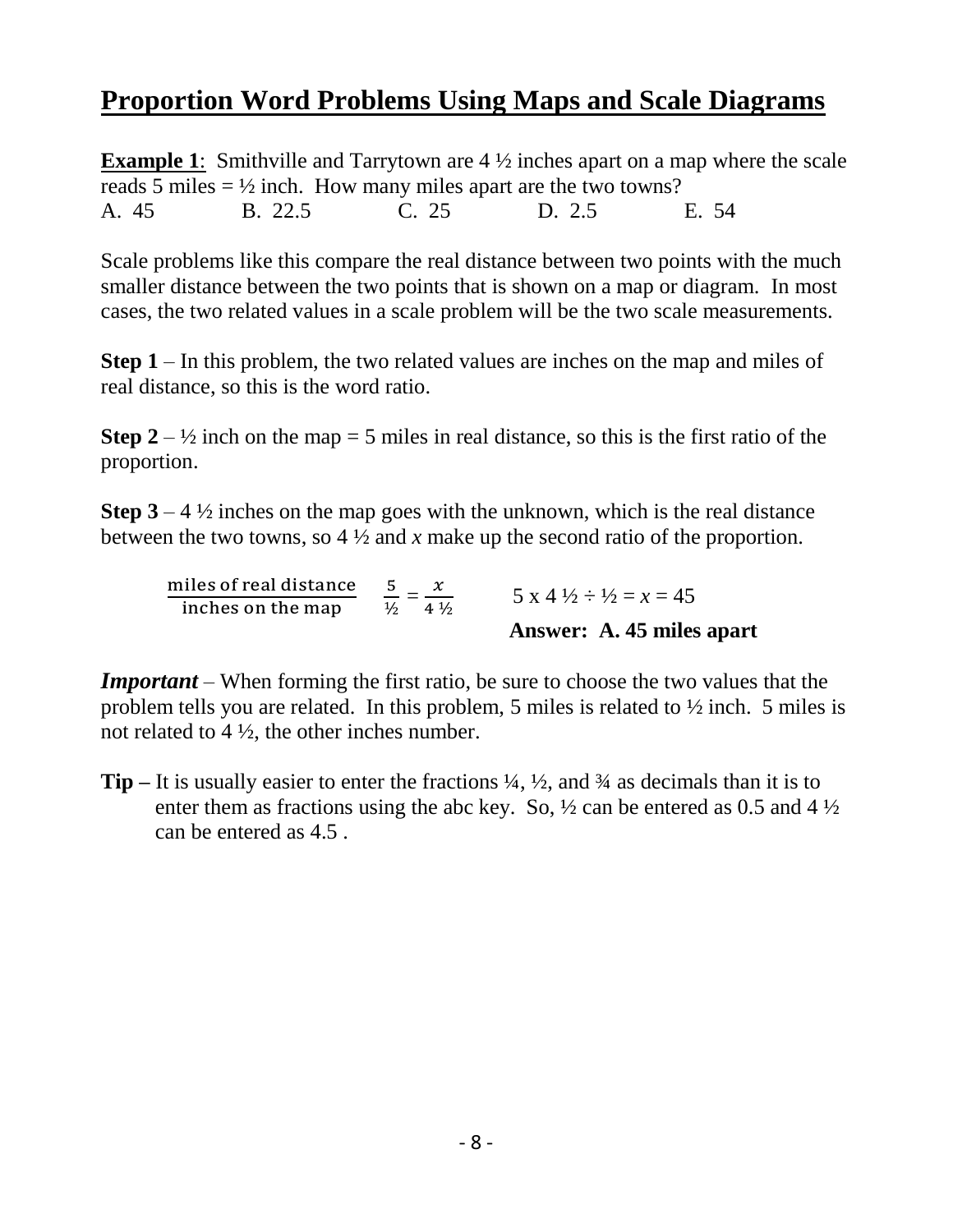# Proportion Word Problems Using Maps and Scale Diagrams

**Example 1**: Smithville and Tarrytown are 4 ½ inches apart on a map where the scale reads 5 miles = ½ inch. How many miles apart are the two towns?

A. 45 B. 22.5 C. 25 D. 2.5 E. 54

Scale problems like this compare the real distance between two points with the much smaller distance between the two points that is shown on a map or diagram. In most cases, the two related values in a scale problem will be the two scale measurements.

**Step 1** – In this problem, the two related values are inches on the map and miles of real distance, so this is the word ratio.

**Step 2** – ½ inch on the map = 5 miles in real distance, so this is the first ratio of the proportion.

**Step 3** – 4 ½ inches on the map goes with the unknown, which is the real distance between the two towns, so 4 ½ and *x* make up the second ratio of the proportion.

$$\frac{\text{miles of real distance}}{\text{inches on the map}} \qquad \frac{5}{½} = \frac{x}{4\,½} \qquad 5 \times 4\,½ \div ½ = x = 45$$

**Answer: A. 45 miles apart**

***Important*** – When forming the first ratio, be sure to choose the two values that the problem tells you are related. In this problem, 5 miles is related to ½ inch. 5 miles is not related to 4 ½, the other inches number.

**Tip –** It is usually easier to enter the fractions ¼, ½, and ¾ as decimals than it is to enter them as fractions using the abc key. So, ½ can be entered as 0.5 and 4 ½ can be entered as 4.5 .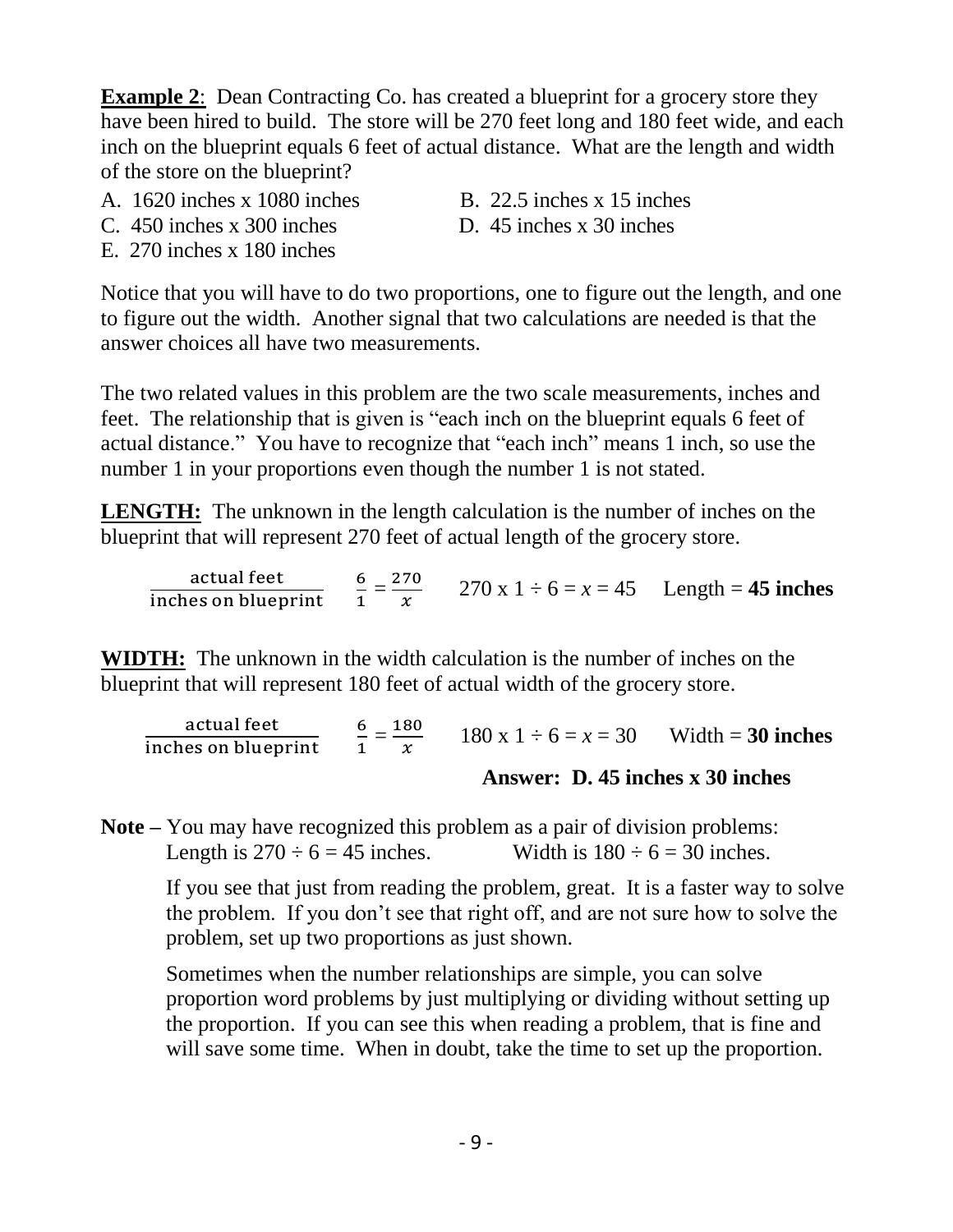**Example 2**: Dean Contracting Co. has created a blueprint for a grocery store they have been hired to build. The store will be 270 feet long and 180 feet wide, and each inch on the blueprint equals 6 feet of actual distance. What are the length and width of the store on the blueprint?

A. 1620 inches x 1080 inches
B. 22.5 inches x 15 inches
C. 450 inches x 300 inches
D. 45 inches x 30 inches
E. 270 inches x 180 inches

Notice that you will have to do two proportions, one to figure out the length, and one to figure out the width. Another signal that two calculations are needed is that the answer choices all have two measurements.

The two related values in this problem are the two scale measurements, inches and feet. The relationship that is given is "each inch on the blueprint equals 6 feet of actual distance." You have to recognize that "each inch" means 1 inch, so use the number 1 in your proportions even though the number 1 is not stated.

**LENGTH:** The unknown in the length calculation is the number of inches on the blueprint that will represent 270 feet of actual length of the grocery store.

$\frac{\text{actual feet}}{\text{inches on blueprint}}$ $\frac{6}{1} = \frac{270}{x}$ $270 \times 1 \div 6 = x = 45$ Length = **45 inches**

**WIDTH:** The unknown in the width calculation is the number of inches on the blueprint that will represent 180 feet of actual width of the grocery store.

$\frac{\text{actual feet}}{\text{inches on blueprint}}$ $\frac{6}{1} = \frac{180}{x}$ $180 \times 1 \div 6 = x = 30$ Width = **30 inches**

**Answer: D. 45 inches x 30 inches**

**Note –** You may have recognized this problem as a pair of division problems:
Length is $270 \div 6 = 45$ inches. Width is $180 \div 6 = 30$ inches.

If you see that just from reading the problem, great. It is a faster way to solve the problem. If you don't see that right off, and are not sure how to solve the problem, set up two proportions as just shown.

Sometimes when the number relationships are simple, you can solve proportion word problems by just multiplying or dividing without setting up the proportion. If you can see this when reading a problem, that is fine and will save some time. When in doubt, take the time to set up the proportion.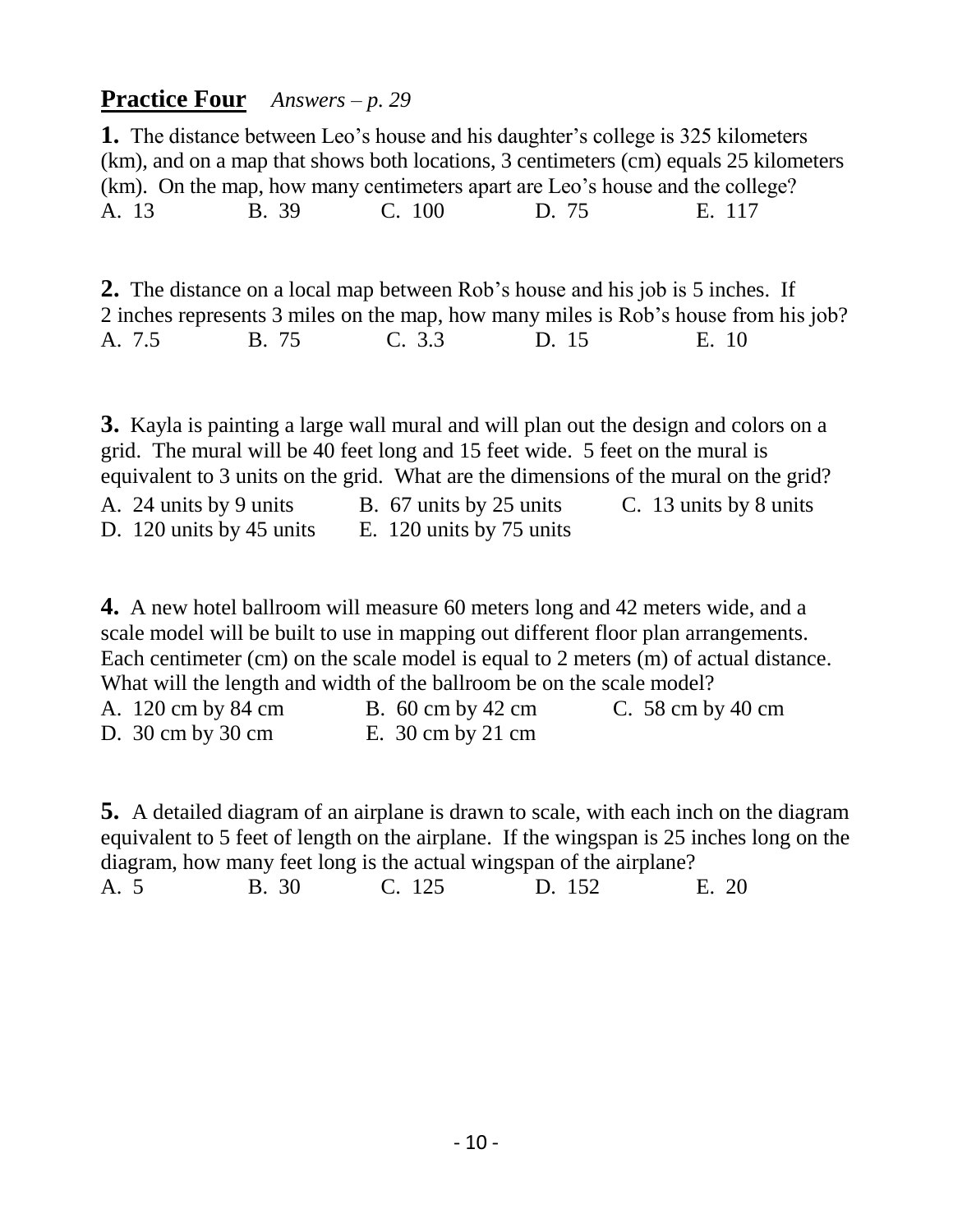## **Practice Four** *Answers – p. 29*

**1.** The distance between Leo's house and his daughter's college is 325 kilometers (km), and on a map that shows both locations, 3 centimeters (cm) equals 25 kilometers (km). On the map, how many centimeters apart are Leo's house and the college?

A. 13 B. 39 C. 100 D. 75 E. 117

**2.** The distance on a local map between Rob's house and his job is 5 inches. If 2 inches represents 3 miles on the map, how many miles is Rob's house from his job?

A. 7.5 B. 75 C. 3.3 D. 15 E. 10

**3.** Kayla is painting a large wall mural and will plan out the design and colors on a grid. The mural will be 40 feet long and 15 feet wide. 5 feet on the mural is equivalent to 3 units on the grid. What are the dimensions of the mural on the grid?

A. 24 units by 9 units B. 67 units by 25 units C. 13 units by 8 units
D. 120 units by 45 units E. 120 units by 75 units

**4.** A new hotel ballroom will measure 60 meters long and 42 meters wide, and a scale model will be built to use in mapping out different floor plan arrangements. Each centimeter (cm) on the scale model is equal to 2 meters (m) of actual distance. What will the length and width of the ballroom be on the scale model?

A. 120 cm by 84 cm B. 60 cm by 42 cm C. 58 cm by 40 cm
D. 30 cm by 30 cm E. 30 cm by 21 cm

**5.** A detailed diagram of an airplane is drawn to scale, with each inch on the diagram equivalent to 5 feet of length on the airplane. If the wingspan is 25 inches long on the diagram, how many feet long is the actual wingspan of the airplane?

A. 5 B. 30 C. 125 D. 152 E. 20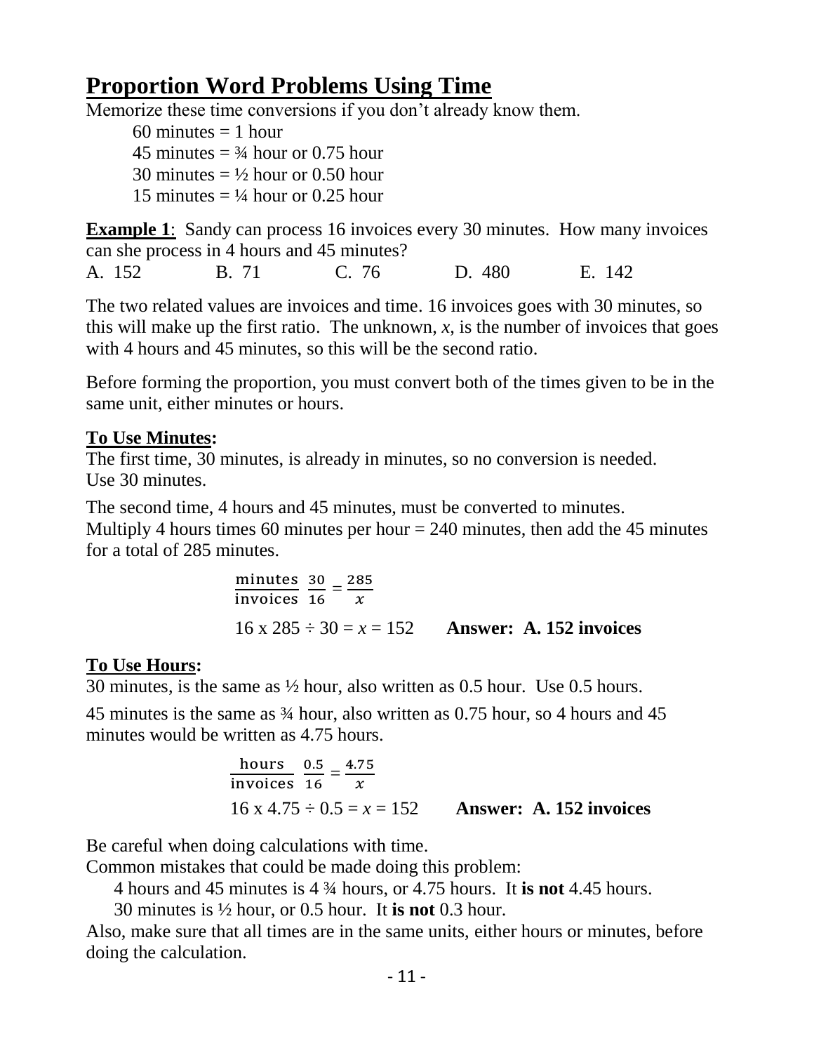# Proportion Word Problems Using Time

Memorize these time conversions if you don't already know them.

60 minutes = 1 hour

45 minutes = ¾ hour or 0.75 hour

30 minutes = ½ hour or 0.50 hour

15 minutes = ¼ hour or 0.25 hour

**Example 1**: Sandy can process 16 invoices every 30 minutes. How many invoices can she process in 4 hours and 45 minutes?

A. 152 B. 71 C. 76 D. 480 E. 142

The two related values are invoices and time. 16 invoices goes with 30 minutes, so this will make up the first ratio. The unknown, $x$, is the number of invoices that goes with 4 hours and 45 minutes, so this will be the second ratio.

Before forming the proportion, you must convert both of the times given to be in the same unit, either minutes or hours.

**To Use Minutes:**

The first time, 30 minutes, is already in minutes, so no conversion is needed. Use 30 minutes.

The second time, 4 hours and 45 minutes, must be converted to minutes. Multiply 4 hours times 60 minutes per hour = 240 minutes, then add the 45 minutes for a total of 285 minutes.

$$\frac{\text{minutes}}{\text{invoices}} \; \frac{30}{16} = \frac{285}{x}$$

$16 \times 285 \div 30 = x = 152$ **Answer: A. 152 invoices**

**To Use Hours:**

30 minutes, is the same as ½ hour, also written as 0.5 hour. Use 0.5 hours.

45 minutes is the same as ¾ hour, also written as 0.75 hour, so 4 hours and 45 minutes would be written as 4.75 hours.

$$\frac{\text{hours}}{\text{invoices}} \; \frac{0.5}{16} = \frac{4.75}{x}$$

$16 \times 4.75 \div 0.5 = x = 152$ **Answer: A. 152 invoices**

Be careful when doing calculations with time.

Common mistakes that could be made doing this problem:

4 hours and 45 minutes is 4 ¾ hours, or 4.75 hours. It **is not** 4.45 hours.

30 minutes is ½ hour, or 0.5 hour. It **is not** 0.3 hour.

Also, make sure that all times are in the same units, either hours or minutes, before doing the calculation.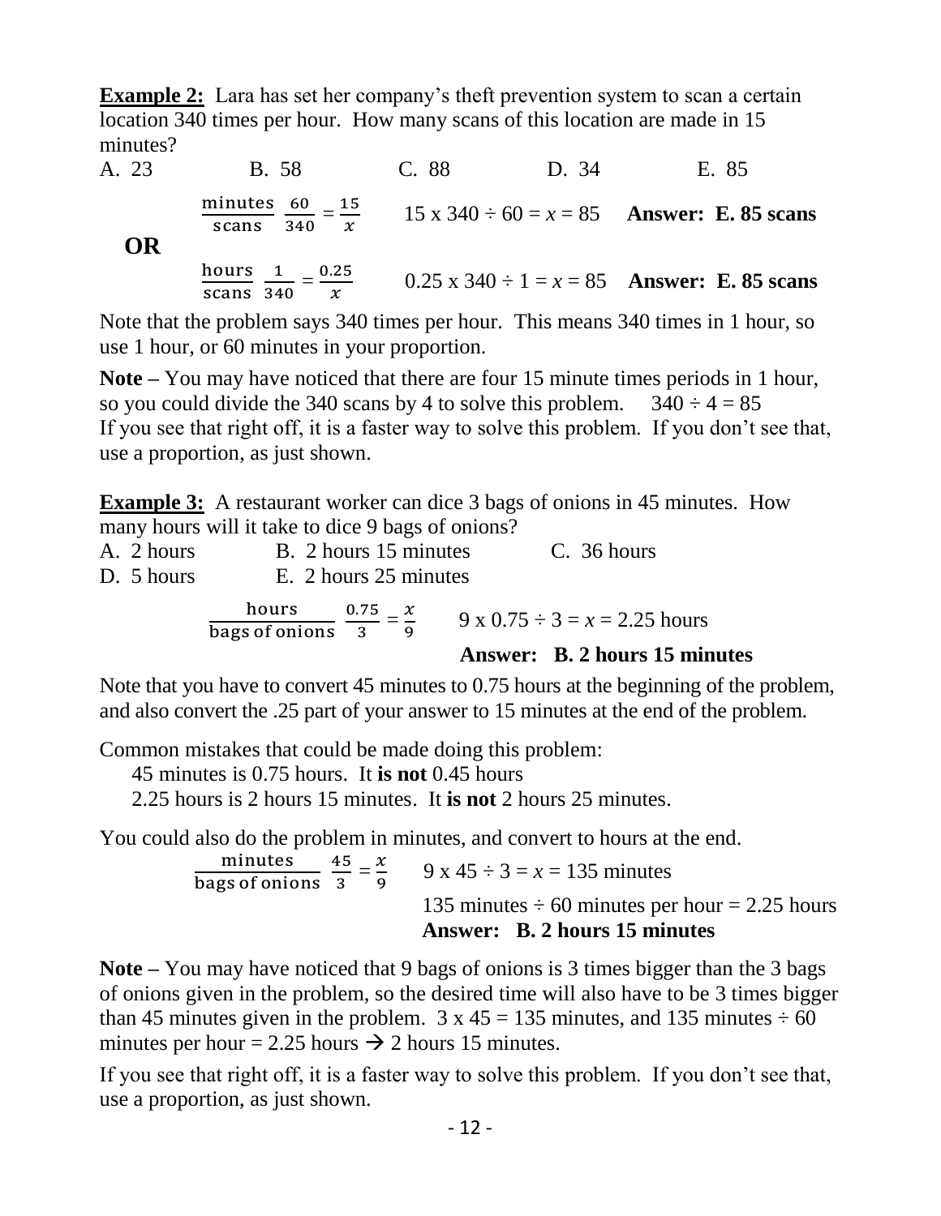**Example 2:** Lara has set her company's theft prevention system to scan a certain location 340 times per hour. How many scans of this location are made in 15 minutes?

A. 23 &nbsp;&nbsp;&nbsp;&nbsp; B. 58 &nbsp;&nbsp;&nbsp;&nbsp; C. 88 &nbsp;&nbsp;&nbsp;&nbsp; D. 34 &nbsp;&nbsp;&nbsp;&nbsp; E. 85

$\frac{\text{minutes}}{\text{scans}}$ $\frac{60}{340} = \frac{15}{x}$ &nbsp;&nbsp;&nbsp; $15 \times 340 \div 60 = x = 85$ &nbsp;&nbsp;&nbsp; **Answer: E. 85 scans**

**OR**

$\frac{\text{hours}}{\text{scans}}$ $\frac{1}{340} = \frac{0.25}{x}$ &nbsp;&nbsp;&nbsp; $0.25 \times 340 \div 1 = x = 85$ &nbsp;&nbsp;&nbsp; **Answer: E. 85 scans**

Note that the problem says 340 times per hour. This means 340 times in 1 hour, so use 1 hour, or 60 minutes in your proportion.

**Note –** You may have noticed that there are four 15 minute times periods in 1 hour, so you could divide the 340 scans by 4 to solve this problem. $340 \div 4 = 85$
If you see that right off, it is a faster way to solve this problem. If you don't see that, use a proportion, as just shown.

**Example 3:** A restaurant worker can dice 3 bags of onions in 45 minutes. How many hours will it take to dice 9 bags of onions?

A. 2 hours &nbsp;&nbsp;&nbsp;&nbsp; B. 2 hours 15 minutes &nbsp;&nbsp;&nbsp;&nbsp; C. 36 hours
D. 5 hours &nbsp;&nbsp;&nbsp;&nbsp; E. 2 hours 25 minutes

$\frac{\text{hours}}{\text{bags of onions}}$ $\frac{0.75}{3} = \frac{x}{9}$ &nbsp;&nbsp;&nbsp; $9 \times 0.75 \div 3 = x = 2.25$ hours

**Answer: B. 2 hours 15 minutes**

Note that you have to convert 45 minutes to 0.75 hours at the beginning of the problem, and also convert the .25 part of your answer to 15 minutes at the end of the problem.

Common mistakes that could be made doing this problem:

45 minutes is 0.75 hours. It **is not** 0.45 hours
2.25 hours is 2 hours 15 minutes. It **is not** 2 hours 25 minutes.

You could also do the problem in minutes, and convert to hours at the end.

$\frac{\text{minutes}}{\text{bags of onions}}$ $\frac{45}{3} = \frac{x}{9}$ &nbsp;&nbsp;&nbsp; $9 \times 45 \div 3 = x = 135$ minutes

135 minutes $\div$ 60 minutes per hour = 2.25 hours
**Answer: B. 2 hours 15 minutes**

**Note –** You may have noticed that 9 bags of onions is 3 times bigger than the 3 bags of onions given in the problem, so the desired time will also have to be 3 times bigger than 45 minutes given in the problem. $3 \times 45 = 135$ minutes, and 135 minutes $\div$ 60 minutes per hour = 2.25 hours $\rightarrow$ 2 hours 15 minutes.

If you see that right off, it is a faster way to solve this problem. If you don't see that, use a proportion, as just shown.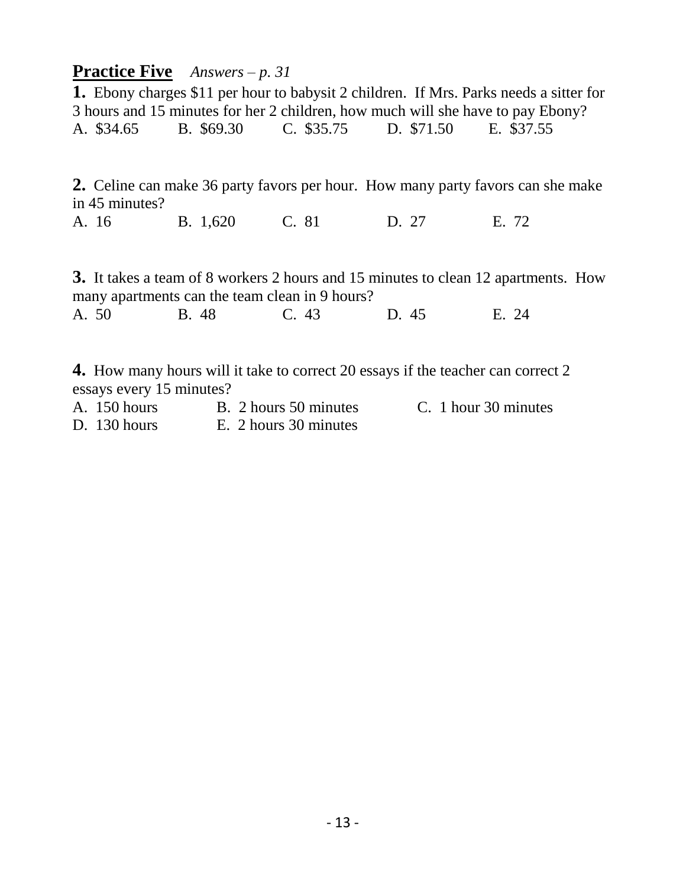## **Practice Five** *Answers – p. 31*

**1.** Ebony charges $11 per hour to babysit 2 children. If Mrs. Parks needs a sitter for 3 hours and 15 minutes for her 2 children, how much will she have to pay Ebony?

A. $34.65 B. $69.30 C. $35.75 D. $71.50 E. $37.55

**2.** Celine can make 36 party favors per hour. How many party favors can she make in 45 minutes?

A. 16 B. 1,620 C. 81 D. 27 E. 72

**3.** It takes a team of 8 workers 2 hours and 15 minutes to clean 12 apartments. How many apartments can the team clean in 9 hours?

A. 50 B. 48 C. 43 D. 45 E. 24

**4.** How many hours will it take to correct 20 essays if the teacher can correct 2 essays every 15 minutes?

A. 150 hours B. 2 hours 50 minutes C. 1 hour 30 minutes
D. 130 hours E. 2 hours 30 minutes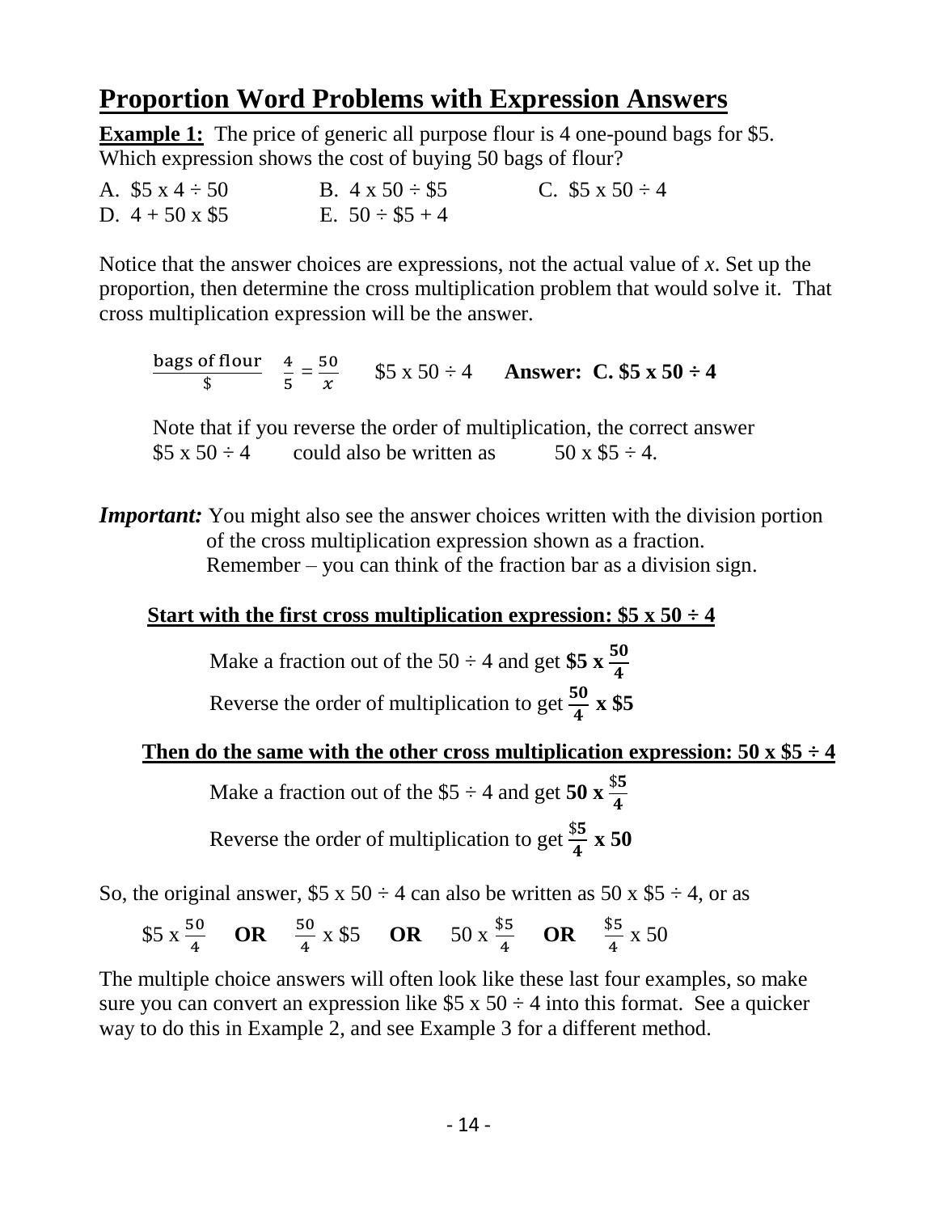# Proportion Word Problems with Expression Answers

**Example 1:** The price of generic all purpose flour is 4 one-pound bags for \$5. Which expression shows the cost of buying 50 bags of flour?

A. \$5 x 4 ÷ 50 B. 4 x 50 ÷ \$5 C. \$5 x 50 ÷ 4
D. 4 + 50 x \$5 E. 50 ÷ \$5 + 4

Notice that the answer choices are expressions, not the actual value of *x*. Set up the proportion, then determine the cross multiplication problem that would solve it. That cross multiplication expression will be the answer.

$\frac{\text{bags of flour}}{\$}$ $\frac{4}{5} = \frac{50}{x}$ \$5 x 50 ÷ 4 **Answer: C. \$5 x 50 ÷ 4**

Note that if you reverse the order of multiplication, the correct answer
\$5 x 50 ÷ 4 could also be written as 50 x \$5 ÷ 4.

***Important:*** You might also see the answer choices written with the division portion of the cross multiplication expression shown as a fraction.
Remember – you can think of the fraction bar as a division sign.

**Start with the first cross multiplication expression: \$5 x 50 ÷ 4**

Make a fraction out of the 50 ÷ 4 and get **\$5 x** $\mathbf{\frac{50}{4}}$

Reverse the order of multiplication to get $\mathbf{\frac{50}{4}}$ **x \$5**

**Then do the same with the other cross multiplication expression: 50 x \$5 ÷ 4**

Make a fraction out of the \$5 ÷ 4 and get **50 x** $\mathbf{\frac{\$5}{4}}$

Reverse the order of multiplication to get $\mathbf{\frac{\$5}{4}}$ **x 50**

So, the original answer, \$5 x 50 ÷ 4 can also be written as 50 x \$5 ÷ 4, or as

\$5 x $\frac{50}{4}$ **OR** $\frac{50}{4}$ x \$5 **OR** 50 x $\frac{\$5}{4}$ **OR** $\frac{\$5}{4}$ x 50

The multiple choice answers will often look like these last four examples, so make sure you can convert an expression like \$5 x 50 ÷ 4 into this format. See a quicker way to do this in Example 2, and see Example 3 for a different method.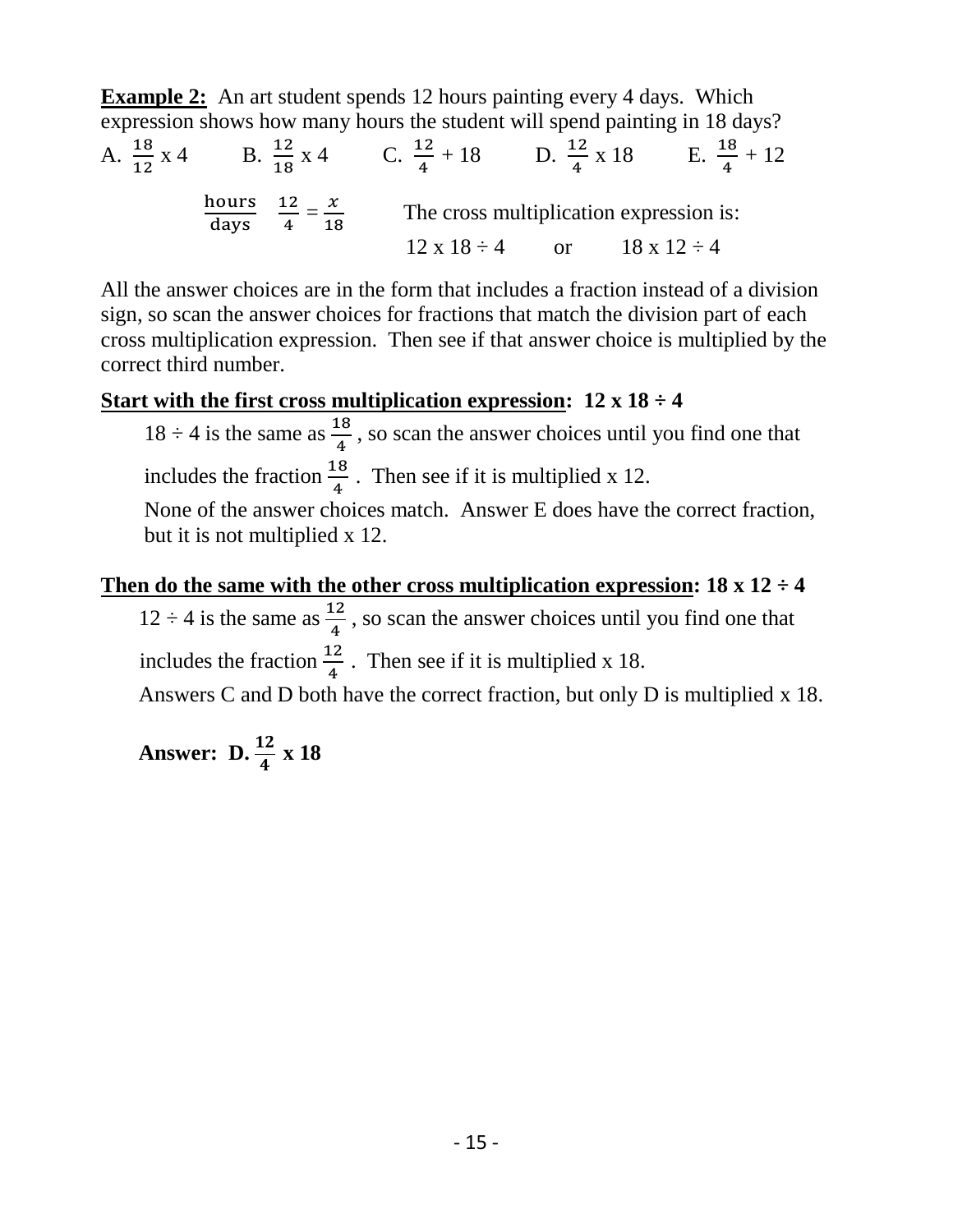**Example 2:** An art student spends 12 hours painting every 4 days. Which expression shows how many hours the student will spend painting in 18 days?

A. $\frac{18}{12}$ x 4 &nbsp;&nbsp;&nbsp; B. $\frac{12}{18}$ x 4 &nbsp;&nbsp;&nbsp; C. $\frac{12}{4}$ + 18 &nbsp;&nbsp;&nbsp; D. $\frac{12}{4}$ x 18 &nbsp;&nbsp;&nbsp; E. $\frac{18}{4}$ + 12

$\frac{\text{hours}}{\text{days}}$ $\quad \frac{12}{4} = \frac{x}{18}$

The cross multiplication expression is:

12 x 18 ÷ 4 &nbsp;&nbsp;&nbsp; or &nbsp;&nbsp;&nbsp; 18 x 12 ÷ 4

All the answer choices are in the form that includes a fraction instead of a division sign, so scan the answer choices for fractions that match the division part of each cross multiplication expression. Then see if that answer choice is multiplied by the correct third number.

**Start with the first cross multiplication expression: 12 x 18 ÷ 4**

18 ÷ 4 is the same as $\frac{18}{4}$ , so scan the answer choices until you find one that includes the fraction $\frac{18}{4}$ . Then see if it is multiplied x 12.

None of the answer choices match. Answer E does have the correct fraction, but it is not multiplied x 12.

**Then do the same with the other cross multiplication expression: 18 x 12 ÷ 4**

12 ÷ 4 is the same as $\frac{12}{4}$ , so scan the answer choices until you find one that includes the fraction $\frac{12}{4}$ . Then see if it is multiplied x 18.

Answers C and D both have the correct fraction, but only D is multiplied x 18.

**Answer: D. $\frac{12}{4}$ x 18**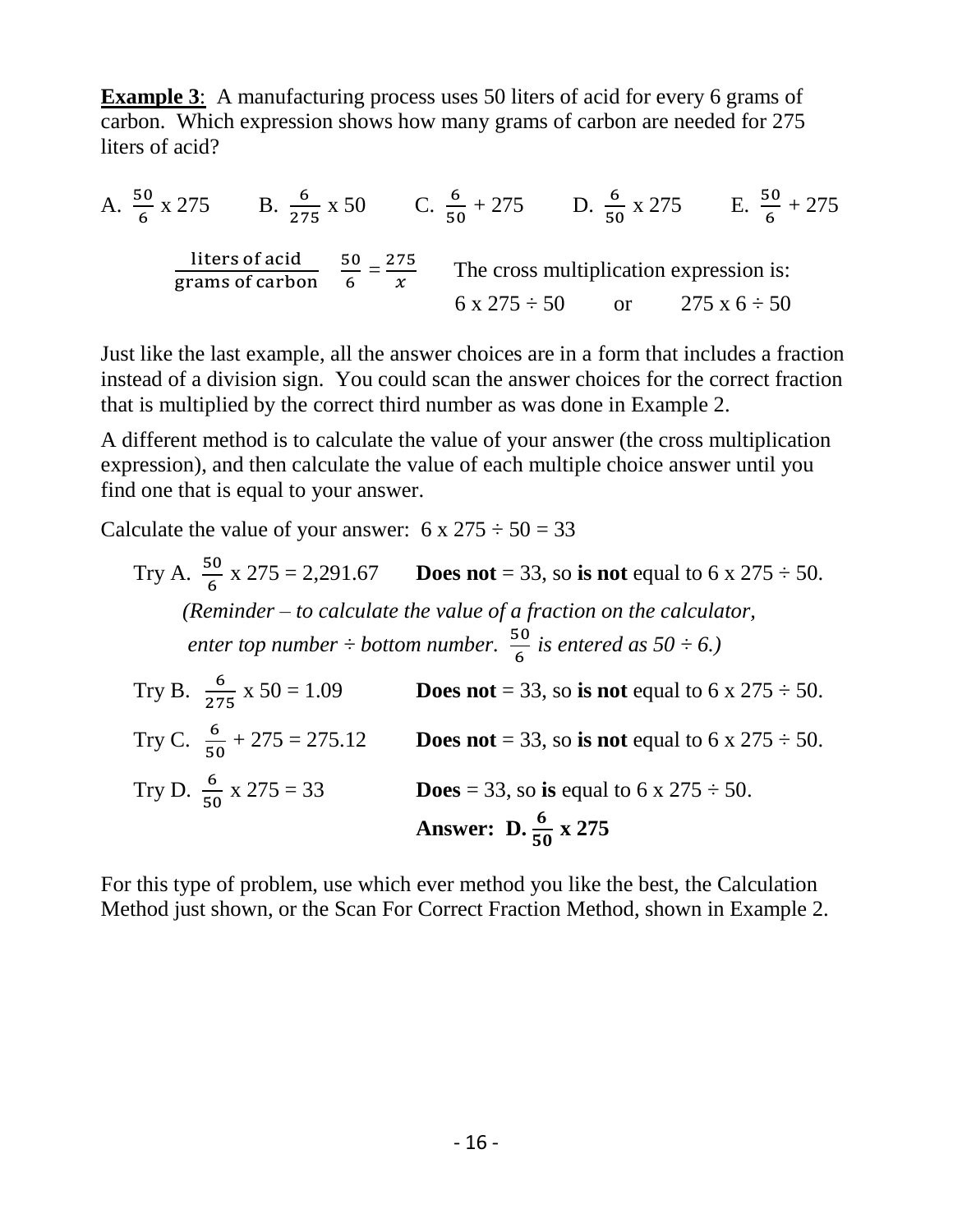**Example 3**: A manufacturing process uses 50 liters of acid for every 6 grams of carbon. Which expression shows how many grams of carbon are needed for 275 liters of acid?

A. $\frac{50}{6}$ x 275 B. $\frac{6}{275}$ x 50 C. $\frac{6}{50}$ + 275 D. $\frac{6}{50}$ x 275 E. $\frac{50}{6}$ + 275

$\frac{\text{liters of acid}}{\text{grams of carbon}}$ $\frac{50}{6} = \frac{275}{x}$ The cross multiplication expression is:

6 x 275 ÷ 50 or 275 x 6 ÷ 50

Just like the last example, all the answer choices are in a form that includes a fraction instead of a division sign. You could scan the answer choices for the correct fraction that is multiplied by the correct third number as was done in Example 2.

A different method is to calculate the value of your answer (the cross multiplication expression), and then calculate the value of each multiple choice answer until you find one that is equal to your answer.

Calculate the value of your answer: 6 x 275 ÷ 50 = 33

Try A. $\frac{50}{6}$ x 275 = 2,291.67 **Does not** = 33, so **is not** equal to 6 x 275 ÷ 50.

*(Reminder – to calculate the value of a fraction on the calculator, enter top number ÷ bottom number. $\frac{50}{6}$ is entered as 50 ÷ 6.)*

Try B. $\frac{6}{275}$ x 50 = 1.09 **Does not** = 33, so **is not** equal to 6 x 275 ÷ 50.

Try C. $\frac{6}{50}$ + 275 = 275.12 **Does not** = 33, so **is not** equal to 6 x 275 ÷ 50.

Try D. $\frac{6}{50}$ x 275 = 33 **Does** = 33, so **is** equal to 6 x 275 ÷ 50.

**Answer: D. $\frac{6}{50}$ x 275**

For this type of problem, use which ever method you like the best, the Calculation Method just shown, or the Scan For Correct Fraction Method, shown in Example 2.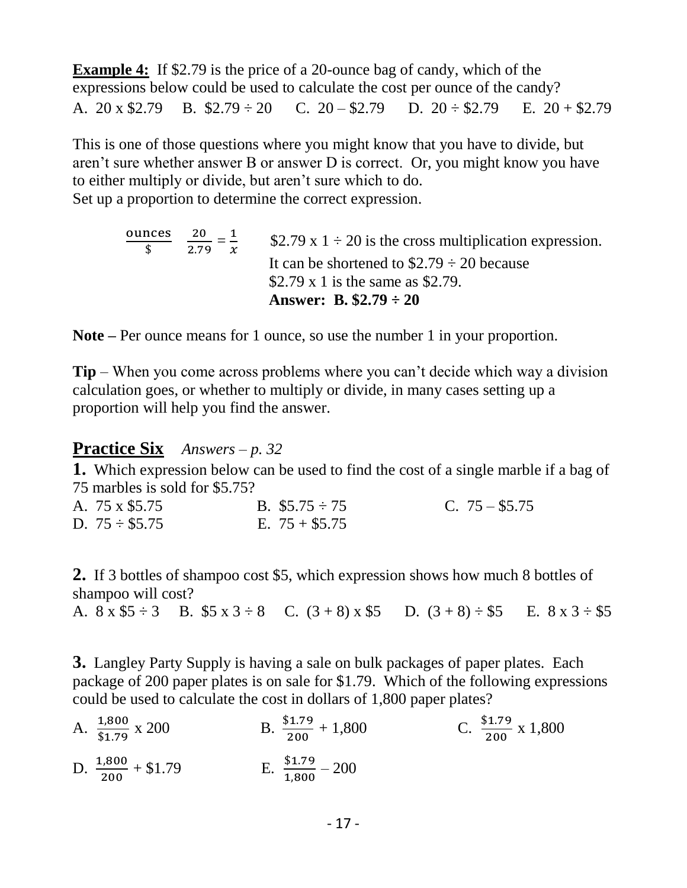**Example 4:** If \$2.79 is the price of a 20-ounce bag of candy, which of the expressions below could be used to calculate the cost per ounce of the candy?

A. 20 x \$2.79  B. \$2.79 ÷ 20  C. 20 – \$2.79  D. 20 ÷ \$2.79  E. 20 + \$2.79

This is one of those questions where you might know that you have to divide, but aren't sure whether answer B or answer D is correct. Or, you might know you have to either multiply or divide, but aren't sure which to do.
Set up a proportion to determine the correct expression.

$\frac{\text{ounces}}{\$}$ $\frac{20}{2.79} = \frac{1}{x}$  \$2.79 x 1 ÷ 20 is the cross multiplication expression.
It can be shortened to \$2.79 ÷ 20 because
\$2.79 x 1 is the same as \$2.79.
**Answer: B. \$2.79 ÷ 20**

**Note** – Per ounce means for 1 ounce, so use the number 1 in your proportion.

**Tip** – When you come across problems where you can't decide which way a division calculation goes, or whether to multiply or divide, in many cases setting up a proportion will help you find the answer.

## Practice Six *Answers – p. 32*

**1.** Which expression below can be used to find the cost of a single marble if a bag of 75 marbles is sold for \$5.75?

A. 75 x \$5.75  B. \$5.75 ÷ 75  C. 75 – \$5.75
D. 75 ÷ \$5.75  E. 75 + \$5.75

**2.** If 3 bottles of shampoo cost \$5, which expression shows how much 8 bottles of shampoo will cost?

A. 8 x \$5 ÷ 3  B. \$5 x 3 ÷ 8  C. (3 + 8) x \$5  D. (3 + 8) ÷ \$5  E. 8 x 3 ÷ \$5

**3.** Langley Party Supply is having a sale on bulk packages of paper plates. Each package of 200 paper plates is on sale for \$1.79. Which of the following expressions could be used to calculate the cost in dollars of 1,800 paper plates?

A. $\frac{1{,}800}{\$1.79}$ x 200  B. $\frac{\$1.79}{200}$ + 1,800  C. $\frac{\$1.79}{200}$ x 1,800

D. $\frac{1{,}800}{200}$ + \$1.79  E. $\frac{\$1.79}{1{,}800}$ – 200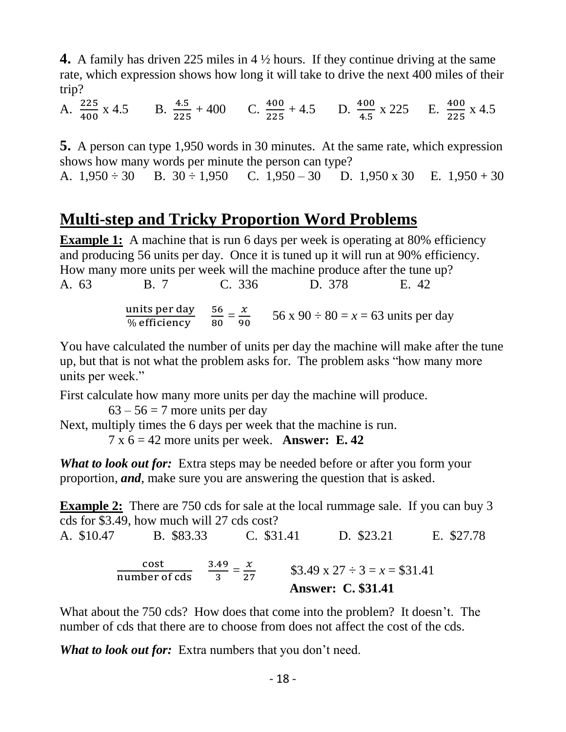**4.** A family has driven 225 miles in 4 ½ hours. If they continue driving at the same rate, which expression shows how long it will take to drive the next 400 miles of their trip?

A. $\frac{225}{400}$ x 4.5  B. $\frac{4.5}{225}$ + 400  C. $\frac{400}{225}$ + 4.5  D. $\frac{400}{4.5}$ x 225  E. $\frac{400}{225}$ x 4.5

**5.** A person can type 1,950 words in 30 minutes. At the same rate, which expression shows how many words per minute the person can type?

A. 1,950 ÷ 30  B. 30 ÷ 1,950  C. 1,950 – 30  D. 1,950 x 30  E. 1,950 + 30

## Multi-step and Tricky Proportion Word Problems

**Example 1:** A machine that is run 6 days per week is operating at 80% efficiency and producing 56 units per day. Once it is tuned up it will run at 90% efficiency. How many more units per week will the machine produce after the tune up?

A. 63  B. 7  C. 336  D. 378  E. 42

$$\frac{\text{units per day}}{\text{\% efficiency}} \quad \frac{56}{80} = \frac{x}{90} \qquad 56 \times 90 \div 80 = x = 63 \text{ units per day}$$

You have calculated the number of units per day the machine will make after the tune up, but that is not what the problem asks for. The problem asks "how many more units per week."

First calculate how many more units per day the machine will produce.

63 – 56 = 7 more units per day

Next, multiply times the 6 days per week that the machine is run.

7 x 6 = 42 more units per week. **Answer: E. 42**

***What to look out for:*** Extra steps may be needed before or after you form your proportion, ***and***, make sure you are answering the question that is asked.

**Example 2:** There are 750 cds for sale at the local rummage sale. If you can buy 3 cds for \$3.49, how much will 27 cds cost?

A. \$10.47  B. \$83.33  C. \$31.41  D. \$23.21  E. \$27.78

$$\frac{\text{cost}}{\text{number of cds}} \quad \frac{3.49}{3} = \frac{x}{27} \qquad \$3.49 \times 27 \div 3 = x = \$31.41$$

**Answer: C. \$31.41**

What about the 750 cds? How does that come into the problem? It doesn't. The number of cds that there are to choose from does not affect the cost of the cds.

***What to look out for:*** Extra numbers that you don't need.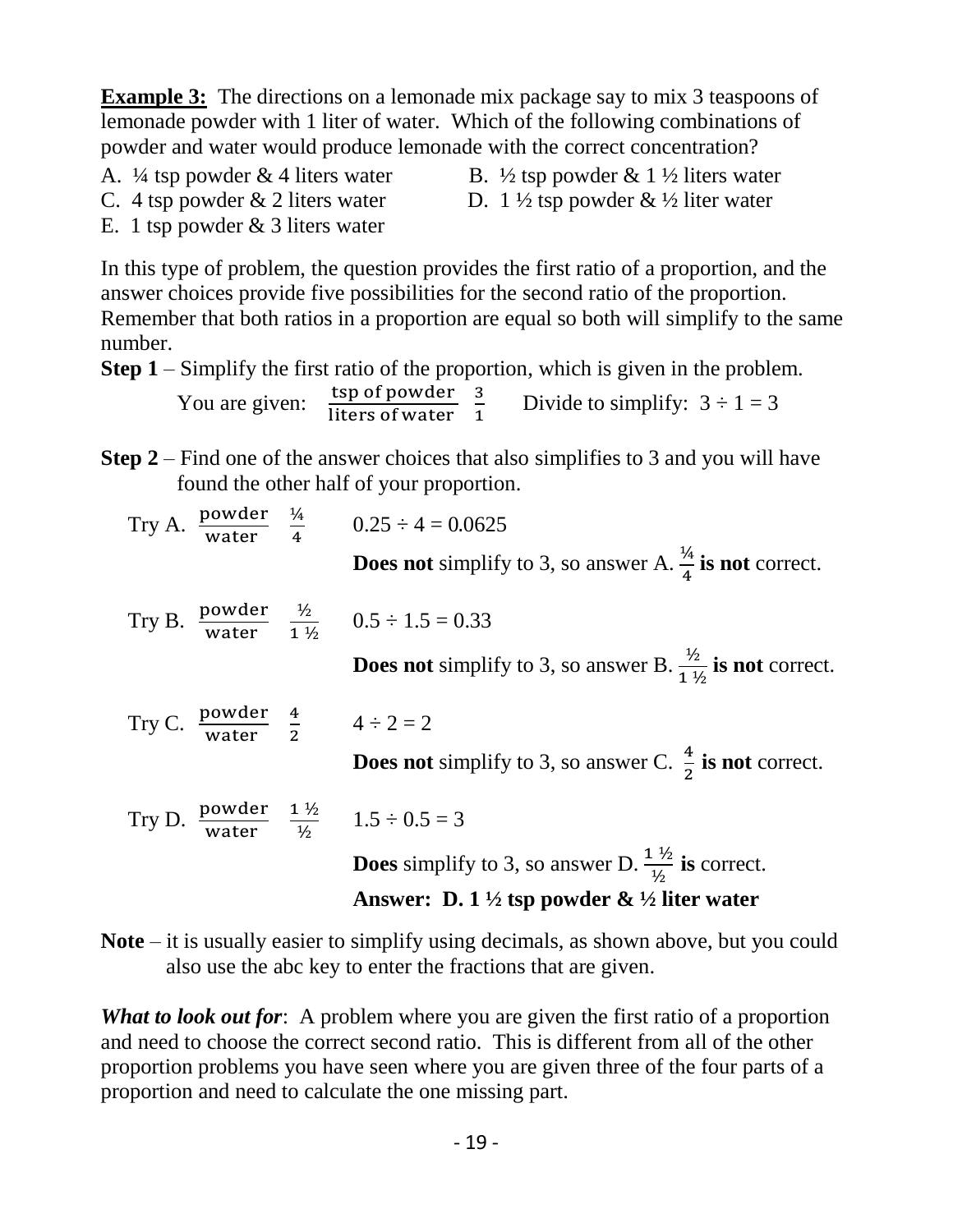**Example 3:** The directions on a lemonade mix package say to mix 3 teaspoons of lemonade powder with 1 liter of water. Which of the following combinations of powder and water would produce lemonade with the correct concentration?

A. ¼ tsp powder & 4 liters water
B. ½ tsp powder & 1 ½ liters water
C. 4 tsp powder & 2 liters water
D. 1 ½ tsp powder & ½ liter water
E. 1 tsp powder & 3 liters water

In this type of problem, the question provides the first ratio of a proportion, and the answer choices provide five possibilities for the second ratio of the proportion. Remember that both ratios in a proportion are equal so both will simplify to the same number.

**Step 1** – Simplify the first ratio of the proportion, which is given in the problem.

You are given: $\frac{\text{tsp of powder}}{\text{liters of water}}$ $\frac{3}{1}$ Divide to simplify: $3 \div 1 = 3$

**Step 2** – Find one of the answer choices that also simplifies to 3 and you will have found the other half of your proportion.

Try A. $\frac{\text{powder}}{\text{water}}$ $\frac{1/4}{4}$ $0.25 \div 4 = 0.0625$

**Does not** simplify to 3, so answer A. $\frac{1/4}{4}$ **is not** correct.

Try B. $\frac{\text{powder}}{\text{water}}$ $\frac{1/2}{1\,1/2}$ $0.5 \div 1.5 = 0.33$

**Does not** simplify to 3, so answer B. $\frac{1/2}{1\,1/2}$ **is not** correct.

Try C. $\frac{\text{powder}}{\text{water}}$ $\frac{4}{2}$ $4 \div 2 = 2$

**Does not** simplify to 3, so answer C. $\frac{4}{2}$ **is not** correct.

Try D. $\frac{\text{powder}}{\text{water}}$ $\frac{1\,1/2}{1/2}$ $1.5 \div 0.5 = 3$

**Does** simplify to 3, so answer D. $\frac{1\,1/2}{1/2}$ **is** correct.

**Answer: D. 1 ½ tsp powder & ½ liter water**

**Note** – it is usually easier to simplify using decimals, as shown above, but you could also use the abc key to enter the fractions that are given.

***What to look out for***: A problem where you are given the first ratio of a proportion and need to choose the correct second ratio. This is different from all of the other proportion problems you have seen where you are given three of the four parts of a proportion and need to calculate the one missing part.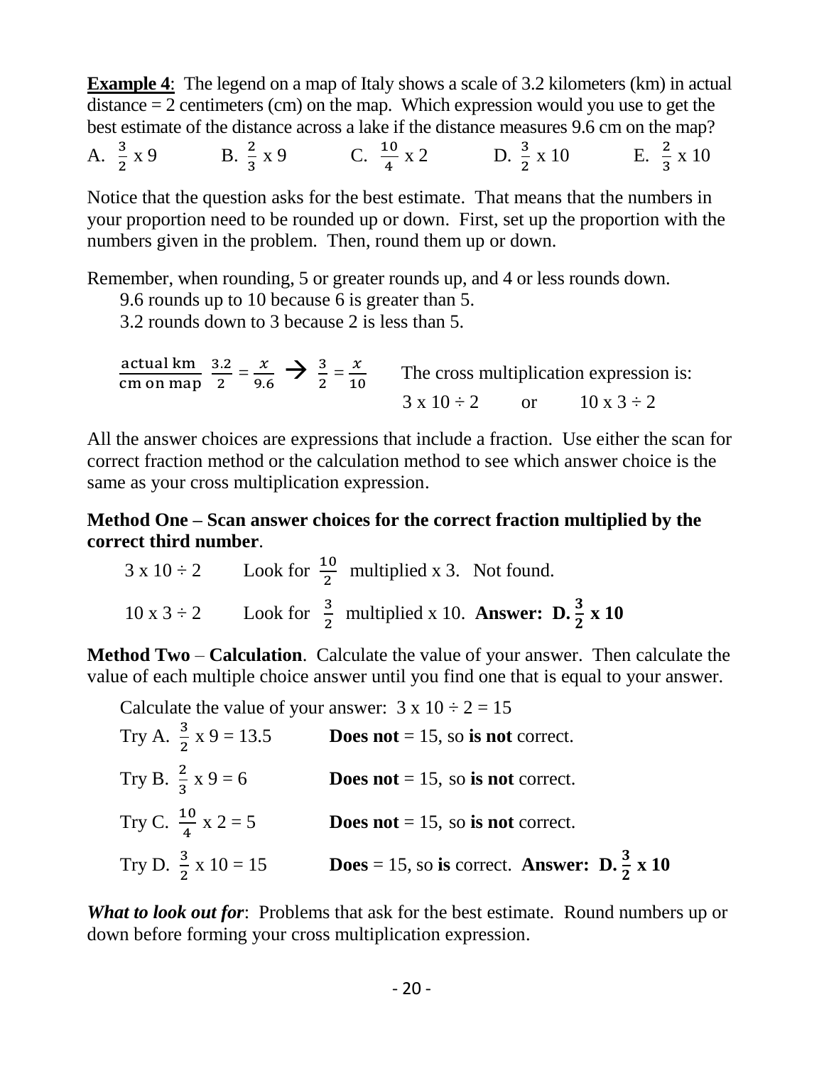**Example 4**: The legend on a map of Italy shows a scale of 3.2 kilometers (km) in actual distance = 2 centimeters (cm) on the map. Which expression would you use to get the best estimate of the distance across a lake if the distance measures 9.6 cm on the map?

A. $\frac{3}{2}$ x 9 B. $\frac{2}{3}$ x 9 C. $\frac{10}{4}$ x 2 D. $\frac{3}{2}$ x 10 E. $\frac{2}{3}$ x 10

Notice that the question asks for the best estimate. That means that the numbers in your proportion need to be rounded up or down. First, set up the proportion with the numbers given in the problem. Then, round them up or down.

Remember, when rounding, 5 or greater rounds up, and 4 or less rounds down.

9.6 rounds up to 10 because 6 is greater than 5.

3.2 rounds down to 3 because 2 is less than 5.

$\frac{\text{actual km}}{\text{cm on map}}$ $\frac{3.2}{2} = \frac{x}{9.6} \rightarrow \frac{3}{2} = \frac{x}{10}$

The cross multiplication expression is:

3 x 10 ÷ 2 or 10 x 3 ÷ 2

All the answer choices are expressions that include a fraction. Use either the scan for correct fraction method or the calculation method to see which answer choice is the same as your cross multiplication expression.

**Method One – Scan answer choices for the correct fraction multiplied by the correct third number**.

3 x 10 ÷ 2 Look for $\frac{10}{2}$ multiplied x 3. Not found.

10 x 3 ÷ 2 Look for $\frac{3}{2}$ multiplied x 10. **Answer: D. $\frac{3}{2}$ x 10**

**Method Two** – **Calculation**. Calculate the value of your answer. Then calculate the value of each multiple choice answer until you find one that is equal to your answer.

Calculate the value of your answer: 3 x 10 ÷ 2 = 15

Try A. $\frac{3}{2}$ x 9 = 13.5 **Does not** = 15, so **is not** correct.

Try B. $\frac{2}{3}$ x 9 = 6 **Does not** = 15, so **is not** correct.

Try C. $\frac{10}{4}$ x 2 = 5 **Does not** = 15, so **is not** correct.

Try D. $\frac{3}{2}$ x 10 = 15 **Does** = 15, so **is** correct. **Answer: D. $\frac{3}{2}$ x 10**

***What to look out for***: Problems that ask for the best estimate. Round numbers up or down before forming your cross multiplication expression.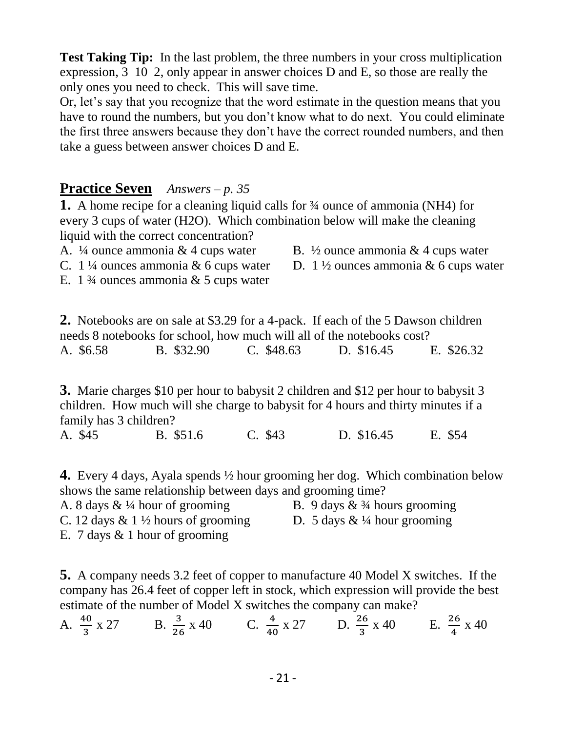**Test Taking Tip:** In the last problem, the three numbers in your cross multiplication expression, 3 10 2, only appear in answer choices D and E, so those are really the only ones you need to check. This will save time.

Or, let's say that you recognize that the word estimate in the question means that you have to round the numbers, but you don't know what to do next. You could eliminate the first three answers because they don't have the correct rounded numbers, and then take a guess between answer choices D and E.

## Practice Seven *Answers – p. 35*

**1.** A home recipe for a cleaning liquid calls for ¾ ounce of ammonia ($NH_4$) for every 3 cups of water ($H_2O$). Which combination below will make the cleaning liquid with the correct concentration?

A. ¼ ounce ammonia & 4 cups water
B. ½ ounce ammonia & 4 cups water
C. 1 ¼ ounces ammonia & 6 cups water
D. 1 ½ ounces ammonia & 6 cups water
E. 1 ¾ ounces ammonia & 5 cups water

**2.** Notebooks are on sale at $3.29 for a 4-pack. If each of the 5 Dawson children needs 8 notebooks for school, how much will all of the notebooks cost?

A. $6.58 B. $32.90 C. $48.63 D. $16.45 E. $26.32

**3.** Marie charges $10 per hour to babysit 2 children and $12 per hour to babysit 3 children. How much will she charge to babysit for 4 hours and thirty minutes if a family has 3 children?

A. $45 B. $51.6 C. $43 D. $16.45 E. $54

**4.** Every 4 days, Ayala spends ½ hour grooming her dog. Which combination below shows the same relationship between days and grooming time?

A. 8 days & ¼ hour of grooming
B. 9 days & ¾ hours grooming
C. 12 days & 1 ½ hours of grooming
D. 5 days & ¼ hour grooming
E. 7 days & 1 hour of grooming

**5.** A company needs 3.2 feet of copper to manufacture 40 Model X switches. If the company has 26.4 feet of copper left in stock, which expression will provide the best estimate of the number of Model X switches the company can make?

A. $\frac{40}{3}$ x 27 B. $\frac{3}{26}$ x 40 C. $\frac{4}{40}$ x 27 D. $\frac{26}{3}$ x 40 E. $\frac{26}{4}$ x 40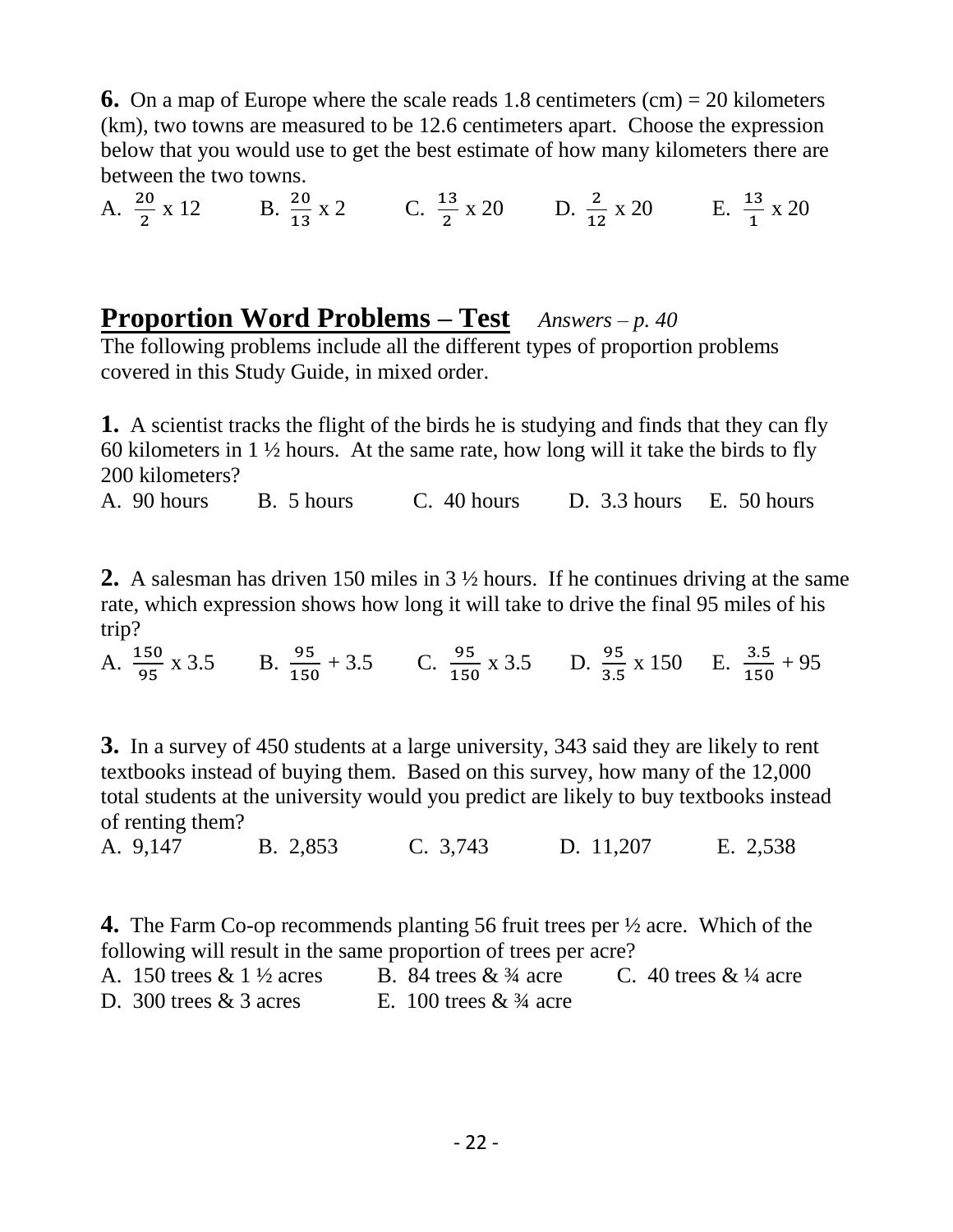**6.** On a map of Europe where the scale reads 1.8 centimeters (cm) = 20 kilometers (km), two towns are measured to be 12.6 centimeters apart. Choose the expression below that you would use to get the best estimate of how many kilometers there are between the two towns.

A. $\frac{20}{2}$ x 12 B. $\frac{20}{13}$ x 2 C. $\frac{13}{2}$ x 20 D. $\frac{2}{12}$ x 20 E. $\frac{13}{1}$ x 20

## Proportion Word Problems – Test *Answers – p. 40*

The following problems include all the different types of proportion problems covered in this Study Guide, in mixed order.

**1.** A scientist tracks the flight of the birds he is studying and finds that they can fly 60 kilometers in 1 ½ hours. At the same rate, how long will it take the birds to fly 200 kilometers?

A. 90 hours B. 5 hours C. 40 hours D. 3.3 hours E. 50 hours

**2.** A salesman has driven 150 miles in 3 ½ hours. If he continues driving at the same rate, which expression shows how long it will take to drive the final 95 miles of his trip?

A. $\frac{150}{95}$ x 3.5 B. $\frac{95}{150}$ + 3.5 C. $\frac{95}{150}$ x 3.5 D. $\frac{95}{3.5}$ x 150 E. $\frac{3.5}{150}$ + 95

**3.** In a survey of 450 students at a large university, 343 said they are likely to rent textbooks instead of buying them. Based on this survey, how many of the 12,000 total students at the university would you predict are likely to buy textbooks instead of renting them?

A. 9,147 B. 2,853 C. 3,743 D. 11,207 E. 2,538

**4.** The Farm Co-op recommends planting 56 fruit trees per ½ acre. Which of the following will result in the same proportion of trees per acre?

A. 150 trees & 1 ½ acres B. 84 trees & ¾ acre C. 40 trees & ¼ acre
D. 300 trees & 3 acres E. 100 trees & ¾ acre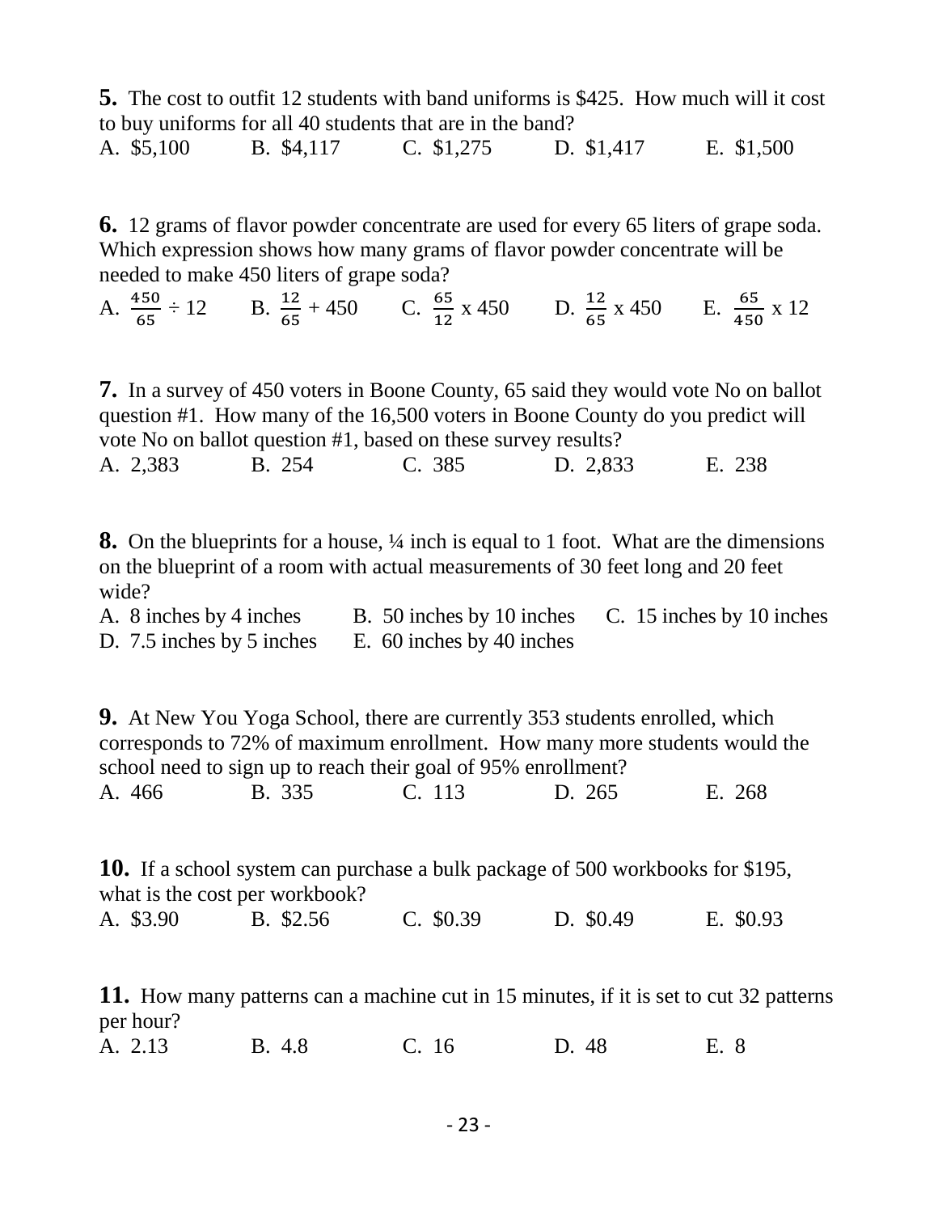**5.** The cost to outfit 12 students with band uniforms is $425. How much will it cost to buy uniforms for all 40 students that are in the band?

A. $5,100 B. $4,117 C. $1,275 D. $1,417 E. $1,500

**6.** 12 grams of flavor powder concentrate are used for every 65 liters of grape soda. Which expression shows how many grams of flavor powder concentrate will be needed to make 450 liters of grape soda?

A. $\frac{450}{65} \div 12$ B. $\frac{12}{65} + 450$ C. $\frac{65}{12}$ x 450 D. $\frac{12}{65}$ x 450 E. $\frac{65}{450}$ x 12

**7.** In a survey of 450 voters in Boone County, 65 said they would vote No on ballot question #1. How many of the 16,500 voters in Boone County do you predict will vote No on ballot question #1, based on these survey results?

A. 2,383 B. 254 C. 385 D. 2,833 E. 238

**8.** On the blueprints for a house, ¼ inch is equal to 1 foot. What are the dimensions on the blueprint of a room with actual measurements of 30 feet long and 20 feet wide?

A. 8 inches by 4 inches B. 50 inches by 10 inches C. 15 inches by 10 inches
D. 7.5 inches by 5 inches E. 60 inches by 40 inches

**9.** At New You Yoga School, there are currently 353 students enrolled, which corresponds to 72% of maximum enrollment. How many more students would the school need to sign up to reach their goal of 95% enrollment?

A. 466 B. 335 C. 113 D. 265 E. 268

**10.** If a school system can purchase a bulk package of 500 workbooks for $195, what is the cost per workbook?

A. $3.90 B. $2.56 C. $0.39 D. $0.49 E. $0.93

**11.** How many patterns can a machine cut in 15 minutes, if it is set to cut 32 patterns per hour?

A. 2.13 B. 4.8 C. 16 D. 48 E. 8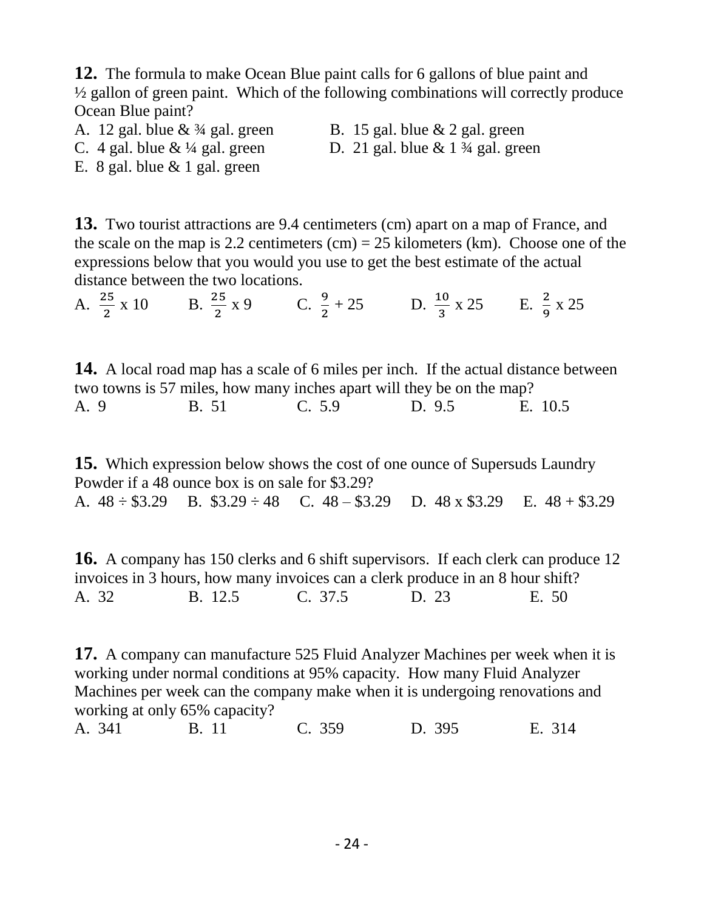**12.** The formula to make Ocean Blue paint calls for 6 gallons of blue paint and ½ gallon of green paint. Which of the following combinations will correctly produce Ocean Blue paint?

A. 12 gal. blue & ¾ gal. green
B. 15 gal. blue & 2 gal. green
C. 4 gal. blue & ¼ gal. green
D. 21 gal. blue & 1 ¾ gal. green
E. 8 gal. blue & 1 gal. green

**13.** Two tourist attractions are 9.4 centimeters (cm) apart on a map of France, and the scale on the map is 2.2 centimeters (cm) = 25 kilometers (km). Choose one of the expressions below that you would you use to get the best estimate of the actual distance between the two locations.

A. $\frac{25}{2}$ x 10  B. $\frac{25}{2}$ x 9  C. $\frac{9}{2}$ + 25  D. $\frac{10}{3}$ x 25  E. $\frac{2}{9}$ x 25

**14.** A local road map has a scale of 6 miles per inch. If the actual distance between two towns is 57 miles, how many inches apart will they be on the map?

A. 9  B. 51  C. 5.9  D. 9.5  E. 10.5

**15.** Which expression below shows the cost of one ounce of Supersuds Laundry Powder if a 48 ounce box is on sale for $3.29?

A. 48 ÷ $3.29  B. $3.29 ÷ 48  C. 48 – $3.29  D. 48 x $3.29  E. 48 + $3.29

**16.** A company has 150 clerks and 6 shift supervisors. If each clerk can produce 12 invoices in 3 hours, how many invoices can a clerk produce in an 8 hour shift?

A. 32  B. 12.5  C. 37.5  D. 23  E. 50

**17.** A company can manufacture 525 Fluid Analyzer Machines per week when it is working under normal conditions at 95% capacity. How many Fluid Analyzer Machines per week can the company make when it is undergoing renovations and working at only 65% capacity?

A. 341  B. 11  C. 359  D. 395  E. 314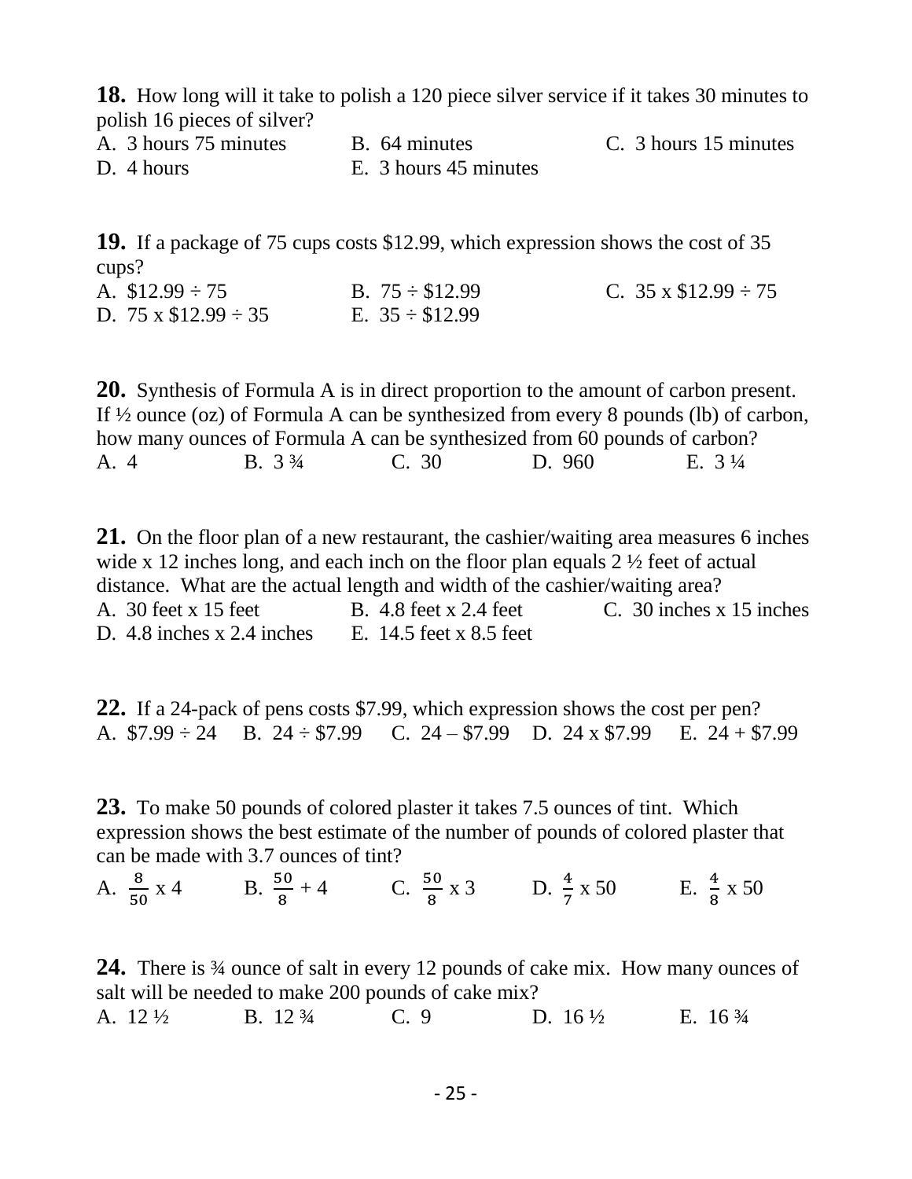**18.** How long will it take to polish a 120 piece silver service if it takes 30 minutes to polish 16 pieces of silver?

A. 3 hours 75 minutes
B. 64 minutes
C. 3 hours 15 minutes
D. 4 hours
E. 3 hours 45 minutes

**19.** If a package of 75 cups costs $12.99, which expression shows the cost of 35 cups?

A. $12.99 ÷ 75
B. 75 ÷ $12.99
C. 35 x $12.99 ÷ 75
D. 75 x $12.99 ÷ 35
E. 35 ÷ $12.99

**20.** Synthesis of Formula A is in direct proportion to the amount of carbon present. If ½ ounce (oz) of Formula A can be synthesized from every 8 pounds (lb) of carbon, how many ounces of Formula A can be synthesized from 60 pounds of carbon?

A. 4
B. 3 ¾
C. 30
D. 960
E. 3 ¼

**21.** On the floor plan of a new restaurant, the cashier/waiting area measures 6 inches wide x 12 inches long, and each inch on the floor plan equals 2 ½ feet of actual distance. What are the actual length and width of the cashier/waiting area?

A. 30 feet x 15 feet
B. 4.8 feet x 2.4 feet
C. 30 inches x 15 inches
D. 4.8 inches x 2.4 inches
E. 14.5 feet x 8.5 feet

**22.** If a 24-pack of pens costs $7.99, which expression shows the cost per pen?

A. $7.99 ÷ 24
B. 24 ÷ $7.99
C. 24 – $7.99
D. 24 x $7.99
E. 24 + $7.99

**23.** To make 50 pounds of colored plaster it takes 7.5 ounces of tint. Which expression shows the best estimate of the number of pounds of colored plaster that can be made with 3.7 ounces of tint?

A. $\frac{8}{50}$ x 4
B. $\frac{50}{8}$ + 4
C. $\frac{50}{8}$ x 3
D. $\frac{4}{7}$ x 50
E. $\frac{4}{8}$ x 50

**24.** There is ¾ ounce of salt in every 12 pounds of cake mix. How many ounces of salt will be needed to make 200 pounds of cake mix?

A. 12 ½
B. 12 ¾
C. 9
D. 16 ½
E. 16 ¾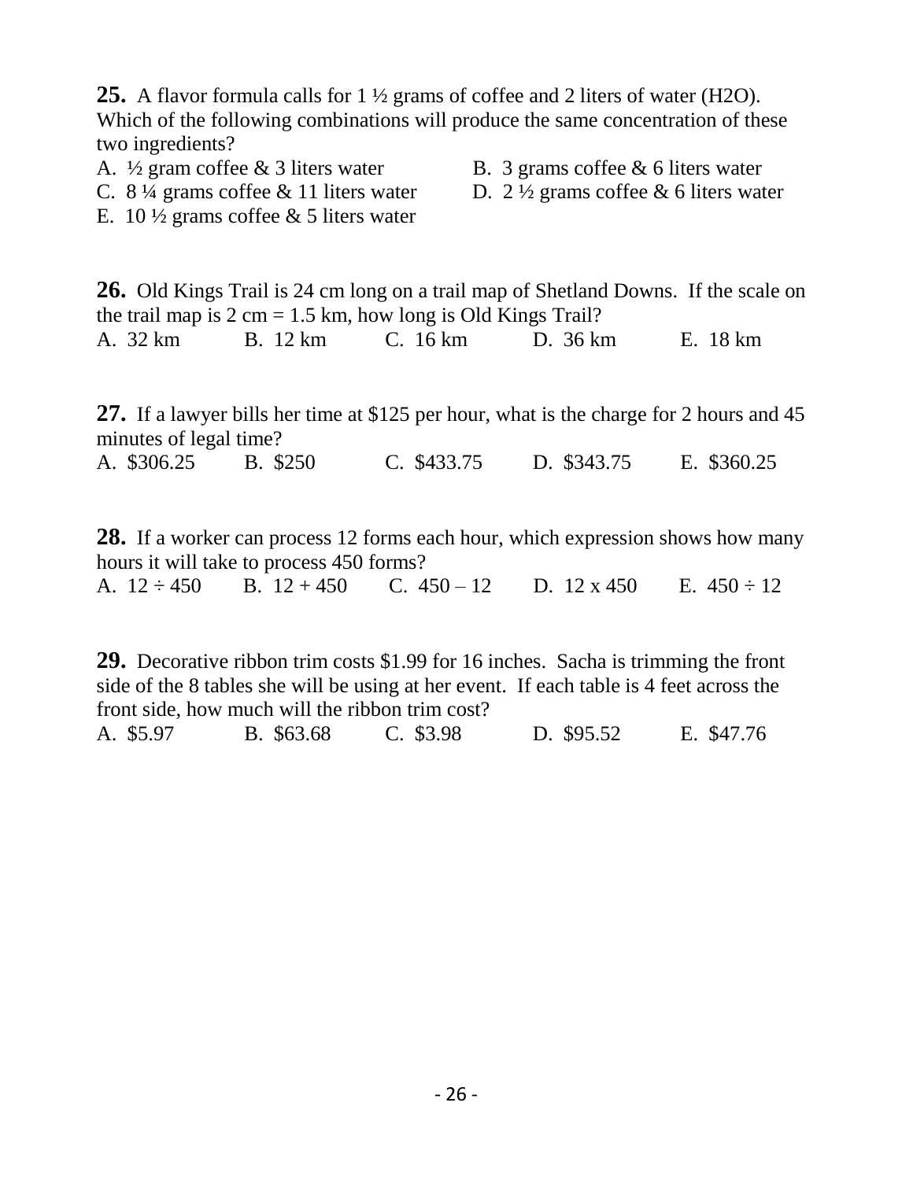**25.** A flavor formula calls for 1 ½ grams of coffee and 2 liters of water ($H_2O$). Which of the following combinations will produce the same concentration of these two ingredients?

A. ½ gram coffee & 3 liters water
B. 3 grams coffee & 6 liters water
C. 8 ¼ grams coffee & 11 liters water
D. 2 ½ grams coffee & 6 liters water
E. 10 ½ grams coffee & 5 liters water

**26.** Old Kings Trail is 24 cm long on a trail map of Shetland Downs. If the scale on the trail map is 2 cm = 1.5 km, how long is Old Kings Trail?

A. 32 km B. 12 km C. 16 km D. 36 km E. 18 km

**27.** If a lawyer bills her time at $125 per hour, what is the charge for 2 hours and 45 minutes of legal time?

A. $306.25 B. $250 C. $433.75 D. $343.75 E. $360.25

**28.** If a worker can process 12 forms each hour, which expression shows how many hours it will take to process 450 forms?

A. 12 ÷ 450 B. 12 + 450 C. 450 – 12 D. 12 x 450 E. 450 ÷ 12

**29.** Decorative ribbon trim costs $1.99 for 16 inches. Sacha is trimming the front side of the 8 tables she will be using at her event. If each table is 4 feet across the front side, how much will the ribbon trim cost?

A. $5.97 B. $63.68 C. $3.98 D. $95.52 E. $47.76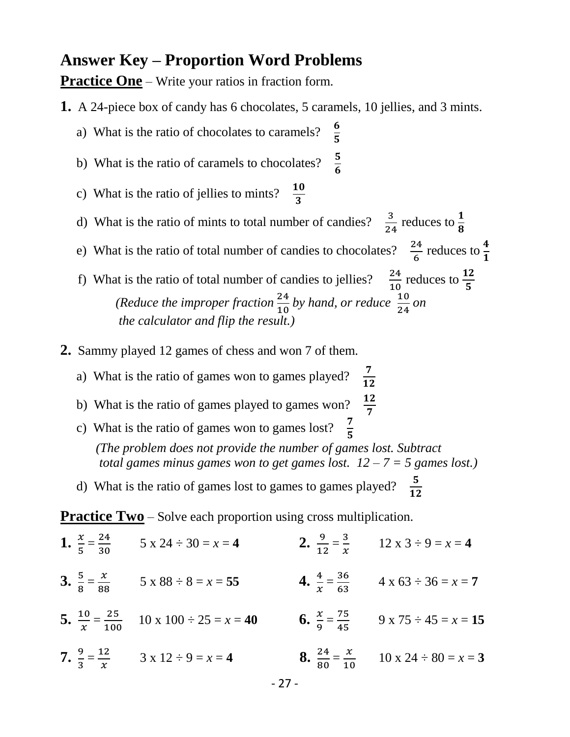## Answer Key – Proportion Word Problems

**Practice One** – Write your ratios in fraction form.

**1.** A 24-piece box of candy has 6 chocolates, 5 caramels, 10 jellies, and 3 mints.

a) What is the ratio of chocolates to caramels? $\mathbf{\frac{6}{5}}$

b) What is the ratio of caramels to chocolates? $\mathbf{\frac{5}{6}}$

c) What is the ratio of jellies to mints? $\mathbf{\frac{10}{3}}$

d) What is the ratio of mints to total number of candies? $\frac{3}{24}$ reduces to $\mathbf{\frac{1}{8}}$

e) What is the ratio of total number of candies to chocolates? $\frac{24}{6}$ reduces to $\mathbf{\frac{4}{1}}$

f) What is the ratio of total number of candies to jellies? $\frac{24}{10}$ reduces to $\mathbf{\frac{12}{5}}$

*(Reduce the improper fraction $\frac{24}{10}$ by hand, or reduce $\frac{10}{24}$ on the calculator and flip the result.)*

**2.** Sammy played 12 games of chess and won 7 of them.

a) What is the ratio of games won to games played? $\mathbf{\frac{7}{12}}$

b) What is the ratio of games played to games won? $\mathbf{\frac{12}{7}}$

c) What is the ratio of games won to games lost? $\mathbf{\frac{7}{5}}$

*(The problem does not provide the number of games lost. Subtract total games minus games won to get games lost. 12 – 7 = 5 games lost.)*

d) What is the ratio of games lost to games to games played? $\mathbf{\frac{5}{12}}$

**Practice Two** – Solve each proportion using cross multiplication.

**1.** $\frac{x}{5} = \frac{24}{30}$ 5 x 24 ÷ 30 = $x$ = **4**

**2.** $\frac{9}{12} = \frac{3}{x}$ 12 x 3 ÷ 9 = $x$ = **4**

**3.** $\frac{5}{8} = \frac{x}{88}$ 5 x 88 ÷ 8 = $x$ = **55**

**4.** $\frac{4}{x} = \frac{36}{63}$ 4 x 63 ÷ 36 = $x$ = **7**

**5.** $\frac{10}{x} = \frac{25}{100}$ 10 x 100 ÷ 25 = $x$ = **40**

**6.** $\frac{x}{9} = \frac{75}{45}$ 9 x 75 ÷ 45 = $x$ = **15**

**7.** $\frac{9}{3} = \frac{12}{x}$ 3 x 12 ÷ 9 = $x$ = **4**

**8.** $\frac{24}{80} = \frac{x}{10}$ 10 x 24 ÷ 80 = $x$ = **3**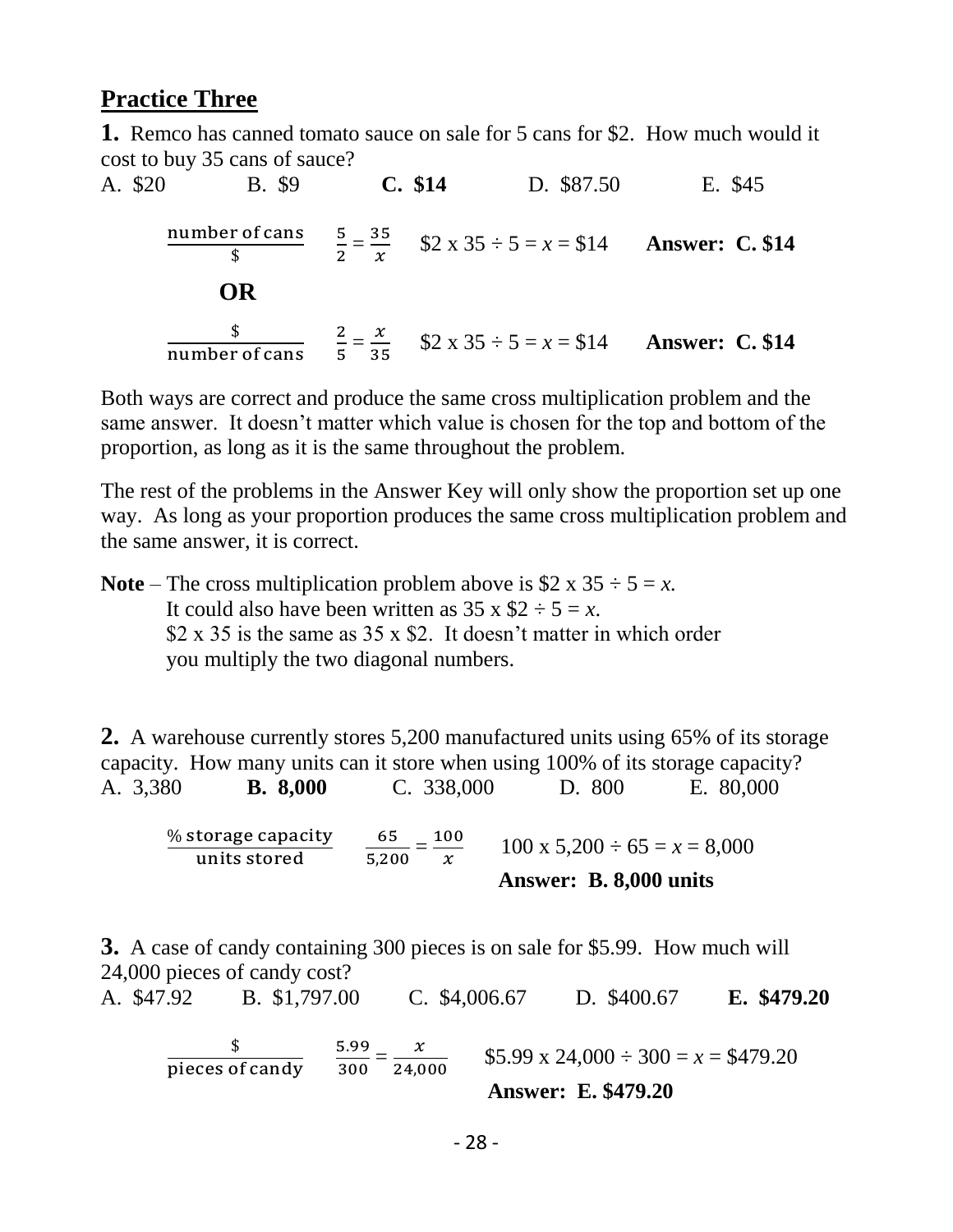## Practice Three

**1.** Remco has canned tomato sauce on sale for 5 cans for \$2. How much would it cost to buy 35 cans of sauce?

A. \$20 B. \$9 **C. \$14** D. \$87.50 E. \$45

$\frac{\text{number of cans}}{\$}$ $\frac{5}{2} = \frac{35}{x}$ \$2 x 35 ÷ 5 = $x$ = \$14 **Answer: C. \$14**

**OR**

$\frac{\$}{\text{number of cans}}$ $\frac{2}{5} = \frac{x}{35}$ \$2 x 35 ÷ 5 = $x$ = \$14 **Answer: C. \$14**

Both ways are correct and produce the same cross multiplication problem and the same answer. It doesn't matter which value is chosen for the top and bottom of the proportion, as long as it is the same throughout the problem.

The rest of the problems in the Answer Key will only show the proportion set up one way. As long as your proportion produces the same cross multiplication problem and the same answer, it is correct.

**Note** – The cross multiplication problem above is \$2 x 35 ÷ 5 = $x$.
It could also have been written as 35 x \$2 ÷ 5 = $x$.
\$2 x 35 is the same as 35 x \$2. It doesn't matter in which order you multiply the two diagonal numbers.

**2.** A warehouse currently stores 5,200 manufactured units using 65% of its storage capacity. How many units can it store when using 100% of its storage capacity?

A. 3,380 **B. 8,000** C. 338,000 D. 800 E. 80,000

$\frac{\text{\% storage capacity}}{\text{units stored}}$ $\frac{65}{5{,}200} = \frac{100}{x}$ 100 x 5,200 ÷ 65 = $x$ = 8,000

**Answer: B. 8,000 units**

**3.** A case of candy containing 300 pieces is on sale for \$5.99. How much will 24,000 pieces of candy cost?

A. \$47.92 B. \$1,797.00 C. \$4,006.67 D. \$400.67 **E. \$479.20**

$\frac{\$}{\text{pieces of candy}}$ $\frac{5.99}{300} = \frac{x}{24{,}000}$ \$5.99 x 24,000 ÷ 300 = $x$ = \$479.20

**Answer: E. \$479.20**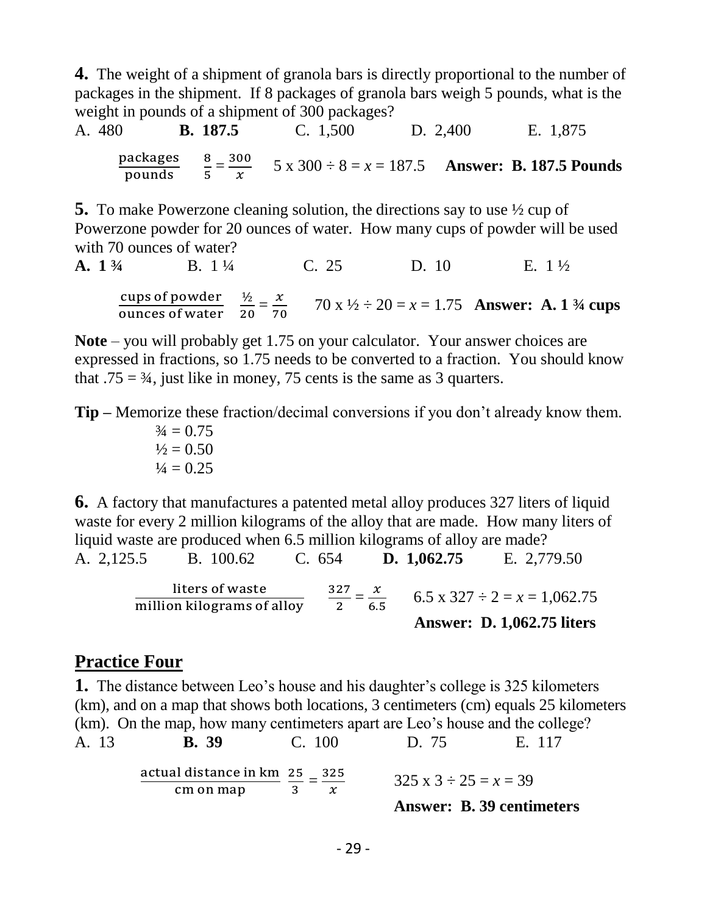**4.** The weight of a shipment of granola bars is directly proportional to the number of packages in the shipment. If 8 packages of granola bars weigh 5 pounds, what is the weight in pounds of a shipment of 300 packages?

A. 480 **B. 187.5** C. 1,500 D. 2,400 E. 1,875

$\frac{\text{packages}}{\text{pounds}}$ $\frac{8}{5} = \frac{300}{x}$ $5 \times 300 \div 8 = x = 187.5$ **Answer: B. 187.5 Pounds**

**5.** To make Powerzone cleaning solution, the directions say to use ½ cup of Powerzone powder for 20 ounces of water. How many cups of powder will be used with 70 ounces of water?

**A. 1 ¾** B. 1 ¼ C. 25 D. 10 E. 1 ½

$\frac{\text{cups of powder}}{\text{ounces of water}}$ $\frac{½}{20} = \frac{x}{70}$ $70 \times ½ \div 20 = x = 1.75$ **Answer: A. 1 ¾ cups**

**Note** – you will probably get 1.75 on your calculator. Your answer choices are expressed in fractions, so 1.75 needs to be converted to a fraction. You should know that .75 = ¾, just like in money, 75 cents is the same as 3 quarters.

**Tip –** Memorize these fraction/decimal conversions if you don't already know them.

¾ = 0.75
½ = 0.50
¼ = 0.25

**6.** A factory that manufactures a patented metal alloy produces 327 liters of liquid waste for every 2 million kilograms of the alloy that are made. How many liters of liquid waste are produced when 6.5 million kilograms of alloy are made?

A. 2,125.5 B. 100.62 C. 654 **D. 1,062.75** E. 2,779.50

$\frac{\text{liters of waste}}{\text{million kilograms of alloy}}$ $\frac{327}{2} = \frac{x}{6.5}$ $6.5 \times 327 \div 2 = x = 1{,}062.75$

**Answer: D. 1,062.75 liters**

## Practice Four

**1.** The distance between Leo's house and his daughter's college is 325 kilometers (km), and on a map that shows both locations, 3 centimeters (cm) equals 25 kilometers (km). On the map, how many centimeters apart are Leo's house and the college?

A. 13 **B. 39** C. 100 D. 75 E. 117

$\frac{\text{actual distance in km}}{\text{cm on map}}$ $\frac{25}{3} = \frac{325}{x}$ $325 \times 3 \div 25 = x = 39$

**Answer: B. 39 centimeters**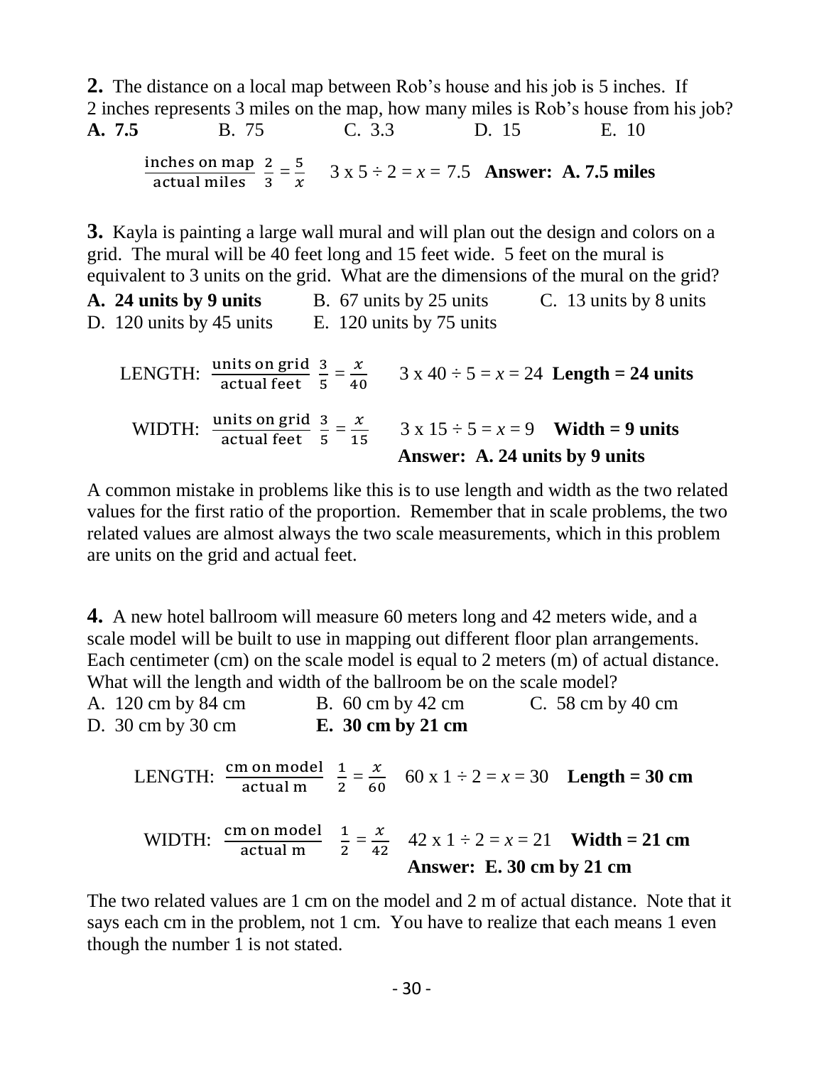**2.** The distance on a local map between Rob's house and his job is 5 inches. If 2 inches represents 3 miles on the map, how many miles is Rob's house from his job?

**A. 7.5** B. 75 C. 3.3 D. 15 E. 10

$\frac{\text{inches on map}}{\text{actual miles}}$ $\frac{2}{3} = \frac{5}{x}$ 3 x 5 ÷ 2 = $x$ = 7.5 **Answer: A. 7.5 miles**

**3.** Kayla is painting a large wall mural and will plan out the design and colors on a grid. The mural will be 40 feet long and 15 feet wide. 5 feet on the mural is equivalent to 3 units on the grid. What are the dimensions of the mural on the grid?

**A. 24 units by 9 units** B. 67 units by 25 units C. 13 units by 8 units
D. 120 units by 45 units E. 120 units by 75 units

LENGTH: $\frac{\text{units on grid}}{\text{actual feet}}$ $\frac{3}{5} = \frac{x}{40}$ 3 x 40 ÷ 5 = $x$ = 24 **Length = 24 units**

WIDTH: $\frac{\text{units on grid}}{\text{actual feet}}$ $\frac{3}{5} = \frac{x}{15}$ 3 x 15 ÷ 5 = $x$ = 9 **Width = 9 units**

**Answer: A. 24 units by 9 units**

A common mistake in problems like this is to use length and width as the two related values for the first ratio of the proportion. Remember that in scale problems, the two related values are almost always the two scale measurements, which in this problem are units on the grid and actual feet.

**4.** A new hotel ballroom will measure 60 meters long and 42 meters wide, and a scale model will be built to use in mapping out different floor plan arrangements. Each centimeter (cm) on the scale model is equal to 2 meters (m) of actual distance. What will the length and width of the ballroom be on the scale model?

A. 120 cm by 84 cm B. 60 cm by 42 cm C. 58 cm by 40 cm
D. 30 cm by 30 cm **E. 30 cm by 21 cm**

LENGTH: $\frac{\text{cm on model}}{\text{actual m}}$ $\frac{1}{2} = \frac{x}{60}$ 60 x 1 ÷ 2 = $x$ = 30 **Length = 30 cm**

WIDTH: $\frac{\text{cm on model}}{\text{actual m}}$ $\frac{1}{2} = \frac{x}{42}$ 42 x 1 ÷ 2 = $x$ = 21 **Width = 21 cm**

**Answer: E. 30 cm by 21 cm**

The two related values are 1 cm on the model and 2 m of actual distance. Note that it says each cm in the problem, not 1 cm. You have to realize that each means 1 even though the number 1 is not stated.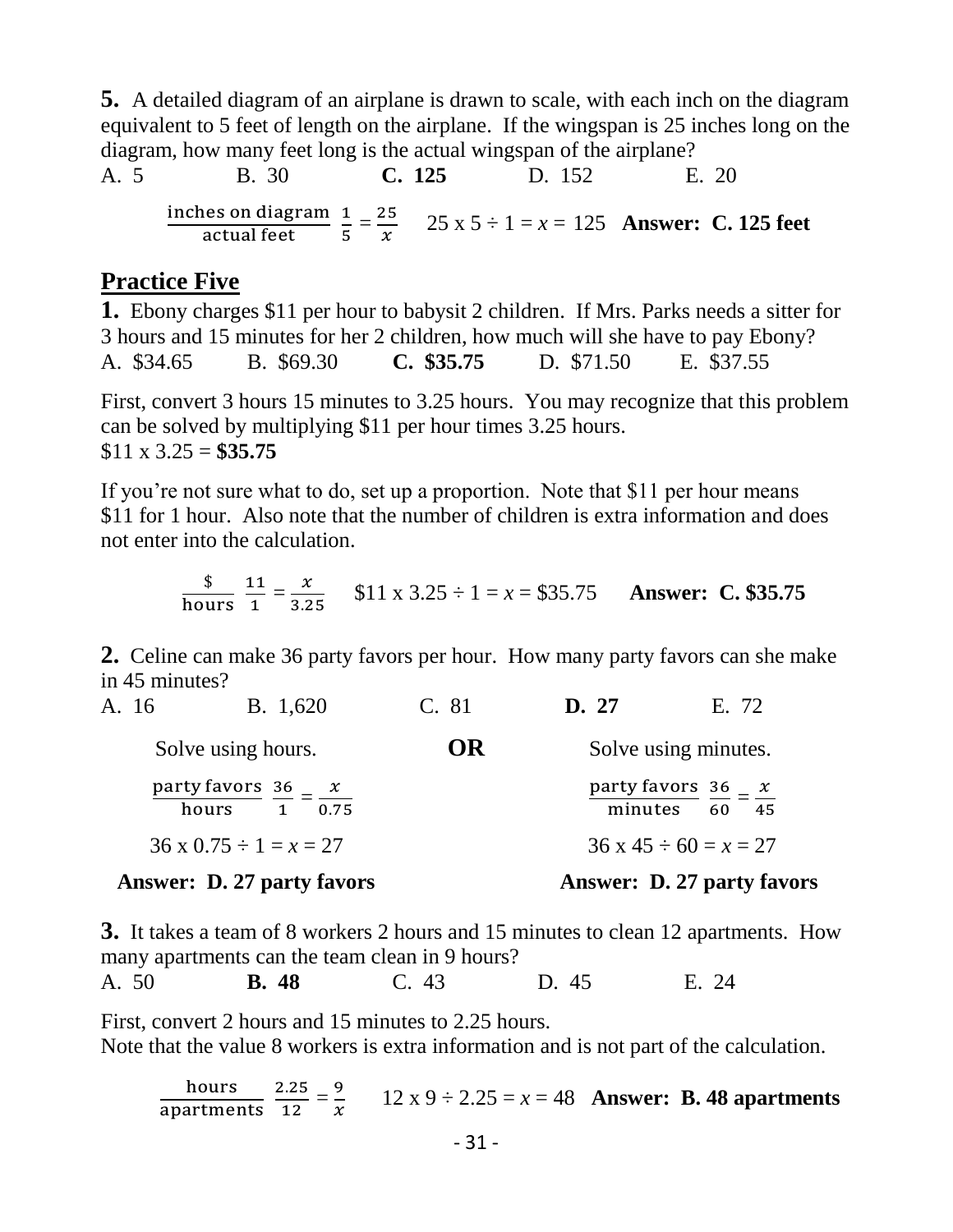**5.** A detailed diagram of an airplane is drawn to scale, with each inch on the diagram equivalent to 5 feet of length on the airplane. If the wingspan is 25 inches long on the diagram, how many feet long is the actual wingspan of the airplane?

A. 5 B. 30 **C. 125** D. 152 E. 20

$\frac{\text{inches on diagram}}{\text{actual feet}}$ $\frac{1}{5} = \frac{25}{x}$ 25 x 5 ÷ 1 = $x$ = 125 **Answer: C. 125 feet**

## Practice Five

**1.** Ebony charges $11 per hour to babysit 2 children. If Mrs. Parks needs a sitter for 3 hours and 15 minutes for her 2 children, how much will she have to pay Ebony?

A. $34.65 B. $69.30 **C. $35.75** D. $71.50 E. $37.55

First, convert 3 hours 15 minutes to 3.25 hours. You may recognize that this problem can be solved by multiplying $11 per hour times 3.25 hours.
$11 x 3.25 = **$35.75**

If you're not sure what to do, set up a proportion. Note that $11 per hour means $11 for 1 hour. Also note that the number of children is extra information and does not enter into the calculation.

$\frac{\$}{\text{hours}}$ $\frac{11}{1} = \frac{x}{3.25}$ $11 x 3.25 ÷ 1 = $x$ = $35.75 **Answer: C. $35.75**

**2.** Celine can make 36 party favors per hour. How many party favors can she make in 45 minutes?

A. 16 B. 1,620 C. 81 **D. 27** E. 72

Solve using hours. **OR** Solve using minutes.

$\frac{\text{party favors}}{\text{hours}}$ $\frac{36}{1} = \frac{x}{0.75}$

36 x 0.75 ÷ 1 = $x$ = 27

**Answer: D. 27 party favors**

$\frac{\text{party favors}}{\text{minutes}}$ $\frac{36}{60} = \frac{x}{45}$

36 x 45 ÷ 60 = $x$ = 27

**Answer: D. 27 party favors**

**3.** It takes a team of 8 workers 2 hours and 15 minutes to clean 12 apartments. How many apartments can the team clean in 9 hours?

A. 50 **B. 48** C. 43 D. 45 E. 24

First, convert 2 hours and 15 minutes to 2.25 hours.
Note that the value 8 workers is extra information and is not part of the calculation.

$\frac{\text{hours}}{\text{apartments}}$ $\frac{2.25}{12} = \frac{9}{x}$ 12 x 9 ÷ 2.25 = $x$ = 48 **Answer: B. 48 apartments**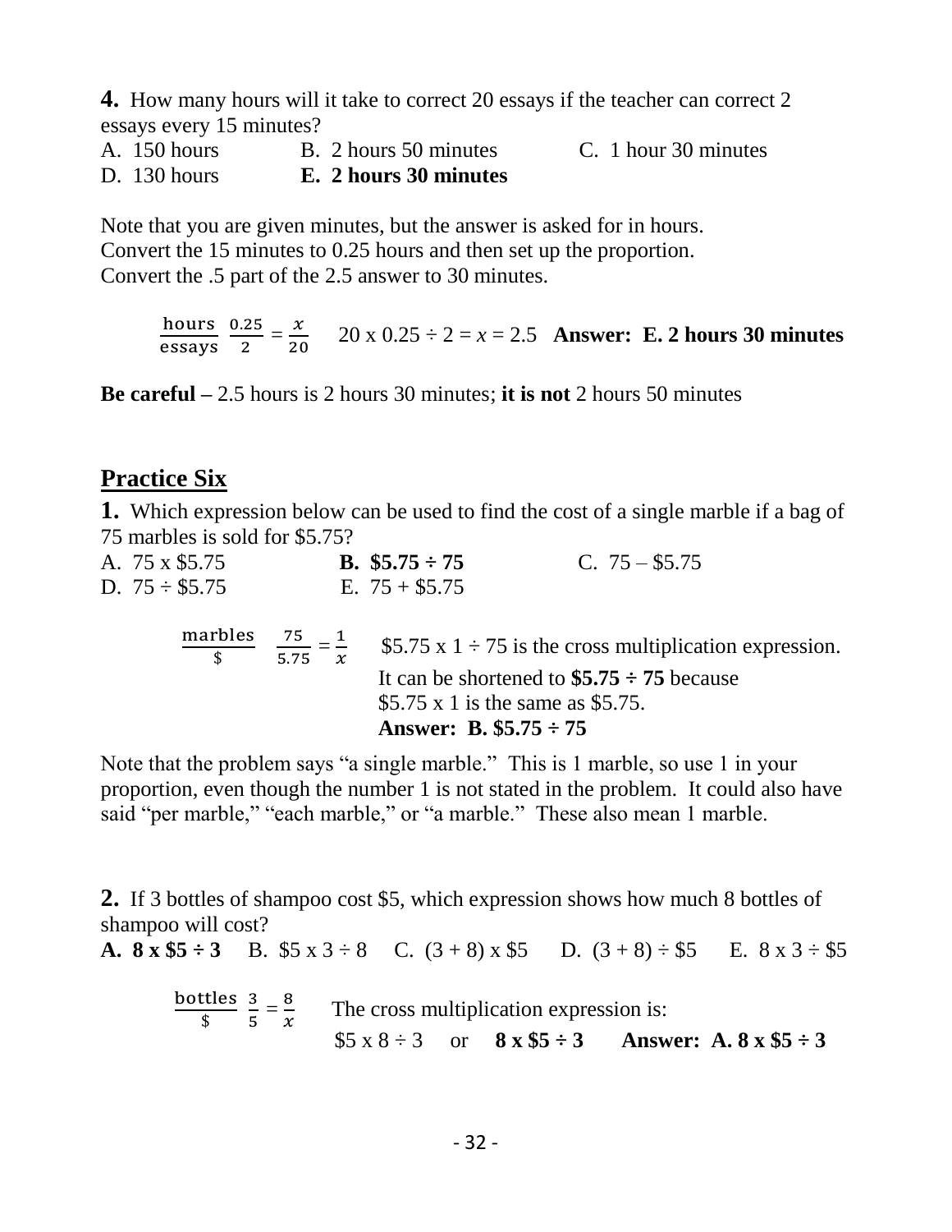**4.** How many hours will it take to correct 20 essays if the teacher can correct 2 essays every 15 minutes?

A. 150 hours    B. 2 hours 50 minutes    C. 1 hour 30 minutes
D. 130 hours    **E. 2 hours 30 minutes**

Note that you are given minutes, but the answer is asked for in hours.
Convert the 15 minutes to 0.25 hours and then set up the proportion.
Convert the .5 part of the 2.5 answer to 30 minutes.

$\frac{\text{hours}}{\text{essays}}$ $\frac{0.25}{2} = \frac{x}{20}$    20 x 0.25 ÷ 2 = $x$ = 2.5   **Answer: E. 2 hours 30 minutes**

**Be careful –** 2.5 hours is 2 hours 30 minutes; **it is not** 2 hours 50 minutes

## Practice Six

**1.** Which expression below can be used to find the cost of a single marble if a bag of 75 marbles is sold for $5.75?

A. 75 x $5.75    **B. $5.75 ÷ 75**    C. 75 – $5.75
D. 75 ÷ $5.75    E. 75 + $5.75

$\frac{\text{marbles}}{\$}$ $\frac{75}{5.75} = \frac{1}{x}$    $5.75 x 1 ÷ 75 is the cross multiplication expression.
It can be shortened to **$5.75 ÷ 75** because
$5.75 x 1 is the same as $5.75.
**Answer: B. $5.75 ÷ 75**

Note that the problem says "a single marble." This is 1 marble, so use 1 in your proportion, even though the number 1 is not stated in the problem. It could also have said "per marble," "each marble," or "a marble." These also mean 1 marble.

**2.** If 3 bottles of shampoo cost $5, which expression shows how much 8 bottles of shampoo will cost?

**A. 8 x $5 ÷ 3**    B. $5 x 3 ÷ 8    C. (3 + 8) x $5    D. (3 + 8) ÷ $5    E. 8 x 3 ÷ $5

$\frac{\text{bottles}}{\$}$ $\frac{3}{5} = \frac{8}{x}$    The cross multiplication expression is:
$5 x 8 ÷ 3   or   **8 x $5 ÷ 3**   **Answer: A. 8 x $5 ÷ 3**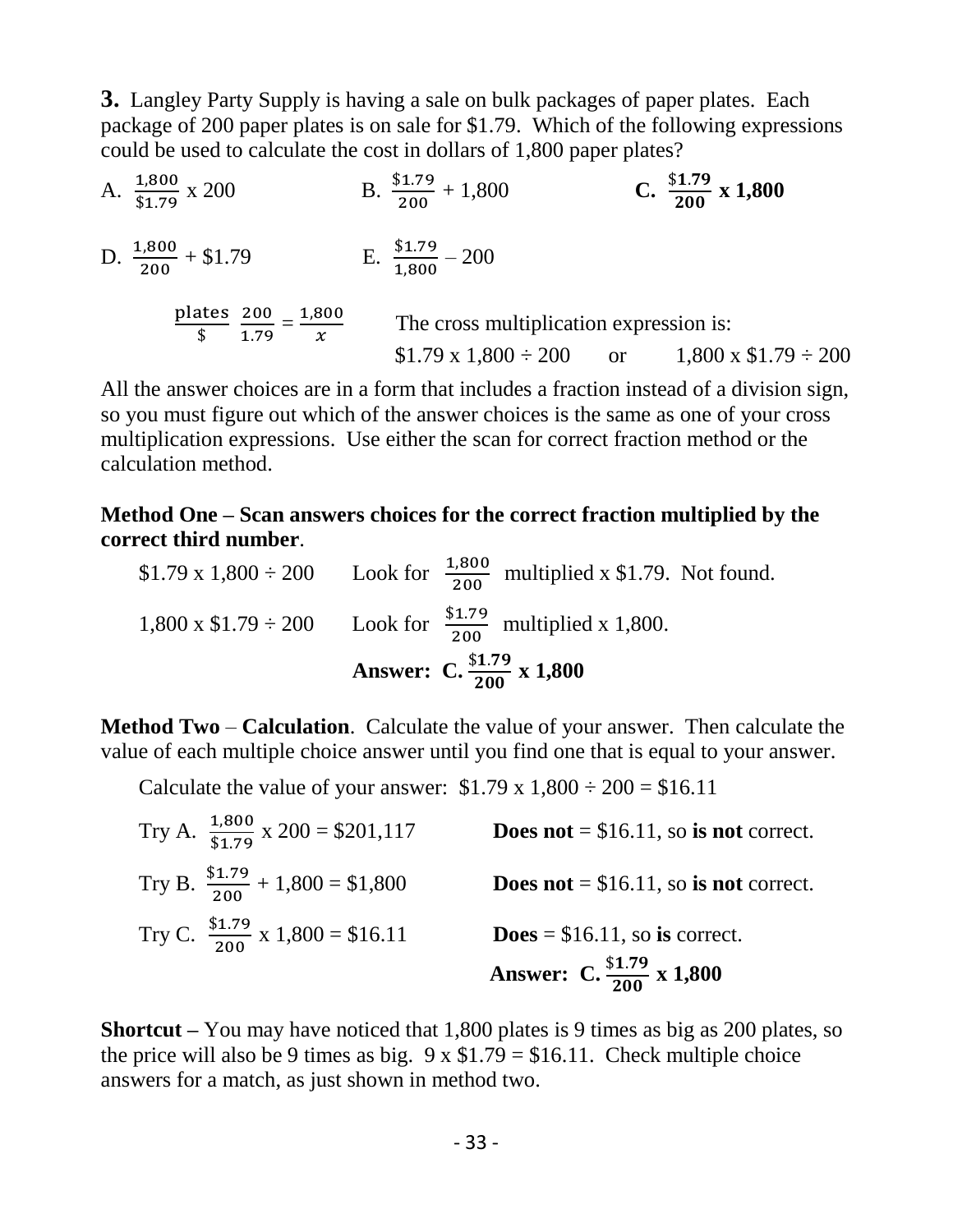**3.** Langley Party Supply is having a sale on bulk packages of paper plates. Each package of 200 paper plates is on sale for $1.79. Which of the following expressions could be used to calculate the cost in dollars of 1,800 paper plates?

A. $\frac{1,800}{\$1.79}$ x 200 B. $\frac{\$1.79}{200}$ + 1,800 **C. $\frac{\$1.79}{200}$ x 1,800**

D. $\frac{1,800}{200}$ + \$1.79 E. $\frac{\$1.79}{1,800}$ – 200

$\frac{\text{plates}}{\$}$ $\frac{200}{1.79} = \frac{1,800}{x}$ The cross multiplication expression is:

$1.79 x 1,800 ÷ 200 or 1,800 x $1.79 ÷ 200

All the answer choices are in a form that includes a fraction instead of a division sign, so you must figure out which of the answer choices is the same as one of your cross multiplication expressions. Use either the scan for correct fraction method or the calculation method.

**Method One – Scan answers choices for the correct fraction multiplied by the correct third number**.

$1.79 x 1,800 ÷ 200 Look for $\frac{1,800}{200}$ multiplied x $1.79. Not found.

1,800 x $1.79 ÷ 200 Look for $\frac{\$1.79}{200}$ multiplied x 1,800.

**Answer: C. $\frac{\$1.79}{200}$ x 1,800**

**Method Two** – **Calculation**. Calculate the value of your answer. Then calculate the value of each multiple choice answer until you find one that is equal to your answer.

Calculate the value of your answer: $1.79 x 1,800 ÷ 200 = $16.11

Try A. $\frac{1,800}{\$1.79}$ x 200 = $201,117 **Does not** = $16.11, so **is not** correct.

Try B. $\frac{\$1.79}{200}$ + 1,800 = $1,800 **Does not** = $16.11, so **is not** correct.

Try C. $\frac{\$1.79}{200}$ x 1,800 = $16.11 **Does** = $16.11, so **is** correct.

**Answer: C. $\frac{\$1.79}{200}$ x 1,800**

**Shortcut –** You may have noticed that 1,800 plates is 9 times as big as 200 plates, so the price will also be 9 times as big. 9 x $1.79 = $16.11. Check multiple choice answers for a match, as just shown in method two.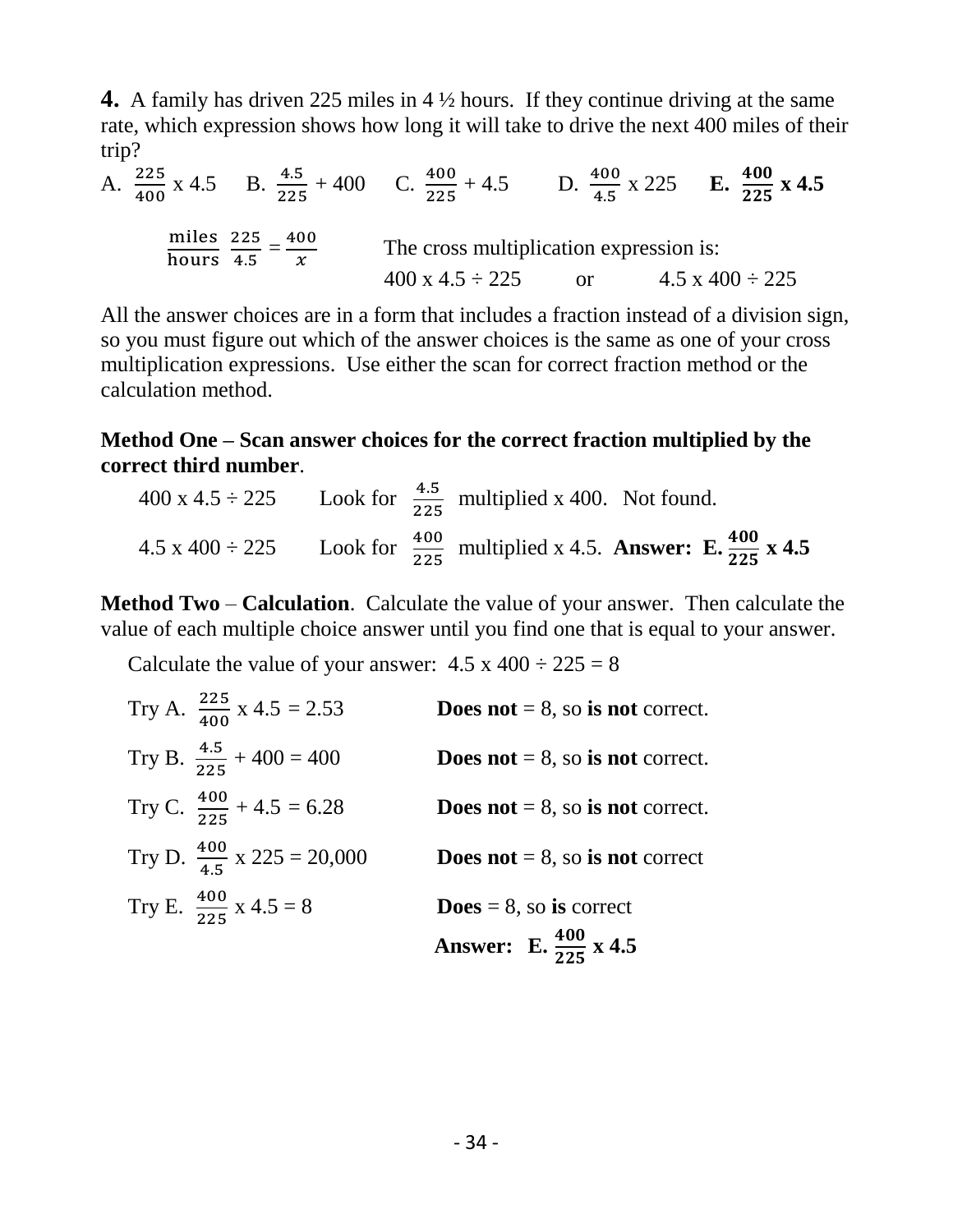**4.** A family has driven 225 miles in 4 ½ hours. If they continue driving at the same rate, which expression shows how long it will take to drive the next 400 miles of their trip?

A. $\frac{225}{400}$ x 4.5 B. $\frac{4.5}{225}$ + 400 C. $\frac{400}{225}$ + 4.5 D. $\frac{400}{4.5}$ x 225 **E. $\frac{400}{225}$ x 4.5**

$\frac{\text{miles}}{\text{hours}}\ \frac{225}{4.5} = \frac{400}{x}$

The cross multiplication expression is:
400 x 4.5 ÷ 225 or 4.5 x 400 ÷ 225

All the answer choices are in a form that includes a fraction instead of a division sign, so you must figure out which of the answer choices is the same as one of your cross multiplication expressions. Use either the scan for correct fraction method or the calculation method.

**Method One – Scan answer choices for the correct fraction multiplied by the correct third number**.

400 x 4.5 ÷ 225 Look for $\frac{4.5}{225}$ multiplied x 400. Not found.

4.5 x 400 ÷ 225 Look for $\frac{400}{225}$ multiplied x 4.5. **Answer: E. $\frac{400}{225}$ x 4.5**

**Method Two** – **Calculation**. Calculate the value of your answer. Then calculate the value of each multiple choice answer until you find one that is equal to your answer.

Calculate the value of your answer: 4.5 x 400 ÷ 225 = 8

Try A. $\frac{225}{400}$ x 4.5 = 2.53 **Does not** = 8, so **is not** correct.

Try B. $\frac{4.5}{225}$ + 400 = 400 **Does not** = 8, so **is not** correct.

Try C. $\frac{400}{225}$ + 4.5 = 6.28 **Does not** = 8, so **is not** correct.

Try D. $\frac{400}{4.5}$ x 225 = 20,000 **Does not** = 8, so **is not** correct

Try E. $\frac{400}{225}$ x 4.5 = 8 **Does** = 8, so **is** correct

**Answer: E. $\frac{400}{225}$ x 4.5**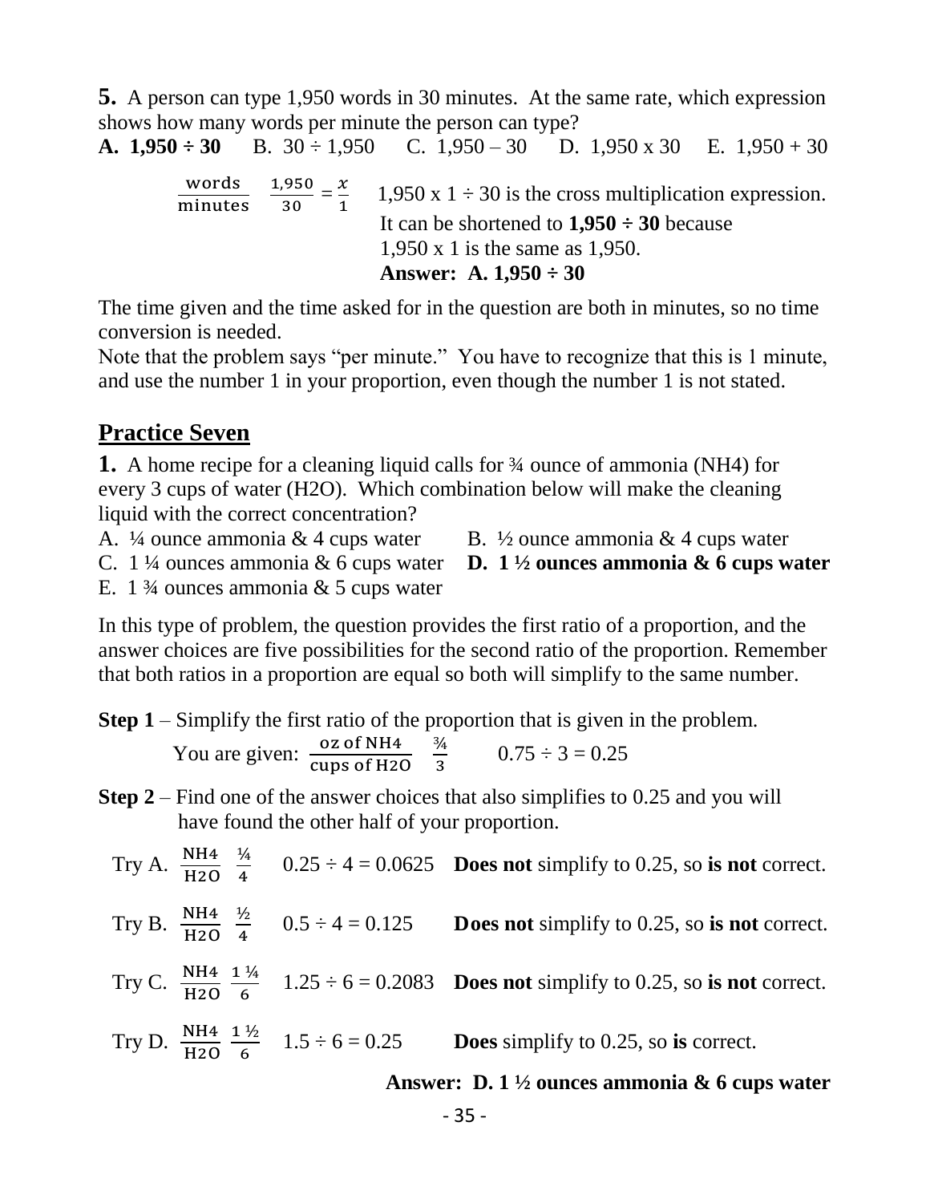**5.** A person can type 1,950 words in 30 minutes. At the same rate, which expression shows how many words per minute the person can type?

**A. 1,950 ÷ 30** B. 30 ÷ 1,950 C. 1,950 – 30 D. 1,950 x 30 E. 1,950 + 30

$\frac{\text{words}}{\text{minutes}}$ $\frac{1{,}950}{30} = \frac{x}{1}$ 1,950 x 1 ÷ 30 is the cross multiplication expression. It can be shortened to **1,950 ÷ 30** because 1,950 x 1 is the same as 1,950.

**Answer: A. 1,950 ÷ 30**

The time given and the time asked for in the question are both in minutes, so no time conversion is needed.

Note that the problem says "per minute." You have to recognize that this is 1 minute, and use the number 1 in your proportion, even though the number 1 is not stated.

## Practice Seven

**1.** A home recipe for a cleaning liquid calls for ¾ ounce of ammonia (NH4) for every 3 cups of water (H2O). Which combination below will make the cleaning liquid with the correct concentration?

A. ¼ ounce ammonia & 4 cups water
B. ½ ounce ammonia & 4 cups water
C. 1 ¼ ounces ammonia & 6 cups water
**D. 1 ½ ounces ammonia & 6 cups water**
E. 1 ¾ ounces ammonia & 5 cups water

In this type of problem, the question provides the first ratio of a proportion, and the answer choices are five possibilities for the second ratio of the proportion. Remember that both ratios in a proportion are equal so both will simplify to the same number.

**Step 1** – Simplify the first ratio of the proportion that is given in the problem.

You are given: $\frac{\text{oz of NH4}}{\text{cups of H2O}}$ $\frac{3/4}{3}$ 0.75 ÷ 3 = 0.25

**Step 2** – Find one of the answer choices that also simplifies to 0.25 and you will have found the other half of your proportion.

Try A. $\frac{\text{NH4}}{\text{H2O}}$ $\frac{1/4}{4}$ 0.25 ÷ 4 = 0.0625 **Does not** simplify to 0.25, so **is not** correct.

Try B. $\frac{\text{NH4}}{\text{H2O}}$ $\frac{1/2}{4}$ 0.5 ÷ 4 = 0.125 **Does not** simplify to 0.25, so **is not** correct.

Try C. $\frac{\text{NH4}}{\text{H2O}}$ $\frac{1\,1/4}{6}$ 1.25 ÷ 6 = 0.2083 **Does not** simplify to 0.25, so **is not** correct.

Try D. $\frac{\text{NH4}}{\text{H2O}}$ $\frac{1\,1/2}{6}$ 1.5 ÷ 6 = 0.25 **Does** simplify to 0.25, so **is** correct.

**Answer: D. 1 ½ ounces ammonia & 6 cups water**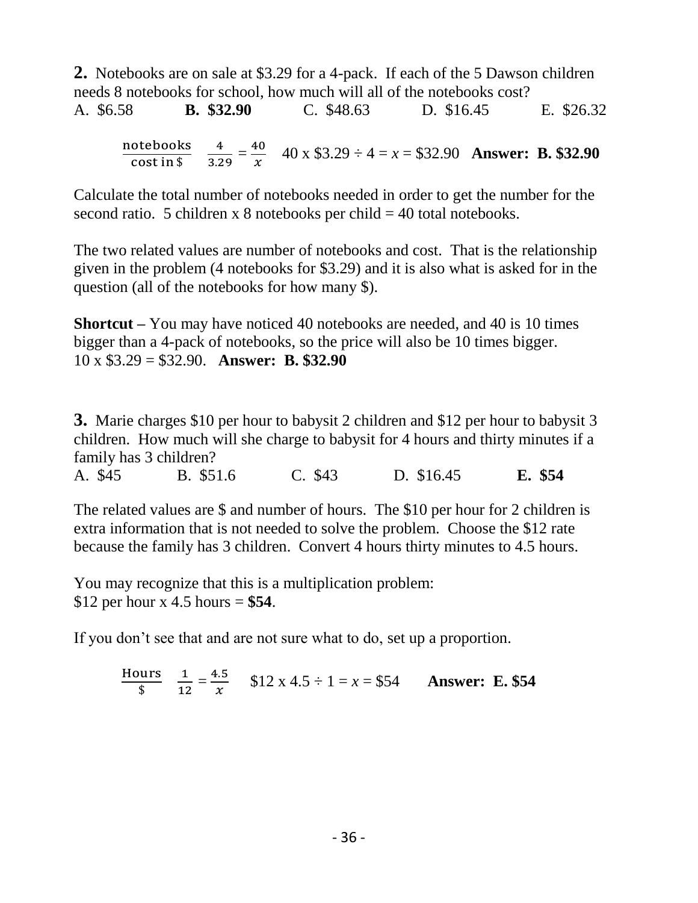**2.** Notebooks are on sale at \$3.29 for a 4-pack. If each of the 5 Dawson children needs 8 notebooks for school, how much will all of the notebooks cost?

A. \$6.58 **B. \$32.90** C. \$48.63 D. \$16.45 E. \$26.32

$\frac{\text{notebooks}}{\text{cost in \$}}$ $\frac{4}{3.29} = \frac{40}{x}$ 40 x \$3.29 ÷ 4 = $x$ = \$32.90 **Answer: B. \$32.90**

Calculate the total number of notebooks needed in order to get the number for the second ratio. 5 children x 8 notebooks per child = 40 total notebooks.

The two related values are number of notebooks and cost. That is the relationship given in the problem (4 notebooks for \$3.29) and it is also what is asked for in the question (all of the notebooks for how many \$).

**Shortcut –** You may have noticed 40 notebooks are needed, and 40 is 10 times bigger than a 4-pack of notebooks, so the price will also be 10 times bigger. 10 x \$3.29 = \$32.90. **Answer: B. \$32.90**

**3.** Marie charges \$10 per hour to babysit 2 children and \$12 per hour to babysit 3 children. How much will she charge to babysit for 4 hours and thirty minutes if a family has 3 children?

A. \$45 B. \$51.6 C. \$43 D. \$16.45 **E. \$54**

The related values are \$ and number of hours. The \$10 per hour for 2 children is extra information that is not needed to solve the problem. Choose the \$12 rate because the family has 3 children. Convert 4 hours thirty minutes to 4.5 hours.

You may recognize that this is a multiplication problem:
\$12 per hour x 4.5 hours = **\$54**.

If you don't see that and are not sure what to do, set up a proportion.

$\frac{\text{Hours}}{\$}$ $\frac{1}{12} = \frac{4.5}{x}$ \$12 x 4.5 ÷ 1 = $x$ = \$54 **Answer: E. \$54**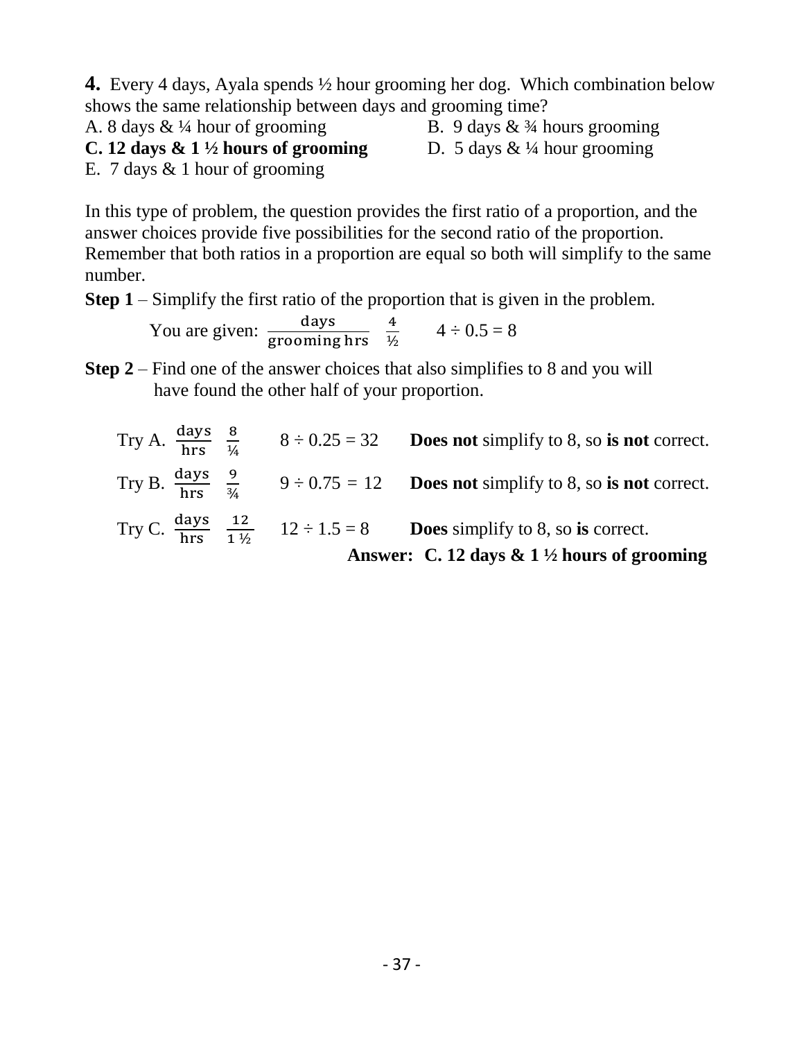**4.** Every 4 days, Ayala spends ½ hour grooming her dog. Which combination below shows the same relationship between days and grooming time?

A. 8 days & ¼ hour of grooming
B. 9 days & ¾ hours grooming
**C. 12 days & 1 ½ hours of grooming**
D. 5 days & ¼ hour grooming
E. 7 days & 1 hour of grooming

In this type of problem, the question provides the first ratio of a proportion, and the answer choices provide five possibilities for the second ratio of the proportion. Remember that both ratios in a proportion are equal so both will simplify to the same number.

**Step 1** – Simplify the first ratio of the proportion that is given in the problem.

You are given: $\frac{\text{days}}{\text{grooming hrs}}$ $\frac{4}{½}$ $\quad 4 \div 0.5 = 8$

**Step 2** – Find one of the answer choices that also simplifies to 8 and you will have found the other half of your proportion.

Try A. $\frac{\text{days}}{\text{hrs}}$ $\frac{8}{¼}$ $\quad 8 \div 0.25 = 32$ **Does not** simplify to 8, so **is not** correct.

Try B. $\frac{\text{days}}{\text{hrs}}$ $\frac{9}{¾}$ $\quad 9 \div 0.75 = 12$ **Does not** simplify to 8, so **is not** correct.

Try C. $\frac{\text{days}}{\text{hrs}}$ $\frac{12}{1 ½}$ $\quad 12 \div 1.5 = 8$ **Does** simplify to 8, so **is** correct.

**Answer: C. 12 days & 1 ½ hours of grooming**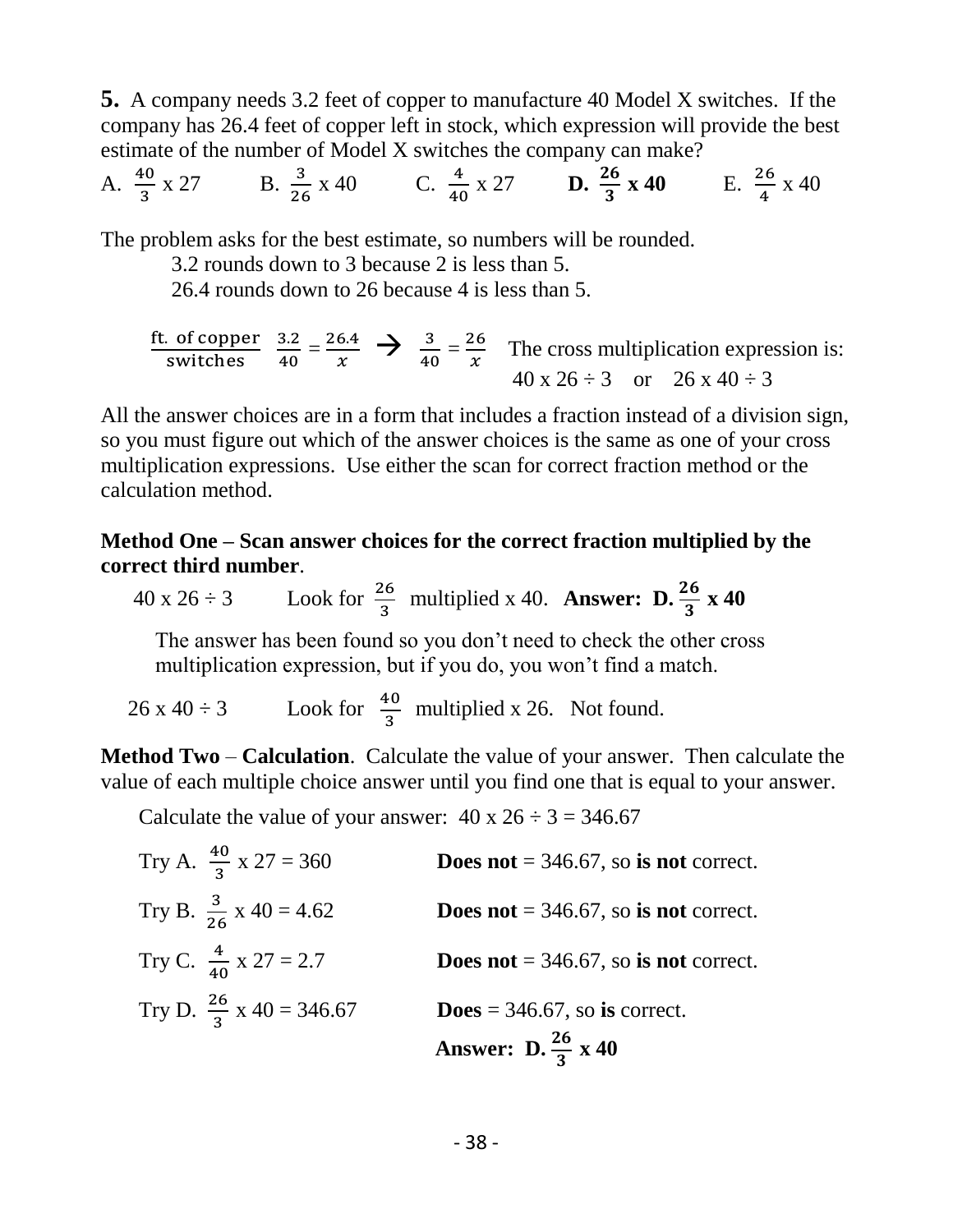**5.** A company needs 3.2 feet of copper to manufacture 40 Model X switches. If the company has 26.4 feet of copper left in stock, which expression will provide the best estimate of the number of Model X switches the company can make?

A. $\frac{40}{3}$ x 27  B. $\frac{3}{26}$ x 40  C. $\frac{4}{40}$ x 27  **D. $\frac{26}{3}$ x 40**  E. $\frac{26}{4}$ x 40

The problem asks for the best estimate, so numbers will be rounded.

3.2 rounds down to 3 because 2 is less than 5.

26.4 rounds down to 26 because 4 is less than 5.

$\frac{\text{ft. of copper}}{\text{switches}}$ $\frac{3.2}{40} = \frac{26.4}{x}$ → $\frac{3}{40} = \frac{26}{x}$ The cross multiplication expression is:

40 x 26 ÷ 3 or 26 x 40 ÷ 3

All the answer choices are in a form that includes a fraction instead of a division sign, so you must figure out which of the answer choices is the same as one of your cross multiplication expressions. Use either the scan for correct fraction method or the calculation method.

**Method One – Scan answer choices for the correct fraction multiplied by the correct third number**.

40 x 26 ÷ 3  Look for $\frac{26}{3}$ multiplied x 40. **Answer: D. $\frac{26}{3}$ x 40**

The answer has been found so you don't need to check the other cross multiplication expression, but if you do, you won't find a match.

26 x 40 ÷ 3  Look for $\frac{40}{3}$ multiplied x 26. Not found.

**Method Two** – **Calculation**. Calculate the value of your answer. Then calculate the value of each multiple choice answer until you find one that is equal to your answer.

Calculate the value of your answer: 40 x 26 ÷ 3 = 346.67

Try A. $\frac{40}{3}$ x 27 = 360  **Does not** = 346.67, so **is not** correct.

Try B. $\frac{3}{26}$ x 40 = 4.62  **Does not** = 346.67, so **is not** correct.

Try C. $\frac{4}{40}$ x 27 = 2.7  **Does not** = 346.67, so **is not** correct.

Try D. $\frac{26}{3}$ x 40 = 346.67  **Does** = 346.67, so **is** correct.

**Answer: D. $\frac{26}{3}$ x 40**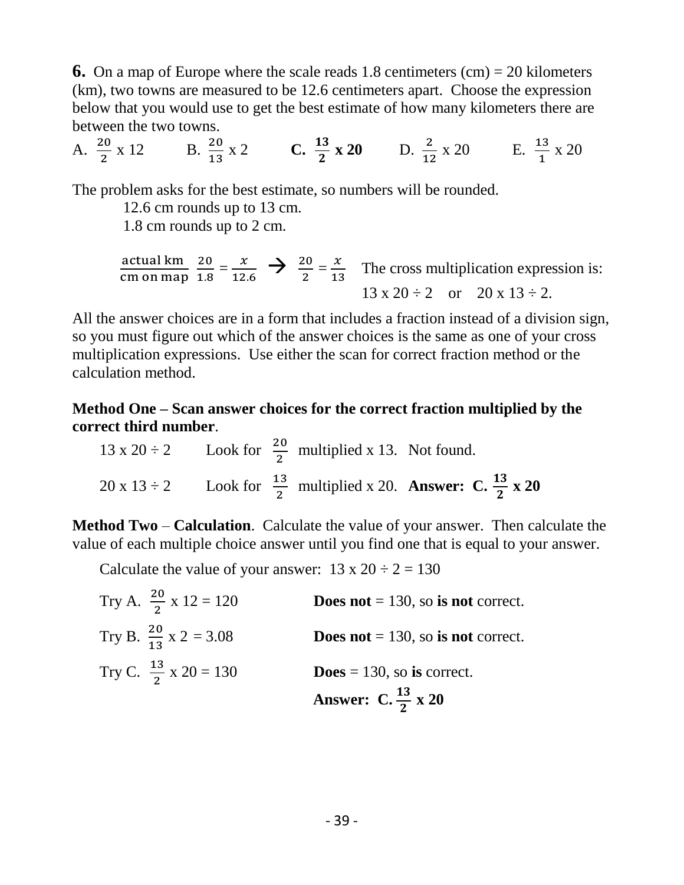**6.** On a map of Europe where the scale reads 1.8 centimeters (cm) = 20 kilometers (km), two towns are measured to be 12.6 centimeters apart. Choose the expression below that you would use to get the best estimate of how many kilometers there are between the two towns.

A. $\frac{20}{2}$ x 12  B. $\frac{20}{13}$ x 2  **C. $\frac{13}{2}$ x 20**  D. $\frac{2}{12}$ x 20  E. $\frac{13}{1}$ x 20

The problem asks for the best estimate, so numbers will be rounded.

12.6 cm rounds up to 13 cm.
1.8 cm rounds up to 2 cm.

$\frac{\text{actual km}}{\text{cm on map}}$ $\frac{20}{1.8} = \frac{x}{12.6}$ → $\frac{20}{2} = \frac{x}{13}$  The cross multiplication expression is: $13 \times 20 \div 2$ or $20 \times 13 \div 2$.

All the answer choices are in a form that includes a fraction instead of a division sign, so you must figure out which of the answer choices is the same as one of your cross multiplication expressions. Use either the scan for correct fraction method or the calculation method.

**Method One – Scan answer choices for the correct fraction multiplied by the correct third number**.

$13 \times 20 \div 2$  Look for $\frac{20}{2}$ multiplied x 13. Not found.

$20 \times 13 \div 2$  Look for $\frac{13}{2}$ multiplied x 20. **Answer: C. $\frac{13}{2}$ x 20**

**Method Two** – **Calculation**. Calculate the value of your answer. Then calculate the value of each multiple choice answer until you find one that is equal to your answer.

Calculate the value of your answer: $13 \times 20 \div 2 = 130$

Try A. $\frac{20}{2} \times 12 = 120$  **Does not** = 130, so **is not** correct.

Try B. $\frac{20}{13} \times 2 = 3.08$  **Does not** = 130, so **is not** correct.

Try C. $\frac{13}{2} \times 20 = 130$  **Does** = 130, so **is** correct.

**Answer: C. $\frac{13}{2}$ x 20**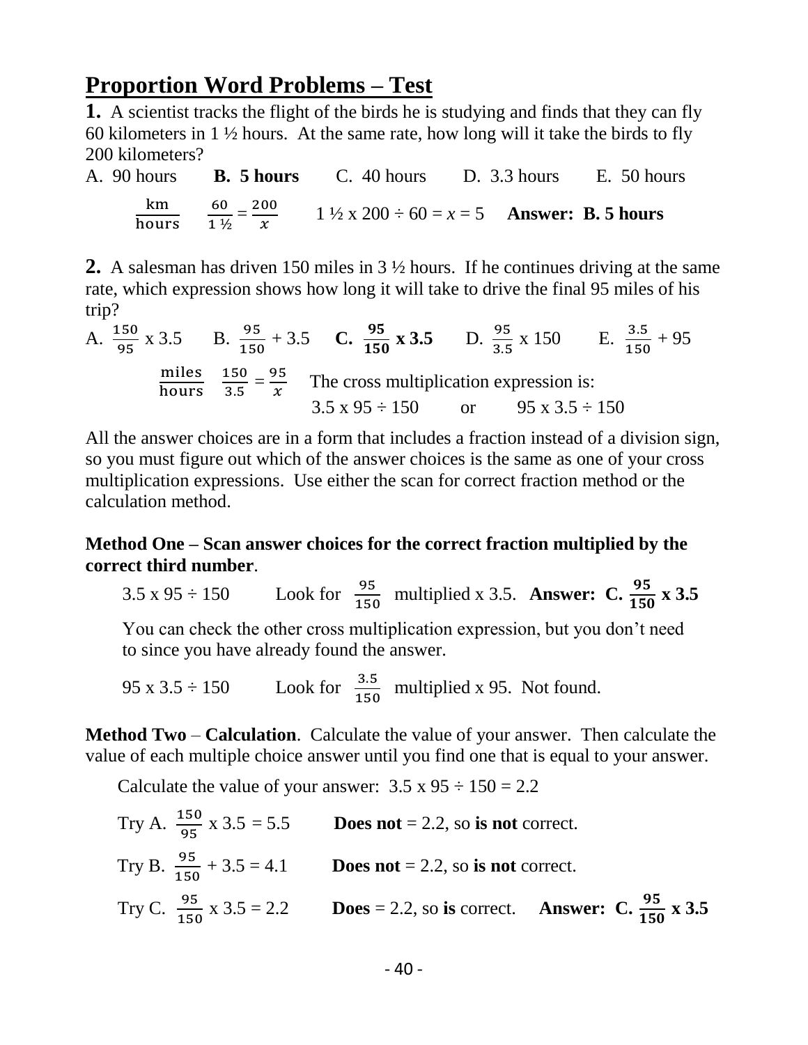# Proportion Word Problems – Test

**1.** A scientist tracks the flight of the birds he is studying and finds that they can fly 60 kilometers in 1 ½ hours. At the same rate, how long will it take the birds to fly 200 kilometers?

A. 90 hours **B. 5 hours** C. 40 hours D. 3.3 hours E. 50 hours

$\frac{\text{km}}{\text{hours}}$ $\frac{60}{1\frac{1}{2}} = \frac{200}{x}$ 1 ½ x 200 ÷ 60 = $x$ = 5 **Answer: B. 5 hours**

**2.** A salesman has driven 150 miles in 3 ½ hours. If he continues driving at the same rate, which expression shows how long it will take to drive the final 95 miles of his trip?

A. $\frac{150}{95}$ x 3.5 B. $\frac{95}{150}$ + 3.5 **C. $\frac{95}{150}$ x 3.5** D. $\frac{95}{3.5}$ x 150 E. $\frac{3.5}{150}$ + 95

$\frac{\text{miles}}{\text{hours}}$ $\frac{150}{3.5} = \frac{95}{x}$ The cross multiplication expression is:
3.5 x 95 ÷ 150 or 95 x 3.5 ÷ 150

All the answer choices are in a form that includes a fraction instead of a division sign, so you must figure out which of the answer choices is the same as one of your cross multiplication expressions. Use either the scan for correct fraction method or the calculation method.

**Method One – Scan answer choices for the correct fraction multiplied by the correct third number**.

3.5 x 95 ÷ 150 Look for $\frac{95}{150}$ multiplied x 3.5. **Answer: C. $\frac{95}{150}$ x 3.5**

You can check the other cross multiplication expression, but you don't need to since you have already found the answer.

95 x 3.5 ÷ 150 Look for $\frac{3.5}{150}$ multiplied x 95. Not found.

**Method Two** – **Calculation**. Calculate the value of your answer. Then calculate the value of each multiple choice answer until you find one that is equal to your answer.

Calculate the value of your answer: 3.5 x 95 ÷ 150 = 2.2

Try A. $\frac{150}{95}$ x 3.5 = 5.5 **Does not** = 2.2, so **is not** correct.

Try B. $\frac{95}{150}$ + 3.5 = 4.1 **Does not** = 2.2, so **is not** correct.

Try C. $\frac{95}{150}$ x 3.5 = 2.2 **Does** = 2.2, so **is** correct. **Answer: C. $\frac{95}{150}$ x 3.5**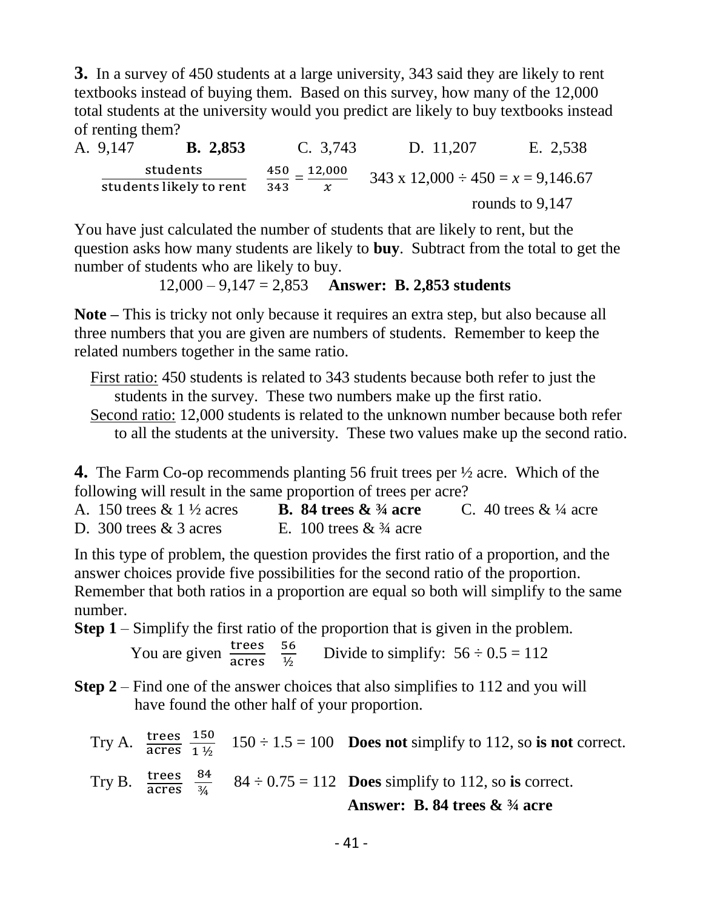**3.** In a survey of 450 students at a large university, 343 said they are likely to rent textbooks instead of buying them. Based on this survey, how many of the 12,000 total students at the university would you predict are likely to buy textbooks instead of renting them?

A. 9,147 **B. 2,853** C. 3,743 D. 11,207 E. 2,538

$\frac{\text{students}}{\text{students likely to rent}}$ $\frac{450}{343} = \frac{12{,}000}{x}$ 343 x 12,000 ÷ 450 = $x$ = 9,146.67

rounds to 9,147

You have just calculated the number of students that are likely to rent, but the question asks how many students are likely to **buy**. Subtract from the total to get the number of students who are likely to buy.

12,000 – 9,147 = 2,853 **Answer: B. 2,853 students**

**Note –** This is tricky not only because it requires an extra step, but also because all three numbers that you are given are numbers of students. Remember to keep the related numbers together in the same ratio.

First ratio: 450 students is related to 343 students because both refer to just the students in the survey. These two numbers make up the first ratio.

Second ratio: 12,000 students is related to the unknown number because both refer to all the students at the university. These two values make up the second ratio.

**4.** The Farm Co-op recommends planting 56 fruit trees per ½ acre. Which of the following will result in the same proportion of trees per acre?

A. 150 trees & 1 ½ acres **B. 84 trees & ¾ acre** C. 40 trees & ¼ acre
D. 300 trees & 3 acres E. 100 trees & ¾ acre

In this type of problem, the question provides the first ratio of a proportion, and the answer choices provide five possibilities for the second ratio of the proportion. Remember that both ratios in a proportion are equal so both will simplify to the same number.

**Step 1** – Simplify the first ratio of the proportion that is given in the problem.

You are given $\frac{\text{trees}}{\text{acres}}$ $\frac{56}{½}$ Divide to simplify: 56 ÷ 0.5 = 112

**Step 2** – Find one of the answer choices that also simplifies to 112 and you will have found the other half of your proportion.

Try A. $\frac{\text{trees}}{\text{acres}}$ $\frac{150}{1½}$ 150 ÷ 1.5 = 100 **Does not** simplify to 112, so **is not** correct.

Try B. $\frac{\text{trees}}{\text{acres}}$ $\frac{84}{¾}$ 84 ÷ 0.75 = 112 **Does** simplify to 112, so **is** correct.

**Answer: B. 84 trees & ¾ acre**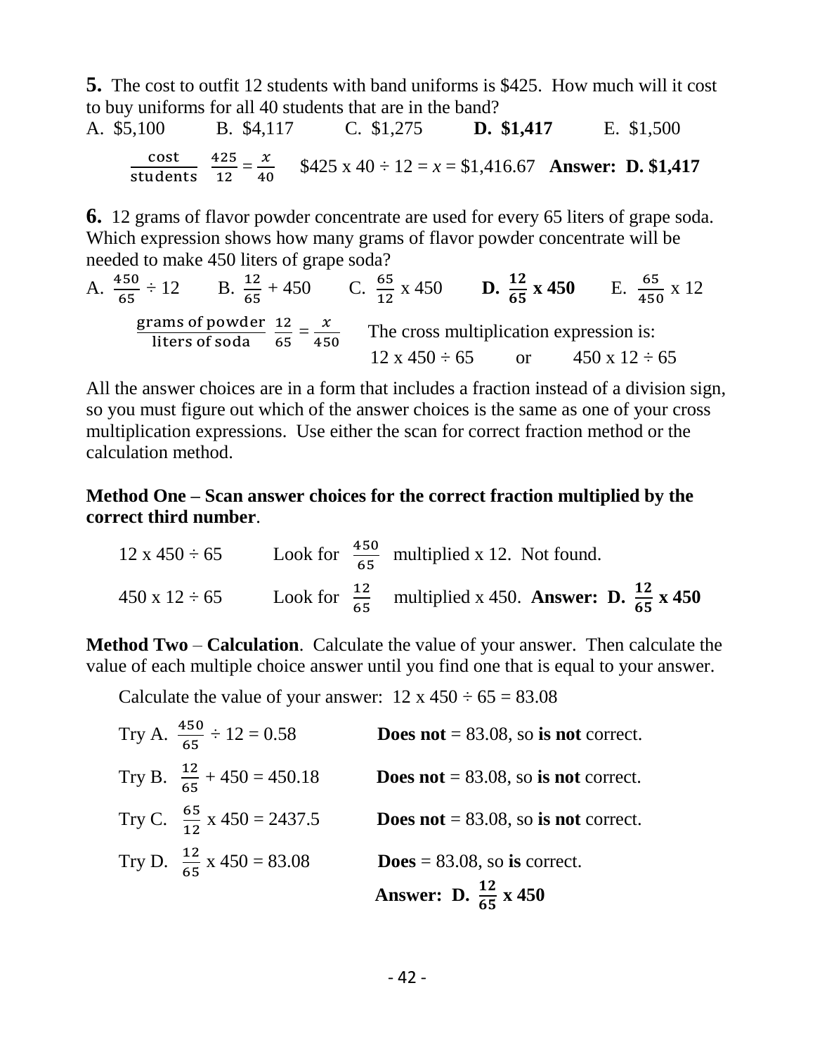**5.** The cost to outfit 12 students with band uniforms is \$425. How much will it cost to buy uniforms for all 40 students that are in the band?

A. \$5,100 B. \$4,117 C. \$1,275 **D. \$1,417** E. \$1,500

$\frac{\text{cost}}{\text{students}}$ $\frac{425}{12} = \frac{x}{40}$ \$425 x 40 ÷ 12 = $x$ = \$1,416.67 **Answer: D. \$1,417**

**6.** 12 grams of flavor powder concentrate are used for every 65 liters of grape soda. Which expression shows how many grams of flavor powder concentrate will be needed to make 450 liters of grape soda?

A. $\frac{450}{65}$ ÷ 12 B. $\frac{12}{65}$ + 450 C. $\frac{65}{12}$ x 450 **D. $\frac{12}{65}$ x 450** E. $\frac{65}{450}$ x 12

$\frac{\text{grams of powder}}{\text{liters of soda}}$ $\frac{12}{65} = \frac{x}{450}$ The cross multiplication expression is:

12 x 450 ÷ 65 or 450 x 12 ÷ 65

All the answer choices are in a form that includes a fraction instead of a division sign, so you must figure out which of the answer choices is the same as one of your cross multiplication expressions. Use either the scan for correct fraction method or the calculation method.

**Method One – Scan answer choices for the correct fraction multiplied by the correct third number**.

12 x 450 ÷ 65 Look for $\frac{450}{65}$ multiplied x 12. Not found.

450 x 12 ÷ 65 Look for $\frac{12}{65}$ multiplied x 450. **Answer: D. $\frac{12}{65}$ x 450**

**Method Two** – **Calculation**. Calculate the value of your answer. Then calculate the value of each multiple choice answer until you find one that is equal to your answer.

Calculate the value of your answer: 12 x 450 ÷ 65 = 83.08

Try A. $\frac{450}{65}$ ÷ 12 = 0.58 **Does not** = 83.08, so **is not** correct.

Try B. $\frac{12}{65}$ + 450 = 450.18 **Does not** = 83.08, so **is not** correct.

Try C. $\frac{65}{12}$ x 450 = 2437.5 **Does not** = 83.08, so **is not** correct.

Try D. $\frac{12}{65}$ x 450 = 83.08 **Does** = 83.08, so **is** correct.

**Answer: D. $\frac{12}{65}$ x 450**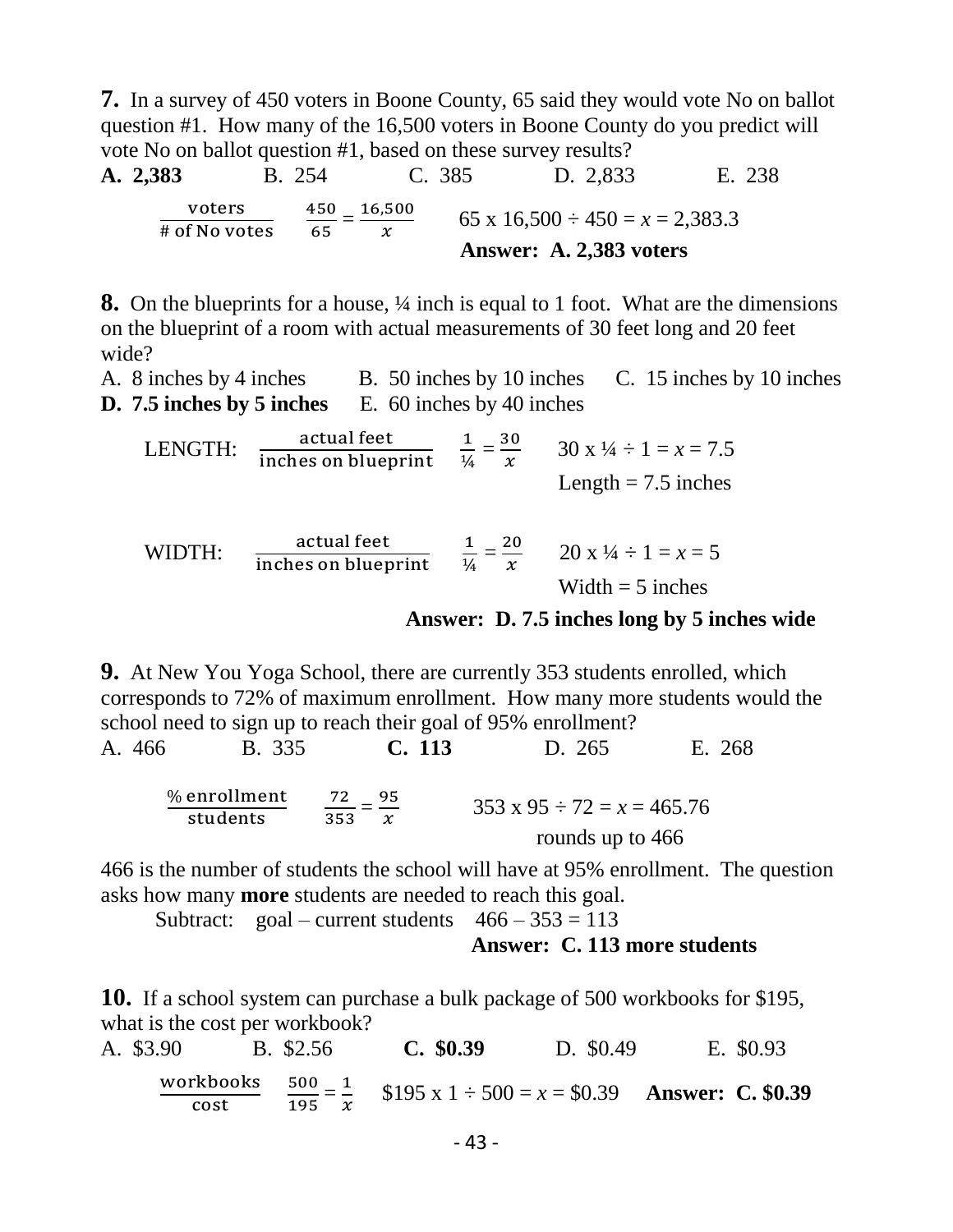**7.** In a survey of 450 voters in Boone County, 65 said they would vote No on ballot question #1. How many of the 16,500 voters in Boone County do you predict will vote No on ballot question #1, based on these survey results?

**A. 2,383** B. 254 C. 385 D. 2,833 E. 238

$\frac{\text{voters}}{\text{\# of No votes}}$ $\frac{450}{65} = \frac{16{,}500}{x}$ 65 x 16,500 ÷ 450 = $x$ = 2,383.3

**Answer: A. 2,383 voters**

**8.** On the blueprints for a house, ¼ inch is equal to 1 foot. What are the dimensions on the blueprint of a room with actual measurements of 30 feet long and 20 feet wide?

A. 8 inches by 4 inches B. 50 inches by 10 inches C. 15 inches by 10 inches
**D. 7.5 inches by 5 inches** E. 60 inches by 40 inches

LENGTH: $\frac{\text{actual feet}}{\text{inches on blueprint}}$ $\frac{1}{¼} = \frac{30}{x}$ 30 x ¼ ÷ 1 = $x$ = 7.5

Length = 7.5 inches

WIDTH: $\frac{\text{actual feet}}{\text{inches on blueprint}}$ $\frac{1}{¼} = \frac{20}{x}$ 20 x ¼ ÷ 1 = $x$ = 5

Width = 5 inches

**Answer: D. 7.5 inches long by 5 inches wide**

**9.** At New You Yoga School, there are currently 353 students enrolled, which corresponds to 72% of maximum enrollment. How many more students would the school need to sign up to reach their goal of 95% enrollment?

A. 466 B. 335 **C. 113** D. 265 E. 268

$\frac{\text{\% enrollment}}{\text{students}}$ $\frac{72}{353} = \frac{95}{x}$ 353 x 95 ÷ 72 = $x$ = 465.76

rounds up to 466

466 is the number of students the school will have at 95% enrollment. The question asks how many **more** students are needed to reach this goal.

Subtract: goal – current students 466 – 353 = 113

**Answer: C. 113 more students**

**10.** If a school system can purchase a bulk package of 500 workbooks for \$195, what is the cost per workbook?

A. \$3.90 B. \$2.56 **C. \$0.39** D. \$0.49 E. \$0.93

$\frac{\text{workbooks}}{\text{cost}}$ $\frac{500}{195} = \frac{1}{x}$ \$195 x 1 ÷ 500 = $x$ = \$0.39 **Answer: C. \$0.39**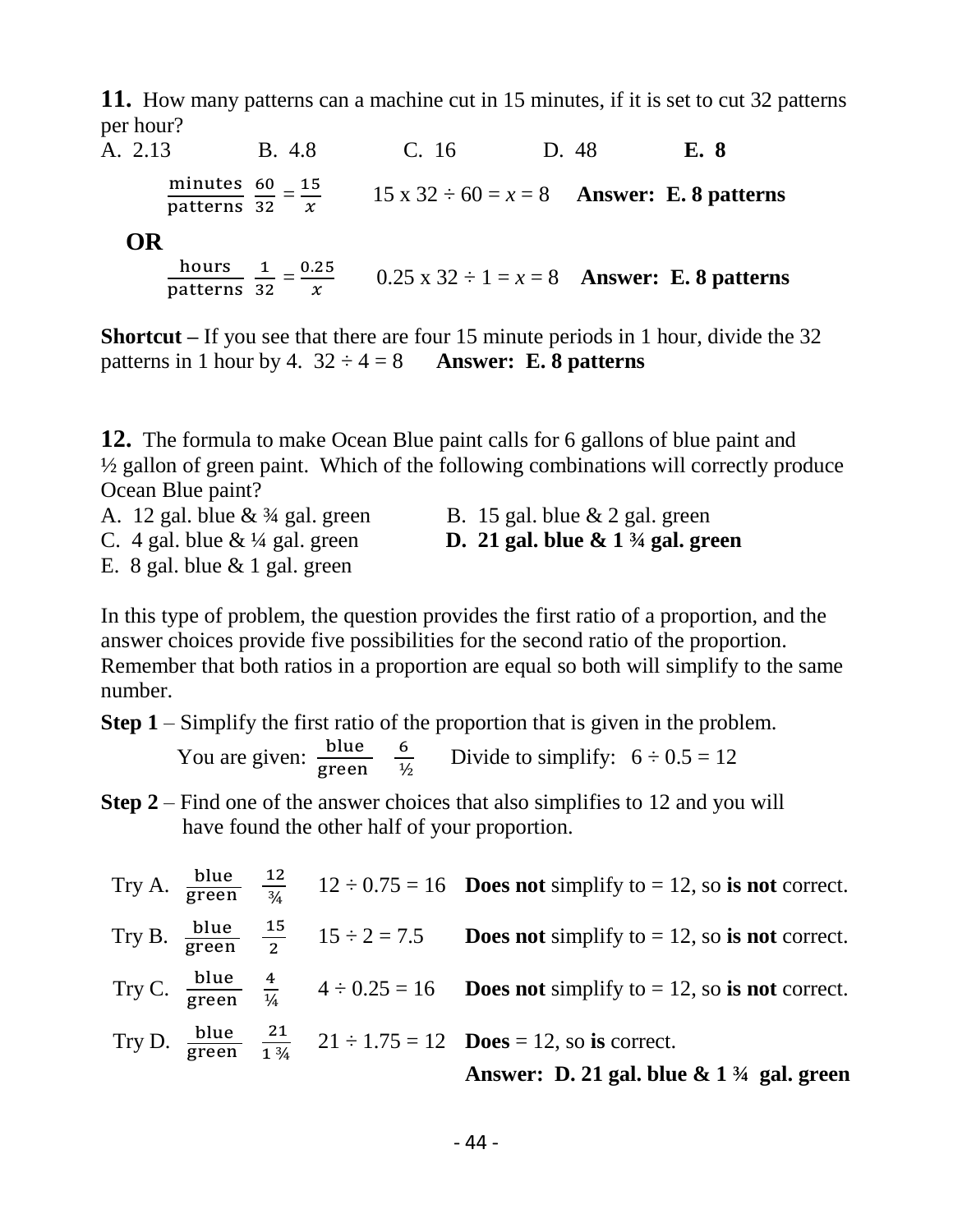**11.** How many patterns can a machine cut in 15 minutes, if it is set to cut 32 patterns per hour?

A. 2.13 B. 4.8 C. 16 D. 48 **E. 8**

$\frac{\text{minutes}}{\text{patterns}}\ \frac{60}{32} = \frac{15}{x}$ 15 x 32 ÷ 60 = $x$ = 8 **Answer: E. 8 patterns**

**OR**

$\frac{\text{hours}}{\text{patterns}}\ \frac{1}{32} = \frac{0.25}{x}$ 0.25 x 32 ÷ 1 = $x$ = 8 **Answer: E. 8 patterns**

**Shortcut –** If you see that there are four 15 minute periods in 1 hour, divide the 32 patterns in 1 hour by 4. 32 ÷ 4 = 8 **Answer: E. 8 patterns**

**12.** The formula to make Ocean Blue paint calls for 6 gallons of blue paint and ½ gallon of green paint. Which of the following combinations will correctly produce Ocean Blue paint?

A. 12 gal. blue & ¾ gal. green
B. 15 gal. blue & 2 gal. green
C. 4 gal. blue & ¼ gal. green
**D. 21 gal. blue & 1 ¾ gal. green**
E. 8 gal. blue & 1 gal. green

In this type of problem, the question provides the first ratio of a proportion, and the answer choices provide five possibilities for the second ratio of the proportion. Remember that both ratios in a proportion are equal so both will simplify to the same number.

**Step 1** – Simplify the first ratio of the proportion that is given in the problem.

You are given: $\frac{\text{blue}}{\text{green}}\ \frac{6}{½}$ Divide to simplify: 6 ÷ 0.5 = 12

**Step 2** – Find one of the answer choices that also simplifies to 12 and you will have found the other half of your proportion.

Try A. $\frac{\text{blue}}{\text{green}}\ \frac{12}{¾}$ 12 ÷ 0.75 = 16 **Does not** simplify to = 12, so **is not** correct.

Try B. $\frac{\text{blue}}{\text{green}}\ \frac{15}{2}$ 15 ÷ 2 = 7.5 **Does not** simplify to = 12, so **is not** correct.

Try C. $\frac{\text{blue}}{\text{green}}\ \frac{4}{¼}$ 4 ÷ 0.25 = 16 **Does not** simplify to = 12, so **is not** correct.

Try D. $\frac{\text{blue}}{\text{green}}\ \frac{21}{1\,¾}$ 21 ÷ 1.75 = 12 **Does** = 12, so **is** correct.

**Answer: D. 21 gal. blue & 1 ¾ gal. green**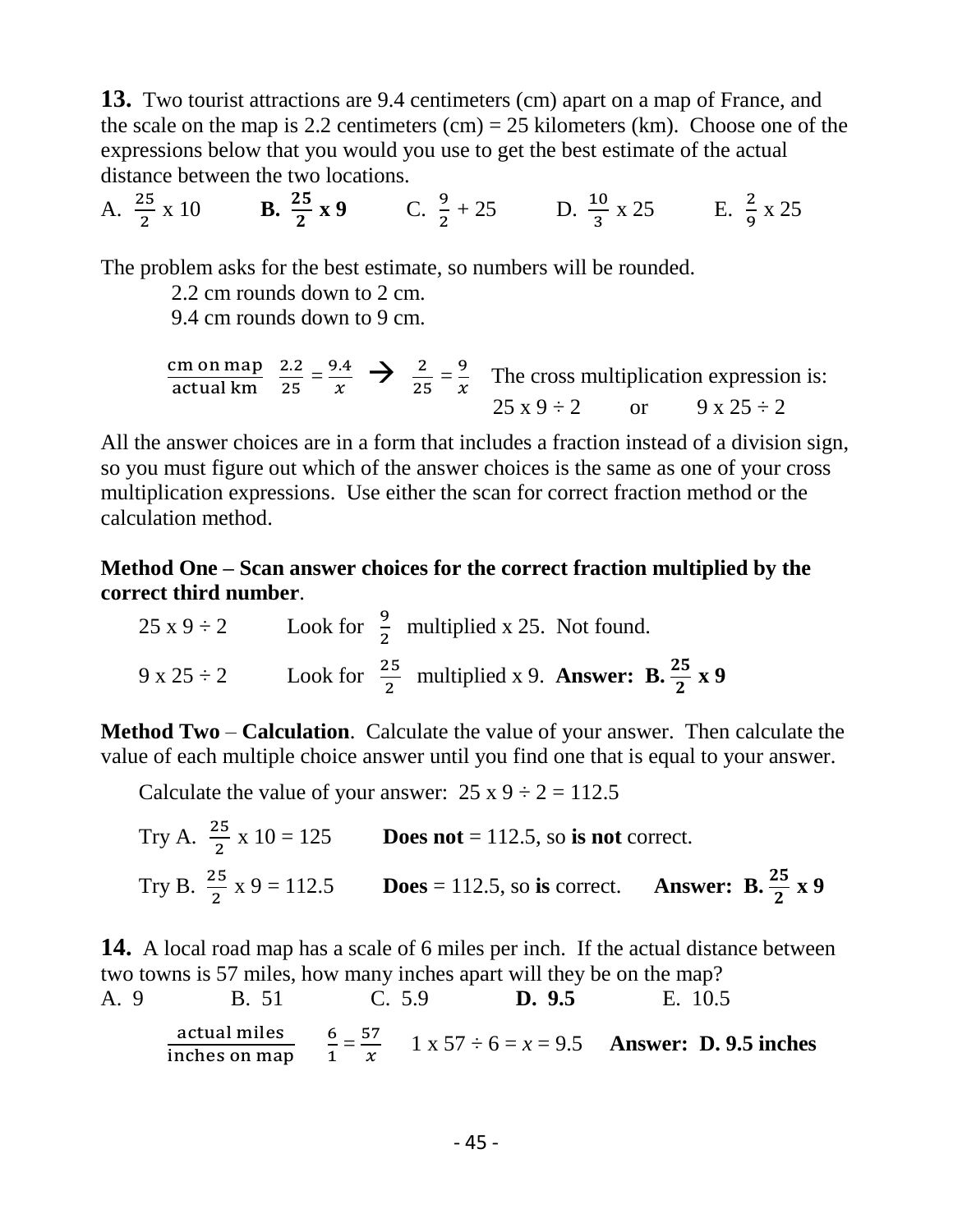**13.** Two tourist attractions are 9.4 centimeters (cm) apart on a map of France, and the scale on the map is 2.2 centimeters (cm) = 25 kilometers (km). Choose one of the expressions below that you would you use to get the best estimate of the actual distance between the two locations.

A. $\frac{25}{2}$ x 10 **B. $\frac{25}{2}$ x 9** C. $\frac{9}{2}$ + 25 D. $\frac{10}{3}$ x 25 E. $\frac{2}{9}$ x 25

The problem asks for the best estimate, so numbers will be rounded.

2.2 cm rounds down to 2 cm.
9.4 cm rounds down to 9 cm.

$\frac{\text{cm on map}}{\text{actual km}}$ $\frac{2.2}{25} = \frac{9.4}{x}$ → $\frac{2}{25} = \frac{9}{x}$ The cross multiplication expression is: 25 x 9 ÷ 2 or 9 x 25 ÷ 2

All the answer choices are in a form that includes a fraction instead of a division sign, so you must figure out which of the answer choices is the same as one of your cross multiplication expressions. Use either the scan for correct fraction method or the calculation method.

**Method One – Scan answer choices for the correct fraction multiplied by the correct third number**.

25 x 9 ÷ 2 Look for $\frac{9}{2}$ multiplied x 25. Not found.

9 x 25 ÷ 2 Look for $\frac{25}{2}$ multiplied x 9. **Answer: B. $\frac{25}{2}$ x 9**

**Method Two** – **Calculation**. Calculate the value of your answer. Then calculate the value of each multiple choice answer until you find one that is equal to your answer.

Calculate the value of your answer: 25 x 9 ÷ 2 = 112.5

Try A. $\frac{25}{2}$ x 10 = 125 **Does not** = 112.5, so **is not** correct.

Try B. $\frac{25}{2}$ x 9 = 112.5 **Does** = 112.5, so **is** correct. **Answer: B. $\frac{25}{2}$ x 9**

**14.** A local road map has a scale of 6 miles per inch. If the actual distance between two towns is 57 miles, how many inches apart will they be on the map?

A. 9 B. 51 C. 5.9 **D. 9.5** E. 10.5

$\frac{\text{actual miles}}{\text{inches on map}}$ $\frac{6}{1} = \frac{57}{x}$ 1 x 57 ÷ 6 = $x$ = 9.5 **Answer: D. 9.5 inches**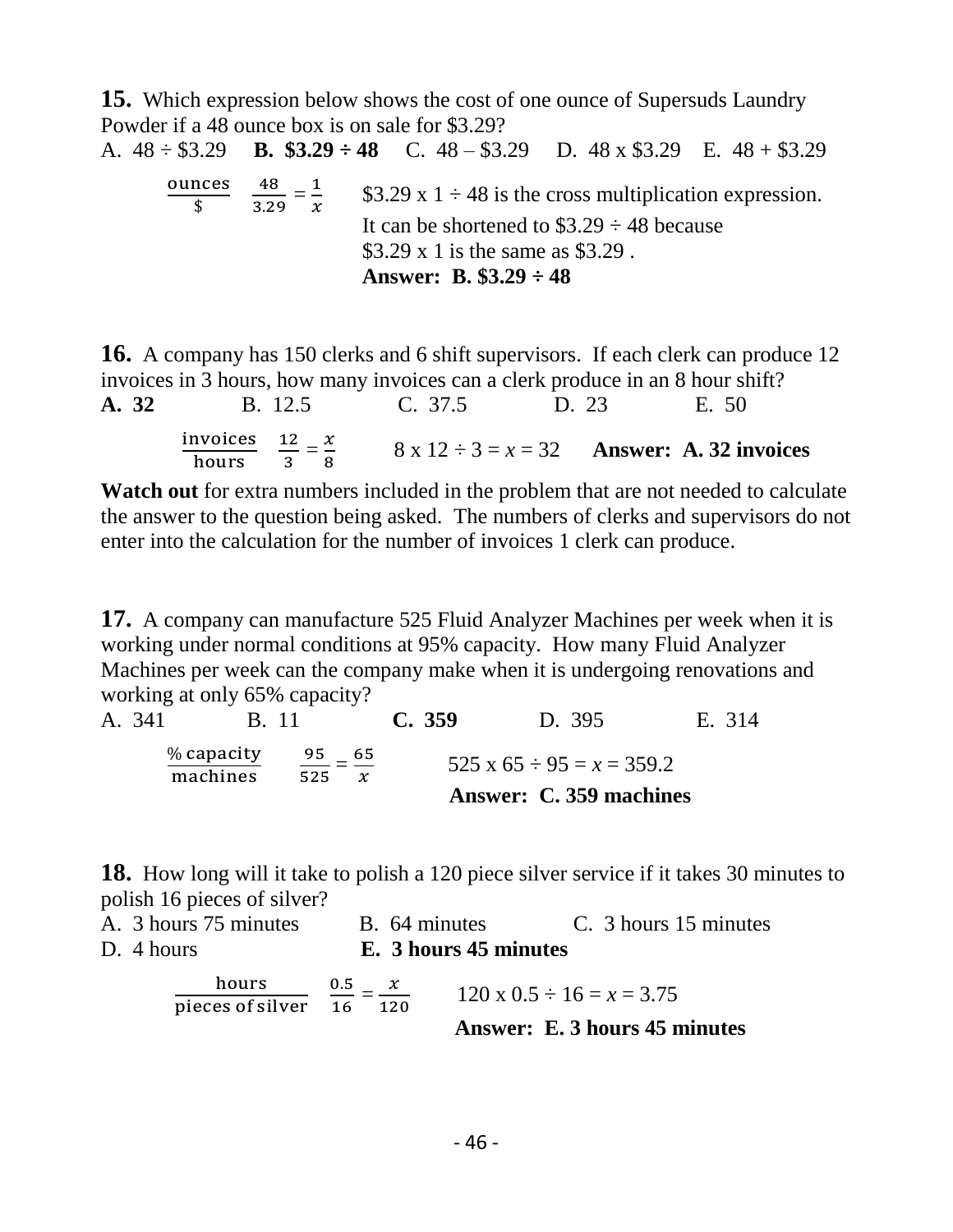**15.** Which expression below shows the cost of one ounce of Supersuds Laundry Powder if a 48 ounce box is on sale for \$3.29?

A. 48 ÷ \$3.29  **B. \$3.29 ÷ 48**  C. 48 – \$3.29  D. 48 x \$3.29  E. 48 + \$3.29

$\frac{\text{ounces}}{\$}$  $\frac{48}{3.29} = \frac{1}{x}$  \$3.29 x 1 ÷ 48 is the cross multiplication expression. It can be shortened to \$3.29 ÷ 48 because \$3.29 x 1 is the same as \$3.29 .

**Answer: B. \$3.29 ÷ 48**

**16.** A company has 150 clerks and 6 shift supervisors. If each clerk can produce 12 invoices in 3 hours, how many invoices can a clerk produce in an 8 hour shift?

**A. 32**  B. 12.5  C. 37.5  D. 23  E. 50

$\frac{\text{invoices}}{\text{hours}}$  $\frac{12}{3} = \frac{x}{8}$  8 x 12 ÷ 3 = $x$ = 32  **Answer: A. 32 invoices**

**Watch out** for extra numbers included in the problem that are not needed to calculate the answer to the question being asked. The numbers of clerks and supervisors do not enter into the calculation for the number of invoices 1 clerk can produce.

**17.** A company can manufacture 525 Fluid Analyzer Machines per week when it is working under normal conditions at 95% capacity. How many Fluid Analyzer Machines per week can the company make when it is undergoing renovations and working at only 65% capacity?

A. 341  B. 11  **C. 359**  D. 395  E. 314

$\frac{\%\text{ capacity}}{\text{machines}}$  $\frac{95}{525} = \frac{65}{x}$  525 x 65 ÷ 95 = $x$ = 359.2

**Answer: C. 359 machines**

**18.** How long will it take to polish a 120 piece silver service if it takes 30 minutes to polish 16 pieces of silver?

A. 3 hours 75 minutes  B. 64 minutes  C. 3 hours 15 minutes

D. 4 hours  **E. 3 hours 45 minutes**

$\frac{\text{hours}}{\text{pieces of silver}}$  $\frac{0.5}{16} = \frac{x}{120}$  120 x 0.5 ÷ 16 = $x$ = 3.75

**Answer: E. 3 hours 45 minutes**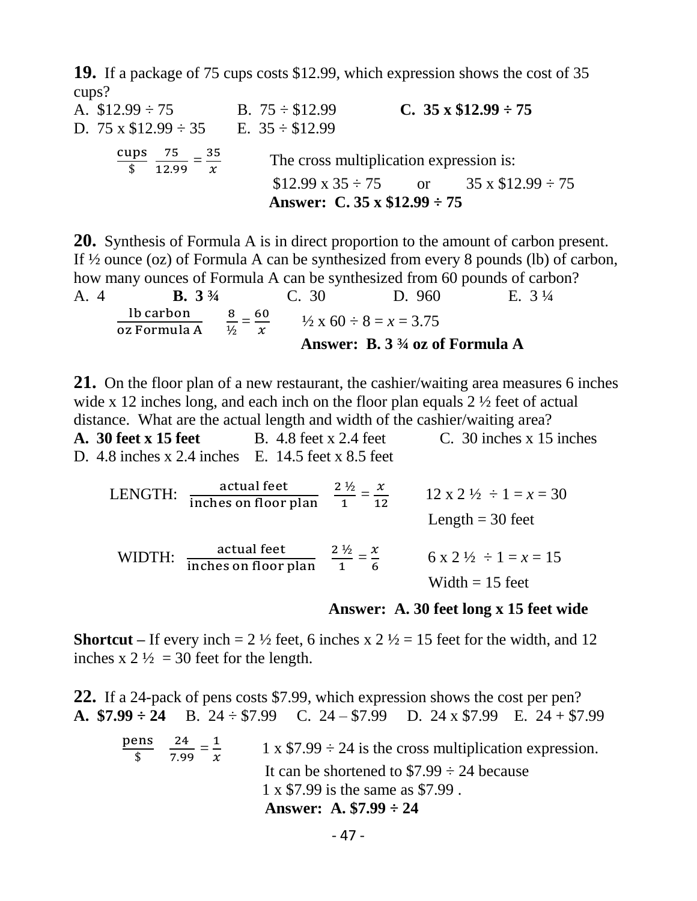**19.** If a package of 75 cups costs $12.99, which expression shows the cost of 35 cups?

A. $12.99 ÷ 75　　B. 75 ÷ $12.99　　**C. 35 x $12.99 ÷ 75**
D. 75 x $12.99 ÷ 35　　E. 35 ÷ $12.99

$\frac{\text{cups}}{\$}$ $\frac{75}{12.99} = \frac{35}{x}$

The cross multiplication expression is:
$12.99 x 35 ÷ 75　　or　　35 x $12.99 ÷ 75
**Answer: C. 35 x $12.99 ÷ 75**

**20.** Synthesis of Formula A is in direct proportion to the amount of carbon present. If ½ ounce (oz) of Formula A can be synthesized from every 8 pounds (lb) of carbon, how many ounces of Formula A can be synthesized from 60 pounds of carbon?

A. 4　　**B. 3 ¾**　　C. 30　　D. 960　　E. 3 ¼

$\frac{\text{lb carbon}}{\text{oz Formula A}}$ $\frac{8}{½} = \frac{60}{x}$

½ x 60 ÷ 8 = $x$ = 3.75
**Answer: B. 3 ¾ oz of Formula A**

**21.** On the floor plan of a new restaurant, the cashier/waiting area measures 6 inches wide x 12 inches long, and each inch on the floor plan equals 2 ½ feet of actual distance. What are the actual length and width of the cashier/waiting area?

**A. 30 feet x 15 feet**　　B. 4.8 feet x 2.4 feet　　C. 30 inches x 15 inches
D. 4.8 inches x 2.4 inches　　E. 14.5 feet x 8.5 feet

LENGTH: $\frac{\text{actual feet}}{\text{inches on floor plan}}$ $\frac{2 ½}{1} = \frac{x}{12}$　　12 x 2 ½ ÷ 1 = $x$ = 30
Length = 30 feet

WIDTH: $\frac{\text{actual feet}}{\text{inches on floor plan}}$ $\frac{2 ½}{1} = \frac{x}{6}$　　6 x 2 ½ ÷ 1 = $x$ = 15
Width = 15 feet

**Answer: A. 30 feet long x 15 feet wide**

**Shortcut –** If every inch = 2 ½ feet, 6 inches x 2 ½ = 15 feet for the width, and 12 inches x 2 ½ = 30 feet for the length.

**22.** If a 24-pack of pens costs $7.99, which expression shows the cost per pen?

**A. $7.99 ÷ 24**　　B. 24 ÷ $7.99　　C. 24 – $7.99　　D. 24 x $7.99　　E. 24 + $7.99

$\frac{\text{pens}}{\$}$ $\frac{24}{7.99} = \frac{1}{x}$

1 x $7.99 ÷ 24 is the cross multiplication expression.
It can be shortened to $7.99 ÷ 24 because
1 x $7.99 is the same as $7.99 .
**Answer: A. $7.99 ÷ 24**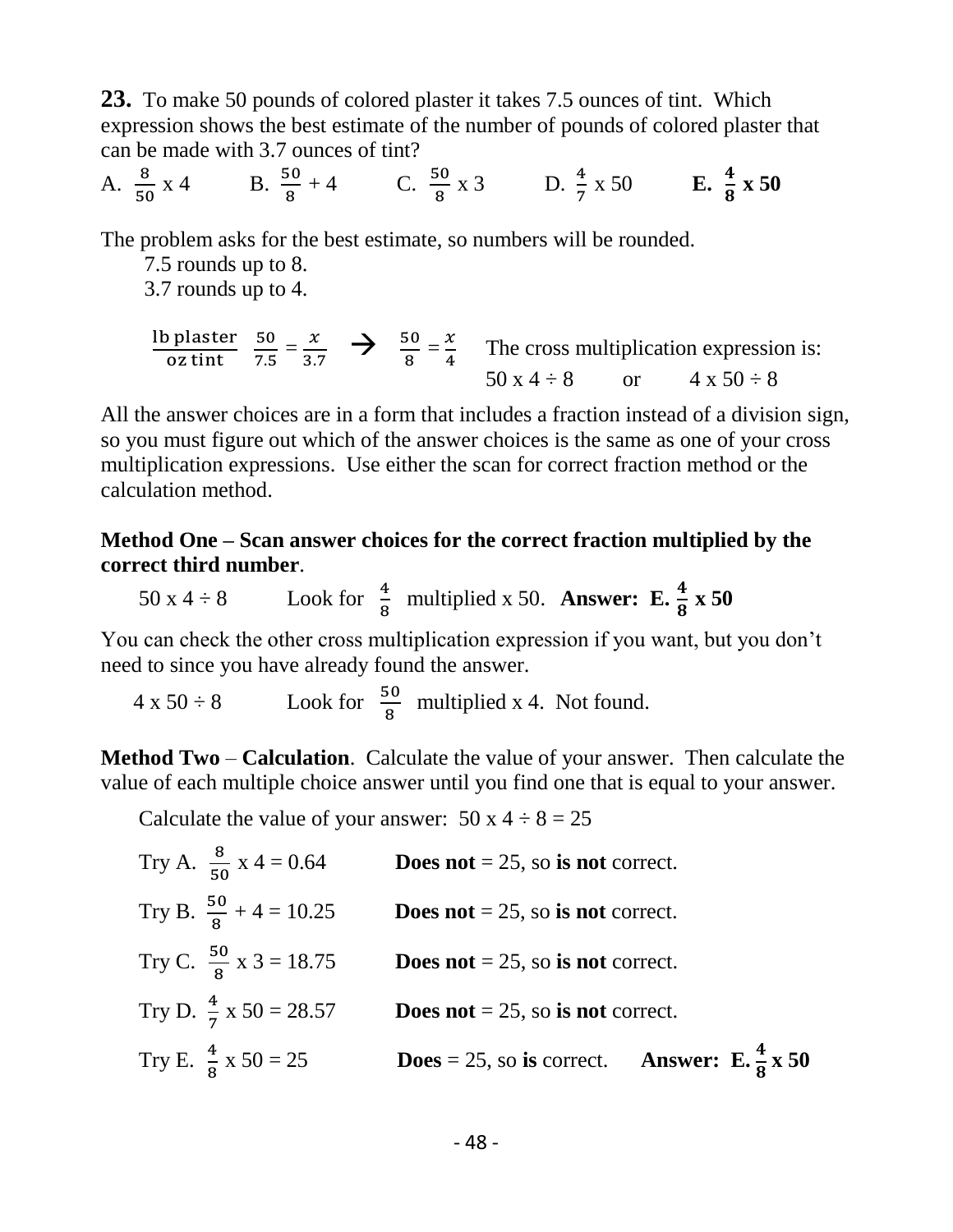**23.** To make 50 pounds of colored plaster it takes 7.5 ounces of tint. Which expression shows the best estimate of the number of pounds of colored plaster that can be made with 3.7 ounces of tint?

A. $\frac{8}{50}$ x 4 B. $\frac{50}{8}$ + 4 C. $\frac{50}{8}$ x 3 D. $\frac{4}{7}$ x 50 **E. $\frac{4}{8}$ x 50**

The problem asks for the best estimate, so numbers will be rounded.

7.5 rounds up to 8.

3.7 rounds up to 4.

$\frac{\text{lb plaster}}{\text{oz tint}}$ $\frac{50}{7.5} = \frac{x}{3.7}$ $\rightarrow$ $\frac{50}{8} = \frac{x}{4}$ The cross multiplication expression is: 50 x 4 ÷ 8 or 4 x 50 ÷ 8

All the answer choices are in a form that includes a fraction instead of a division sign, so you must figure out which of the answer choices is the same as one of your cross multiplication expressions. Use either the scan for correct fraction method or the calculation method.

**Method One – Scan answer choices for the correct fraction multiplied by the correct third number**.

50 x 4 ÷ 8 Look for $\frac{4}{8}$ multiplied x 50. **Answer: E. $\frac{4}{8}$ x 50**

You can check the other cross multiplication expression if you want, but you don't need to since you have already found the answer.

4 x 50 ÷ 8 Look for $\frac{50}{8}$ multiplied x 4. Not found.

**Method Two** – **Calculation**. Calculate the value of your answer. Then calculate the value of each multiple choice answer until you find one that is equal to your answer.

Calculate the value of your answer: 50 x 4 ÷ 8 = 25

Try A. $\frac{8}{50}$ x 4 = 0.64 **Does not** = 25, so **is not** correct.

Try B. $\frac{50}{8}$ + 4 = 10.25 **Does not** = 25, so **is not** correct.

Try C. $\frac{50}{8}$ x 3 = 18.75 **Does not** = 25, so **is not** correct.

Try D. $\frac{4}{7}$ x 50 = 28.57 **Does not** = 25, so **is not** correct.

Try E. $\frac{4}{8}$ x 50 = 25 **Does** = 25, so **is** correct. **Answer: E. $\frac{4}{8}$ x 50**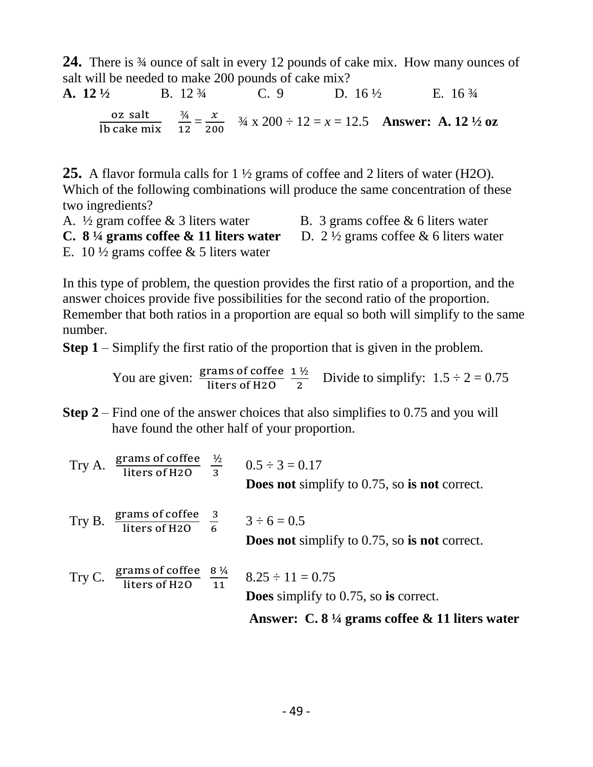**24.** There is ¾ ounce of salt in every 12 pounds of cake mix. How many ounces of salt will be needed to make 200 pounds of cake mix?

**A. 12 ½** B. 12 ¾ C. 9 D. 16 ½ E. 16 ¾

$\frac{\text{oz salt}}{\text{lb cake mix}}$ $\frac{3/4}{12} = \frac{x}{200}$ ¾ x 200 ÷ 12 = $x$ = 12.5 **Answer: A. 12 ½ oz**

**25.** A flavor formula calls for 1 ½ grams of coffee and 2 liters of water (H2O). Which of the following combinations will produce the same concentration of these two ingredients?

A. ½ gram coffee & 3 liters water
B. 3 grams coffee & 6 liters water
**C. 8 ¼ grams coffee & 11 liters water**
D. 2 ½ grams coffee & 6 liters water
E. 10 ½ grams coffee & 5 liters water

In this type of problem, the question provides the first ratio of a proportion, and the answer choices provide five possibilities for the second ratio of the proportion. Remember that both ratios in a proportion are equal so both will simplify to the same number.

**Step 1** – Simplify the first ratio of the proportion that is given in the problem.

You are given: $\frac{\text{grams of coffee}}{\text{liters of H2O}}$ $\frac{1\frac{1}{2}}{2}$ Divide to simplify: 1.5 ÷ 2 = 0.75

**Step 2** – Find one of the answer choices that also simplifies to 0.75 and you will have found the other half of your proportion.

Try A. $\frac{\text{grams of coffee}}{\text{liters of H2O}}$ $\frac{1/2}{3}$ 0.5 ÷ 3 = 0.17
**Does not** simplify to 0.75, so **is not** correct.

Try B. $\frac{\text{grams of coffee}}{\text{liters of H2O}}$ $\frac{3}{6}$ 3 ÷ 6 = 0.5
**Does not** simplify to 0.75, so **is not** correct.

Try C. $\frac{\text{grams of coffee}}{\text{liters of H2O}}$ $\frac{8\frac{1}{4}}{11}$ 8.25 ÷ 11 = 0.75
**Does** simplify to 0.75, so **is** correct.

**Answer: C. 8 ¼ grams coffee & 11 liters water**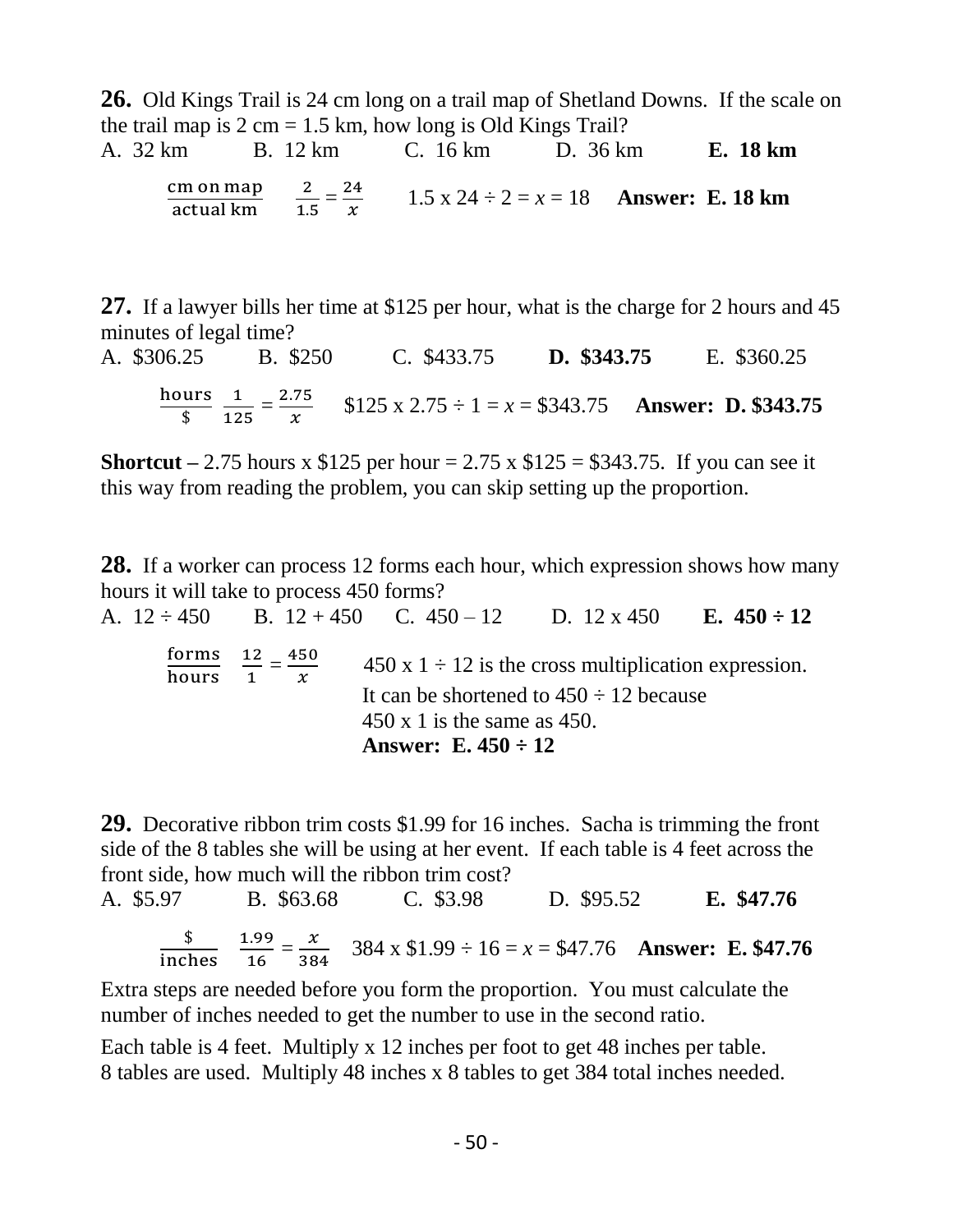**26.** Old Kings Trail is 24 cm long on a trail map of Shetland Downs. If the scale on the trail map is 2 cm = 1.5 km, how long is Old Kings Trail?

A. 32 km B. 12 km C. 16 km D. 36 km **E. 18 km**

$\frac{\text{cm on map}}{\text{actual km}}$ $\frac{2}{1.5} = \frac{24}{x}$ 1.5 x 24 ÷ 2 = $x$ = 18 **Answer: E. 18 km**

**27.** If a lawyer bills her time at $125 per hour, what is the charge for 2 hours and 45 minutes of legal time?

A. $306.25 B. $250 C. $433.75 **D. $343.75** E. $360.25

$\frac{\text{hours}}{\$}$ $\frac{1}{125} = \frac{2.75}{x}$ $125 x 2.75 ÷ 1 = $x$ = $343.75 **Answer: D. $343.75**

**Shortcut –** 2.75 hours x $125 per hour = 2.75 x $125 = $343.75. If you can see it this way from reading the problem, you can skip setting up the proportion.

**28.** If a worker can process 12 forms each hour, which expression shows how many hours it will take to process 450 forms?

A. 12 ÷ 450 B. 12 + 450 C. 450 – 12 D. 12 x 450 **E. 450 ÷ 12**

$\frac{\text{forms}}{\text{hours}}$ $\frac{12}{1} = \frac{450}{x}$ 450 x 1 ÷ 12 is the cross multiplication expression. It can be shortened to 450 ÷ 12 because 450 x 1 is the same as 450.
**Answer: E. 450 ÷ 12**

**29.** Decorative ribbon trim costs $1.99 for 16 inches. Sacha is trimming the front side of the 8 tables she will be using at her event. If each table is 4 feet across the front side, how much will the ribbon trim cost?

A. $5.97 B. $63.68 C. $3.98 D. $95.52 **E. $47.76**

$\frac{\$}{\text{inches}}$ $\frac{1.99}{16} = \frac{x}{384}$ 384 x $1.99 ÷ 16 = $x$ = $47.76 **Answer: E. $47.76**

Extra steps are needed before you form the proportion. You must calculate the number of inches needed to get the number to use in the second ratio.

Each table is 4 feet. Multiply x 12 inches per foot to get 48 inches per table.
8 tables are used. Multiply 48 inches x 8 tables to get 384 total inches needed.